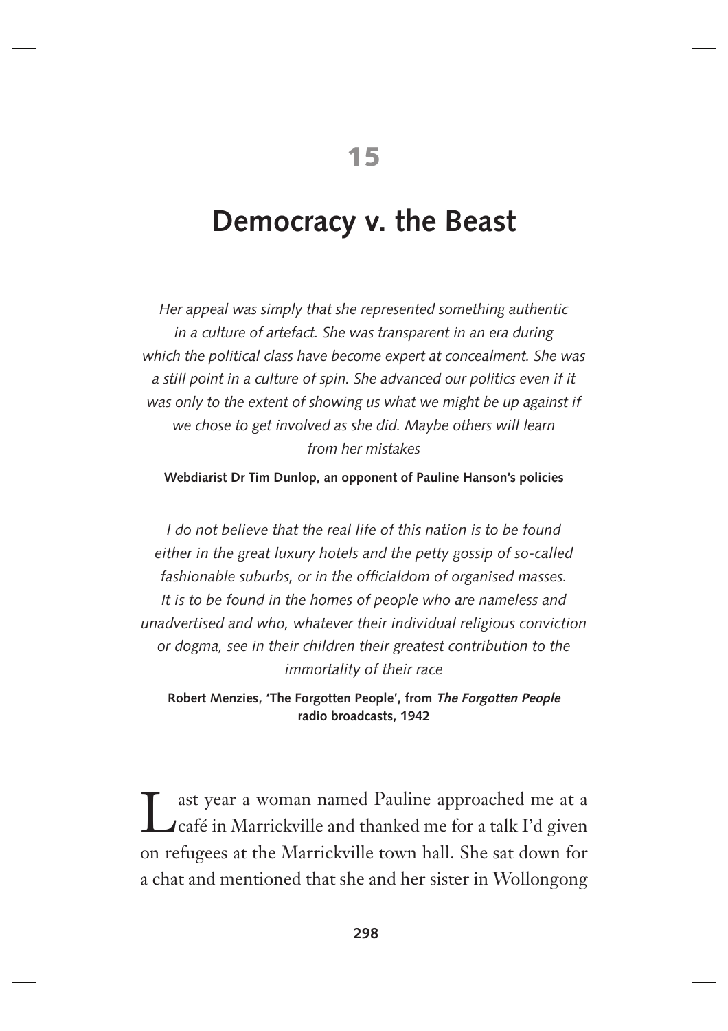# 15

# Democracy v. the Beast

*Her appeal was simply that she represented something authentic in a culture of artefact. She was transparent in an era during which the political class have become expert at concealment. She was a still point in a culture of spin. She advanced our politics even if it was only to the extent of showing us what we might be up against if we chose to get involved as she did. Maybe others will learn from her mistakes*

**Webdiarist Dr Tim Dunlop, an opponent of Pauline Hanson's policies**

*I do not believe that the real life of this nation is to be found either in the great luxury hotels and the petty gossip of so-called fashionable suburbs, or in the officialdom of organised masses. It is to be found in the homes of people who are nameless and unadvertised and who, whatever their individual religious conviction or dogma, see in their children their greatest contribution to the immortality of their race*

**Robert Menzies, 'The Forgotten People', from *The Forgotten People* radio broadcasts, 1942**

Last year a woman named Pauline approached me at a café in Marrickville and thanked me for a talk I'd given on refugees at the Marrickville town hall. She sat down for a chat and mentioned that she and her sister in Wollongong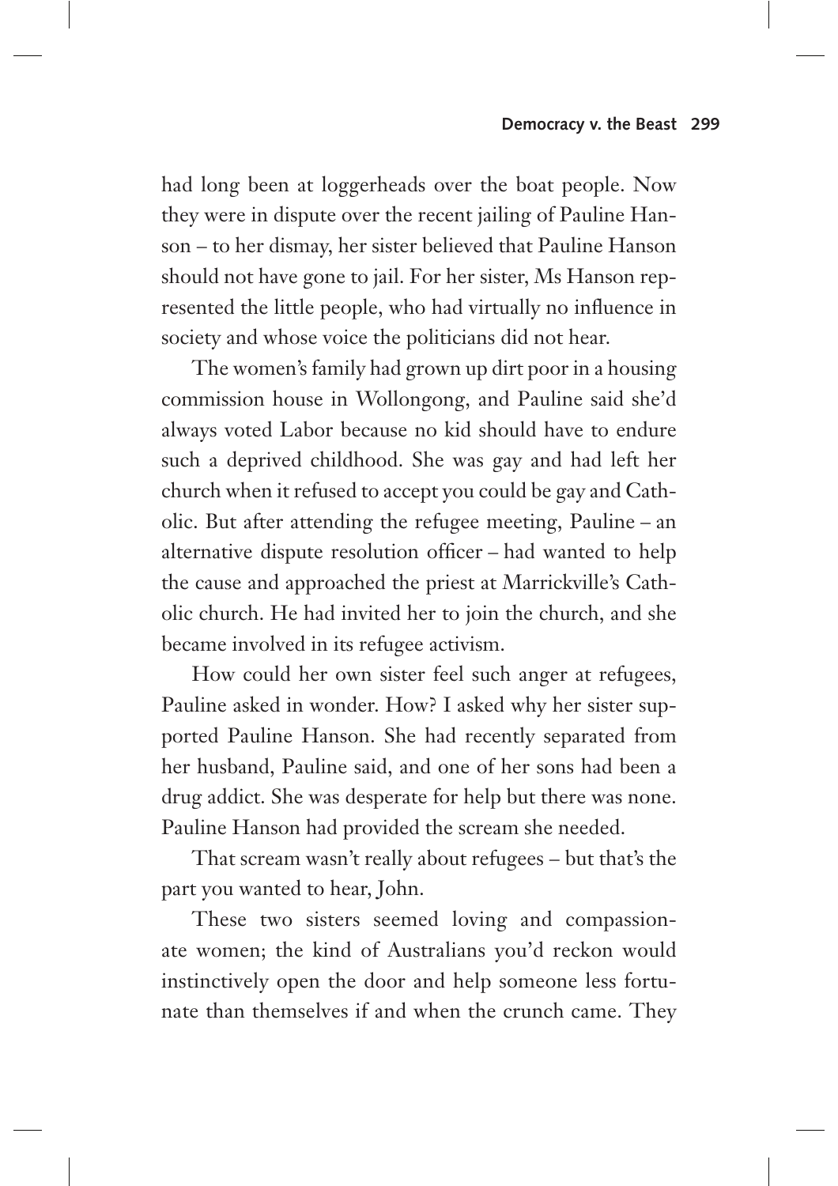had long been at loggerheads over the boat people. Now they were in dispute over the recent jailing of Pauline Hanson – to her dismay, her sister believed that Pauline Hanson should not have gone to jail. For her sister, Ms Hanson represented the little people, who had virtually no influence in society and whose voice the politicians did not hear.

The women's family had grown up dirt poor in a housing commission house in Wollongong, and Pauline said she'd always voted Labor because no kid should have to endure such a deprived childhood. She was gay and had left her church when it refused to accept you could be gay and Catholic. But after attending the refugee meeting, Pauline – an alternative dispute resolution officer – had wanted to help the cause and approached the priest at Marrickville's Catholic church. He had invited her to join the church, and she became involved in its refugee activism.

How could her own sister feel such anger at refugees, Pauline asked in wonder. How? I asked why her sister supported Pauline Hanson. She had recently separated from her husband, Pauline said, and one of her sons had been a drug addict. She was desperate for help but there was none. Pauline Hanson had provided the scream she needed.

That scream wasn't really about refugees – but that's the part you wanted to hear, John.

These two sisters seemed loving and compassionate women; the kind of Australians you'd reckon would instinctively open the door and help someone less fortunate than themselves if and when the crunch came. They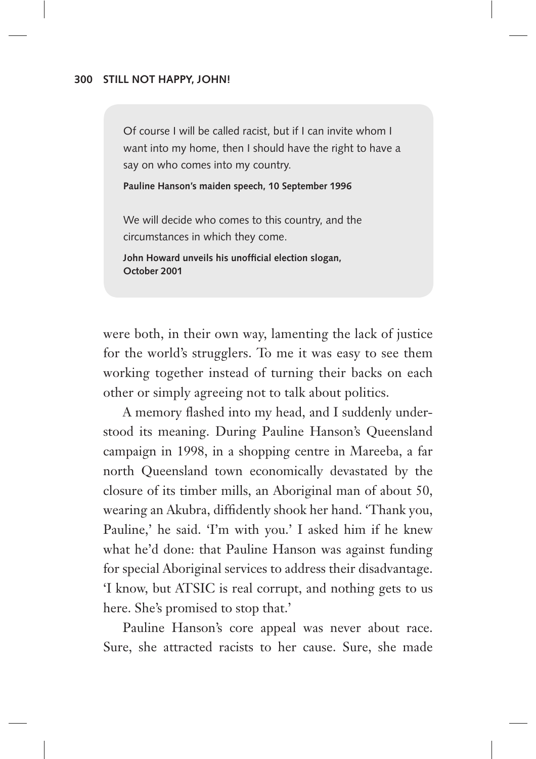> Of course I will be called racist, but if I can invite whom I want into my home, then I should have the right to have a say on who comes into my country.
>
> **Pauline Hanson's maiden speech, 10 September 1996**
>
> We will decide who comes to this country, and the circumstances in which they come.
>
> **John Howard unveils his unofficial election slogan, October 2001**

were both, in their own way, lamenting the lack of justice for the world's strugglers. To me it was easy to see them working together instead of turning their backs on each other or simply agreeing not to talk about politics.

A memory flashed into my head, and I suddenly understood its meaning. During Pauline Hanson's Queensland campaign in 1998, in a shopping centre in Mareeba, a far north Queensland town economically devastated by the closure of its timber mills, an Aboriginal man of about 50, wearing an Akubra, diffidently shook her hand. 'Thank you, Pauline,' he said. 'I'm with you.' I asked him if he knew what he'd done: that Pauline Hanson was against funding for special Aboriginal services to address their disadvantage. 'I know, but ATSIC is real corrupt, and nothing gets to us here. She's promised to stop that.'

Pauline Hanson's core appeal was never about race. Sure, she attracted racists to her cause. Sure, she made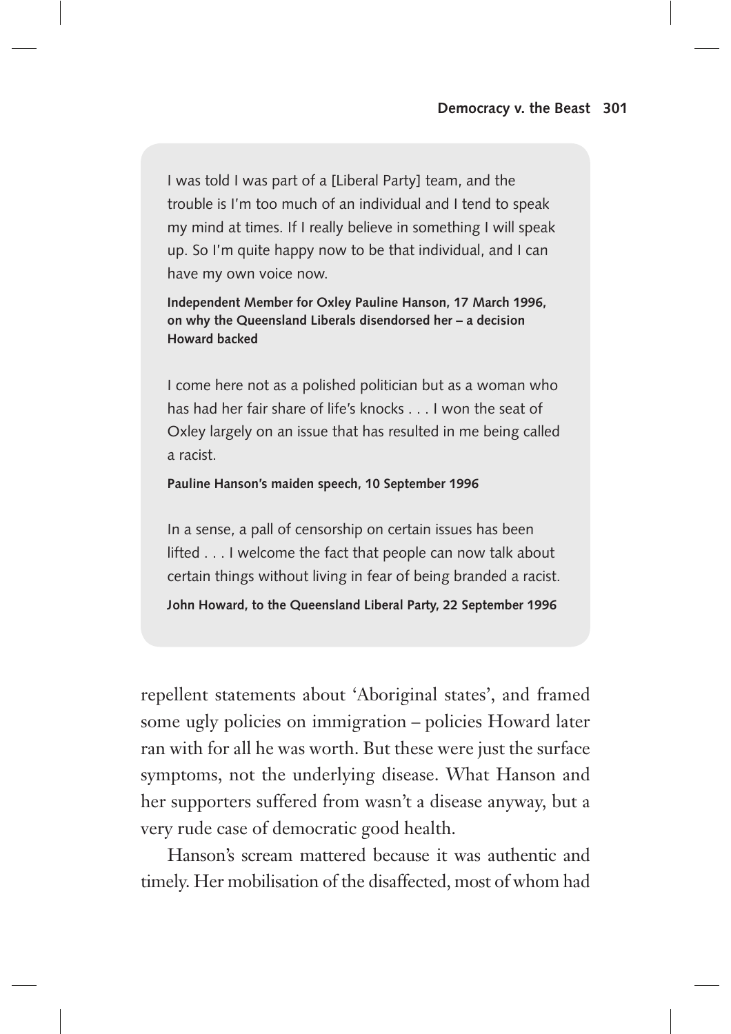> I was told I was part of a [Liberal Party] team, and the trouble is I'm too much of an individual and I tend to speak my mind at times. If I really believe in something I will speak up. So I'm quite happy now to be that individual, and I can have my own voice now.
>
> **Independent Member for Oxley Pauline Hanson, 17 March 1996, on why the Queensland Liberals disendorsed her – a decision Howard backed**
>
> I come here not as a polished politician but as a woman who has had her fair share of life's knocks . . . I won the seat of Oxley largely on an issue that has resulted in me being called a racist.
>
> **Pauline Hanson's maiden speech, 10 September 1996**
>
> In a sense, a pall of censorship on certain issues has been lifted . . . I welcome the fact that people can now talk about certain things without living in fear of being branded a racist.
>
> **John Howard, to the Queensland Liberal Party, 22 September 1996**

repellent statements about 'Aboriginal states', and framed some ugly policies on immigration – policies Howard later ran with for all he was worth. But these were just the surface symptoms, not the underlying disease. What Hanson and her supporters suffered from wasn't a disease anyway, but a very rude case of democratic good health.

Hanson's scream mattered because it was authentic and timely. Her mobilisation of the disaffected, most of whom had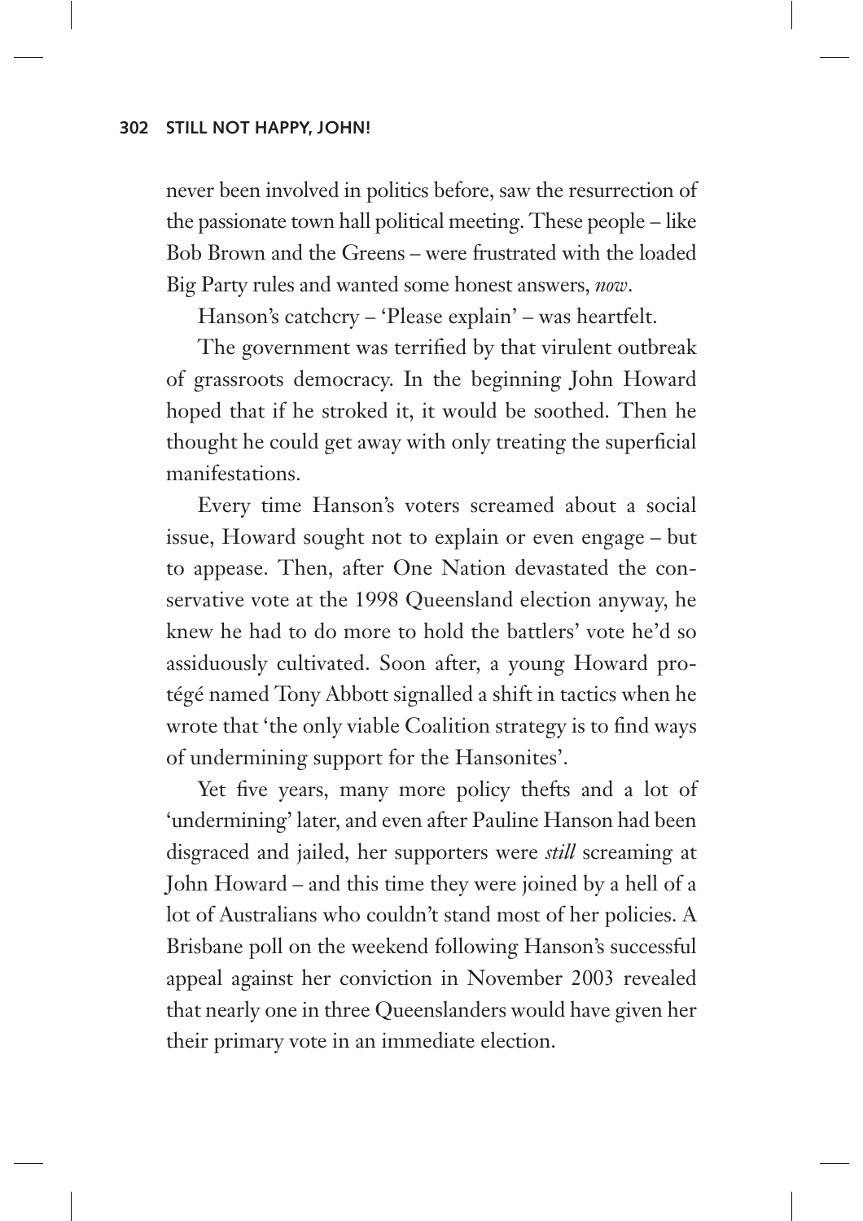never been involved in politics before, saw the resurrection of the passionate town hall political meeting. These people – like Bob Brown and the Greens – were frustrated with the loaded Big Party rules and wanted some honest answers, *now*.

Hanson's catchcry – 'Please explain' – was heartfelt.

The government was terrified by that virulent outbreak of grassroots democracy. In the beginning John Howard hoped that if he stroked it, it would be soothed. Then he thought he could get away with only treating the superficial manifestations.

Every time Hanson's voters screamed about a social issue, Howard sought not to explain or even engage – but to appease. Then, after One Nation devastated the conservative vote at the 1998 Queensland election anyway, he knew he had to do more to hold the battlers' vote he'd so assiduously cultivated. Soon after, a young Howard protégé named Tony Abbott signalled a shift in tactics when he wrote that 'the only viable Coalition strategy is to find ways of undermining support for the Hansonites'.

Yet five years, many more policy thefts and a lot of 'undermining' later, and even after Pauline Hanson had been disgraced and jailed, her supporters were *still* screaming at John Howard – and this time they were joined by a hell of a lot of Australians who couldn't stand most of her policies. A Brisbane poll on the weekend following Hanson's successful appeal against her conviction in November 2003 revealed that nearly one in three Queenslanders would have given her their primary vote in an immediate election.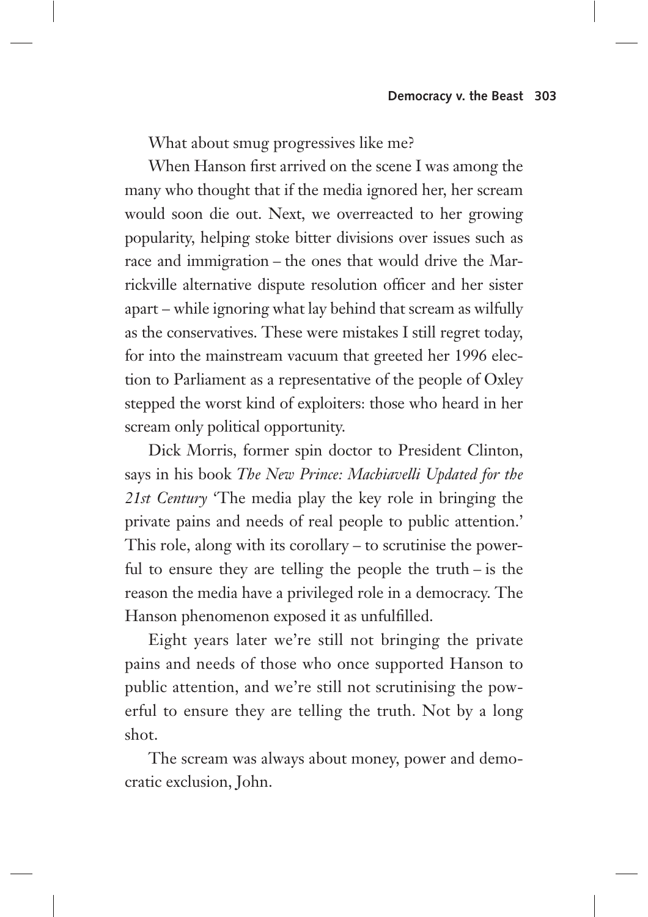What about smug progressives like me?

When Hanson first arrived on the scene I was among the many who thought that if the media ignored her, her scream would soon die out. Next, we overreacted to her growing popularity, helping stoke bitter divisions over issues such as race and immigration – the ones that would drive the Marrickville alternative dispute resolution officer and her sister apart – while ignoring what lay behind that scream as wilfully as the conservatives. These were mistakes I still regret today, for into the mainstream vacuum that greeted her 1996 election to Parliament as a representative of the people of Oxley stepped the worst kind of exploiters: those who heard in her scream only political opportunity.

Dick Morris, former spin doctor to President Clinton, says in his book *The New Prince: Machiavelli Updated for the 21st Century* 'The media play the key role in bringing the private pains and needs of real people to public attention.' This role, along with its corollary – to scrutinise the powerful to ensure they are telling the people the truth – is the reason the media have a privileged role in a democracy. The Hanson phenomenon exposed it as unfulfilled.

Eight years later we're still not bringing the private pains and needs of those who once supported Hanson to public attention, and we're still not scrutinising the powerful to ensure they are telling the truth. Not by a long shot.

The scream was always about money, power and democratic exclusion, John.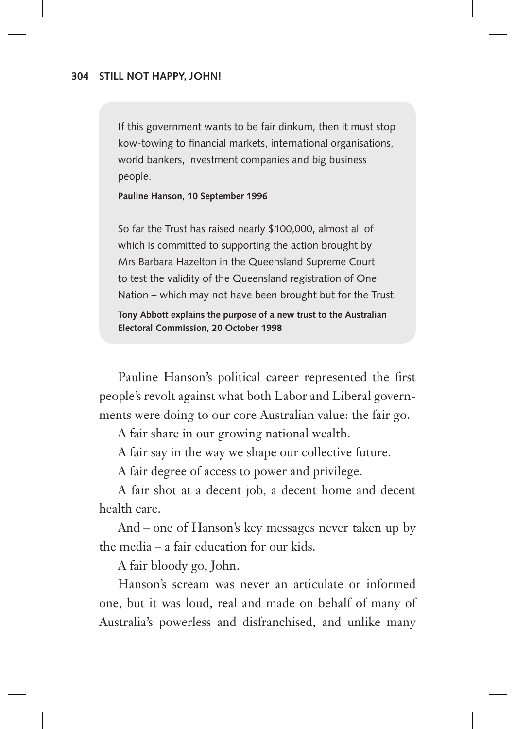> If this government wants to be fair dinkum, then it must stop kow-towing to financial markets, international organisations, world bankers, investment companies and big business people.
>
> **Pauline Hanson, 10 September 1996**
>
> So far the Trust has raised nearly $100,000, almost all of which is committed to supporting the action brought by Mrs Barbara Hazelton in the Queensland Supreme Court to test the validity of the Queensland registration of One Nation – which may not have been brought but for the Trust.
>
> **Tony Abbott explains the purpose of a new trust to the Australian Electoral Commission, 20 October 1998**

Pauline Hanson's political career represented the first people's revolt against what both Labor and Liberal governments were doing to our core Australian value: the fair go.

A fair share in our growing national wealth.

A fair say in the way we shape our collective future.

A fair degree of access to power and privilege.

A fair shot at a decent job, a decent home and decent health care.

And – one of Hanson's key messages never taken up by the media – a fair education for our kids.

A fair bloody go, John.

Hanson's scream was never an articulate or informed one, but it was loud, real and made on behalf of many of Australia's powerless and disfranchised, and unlike many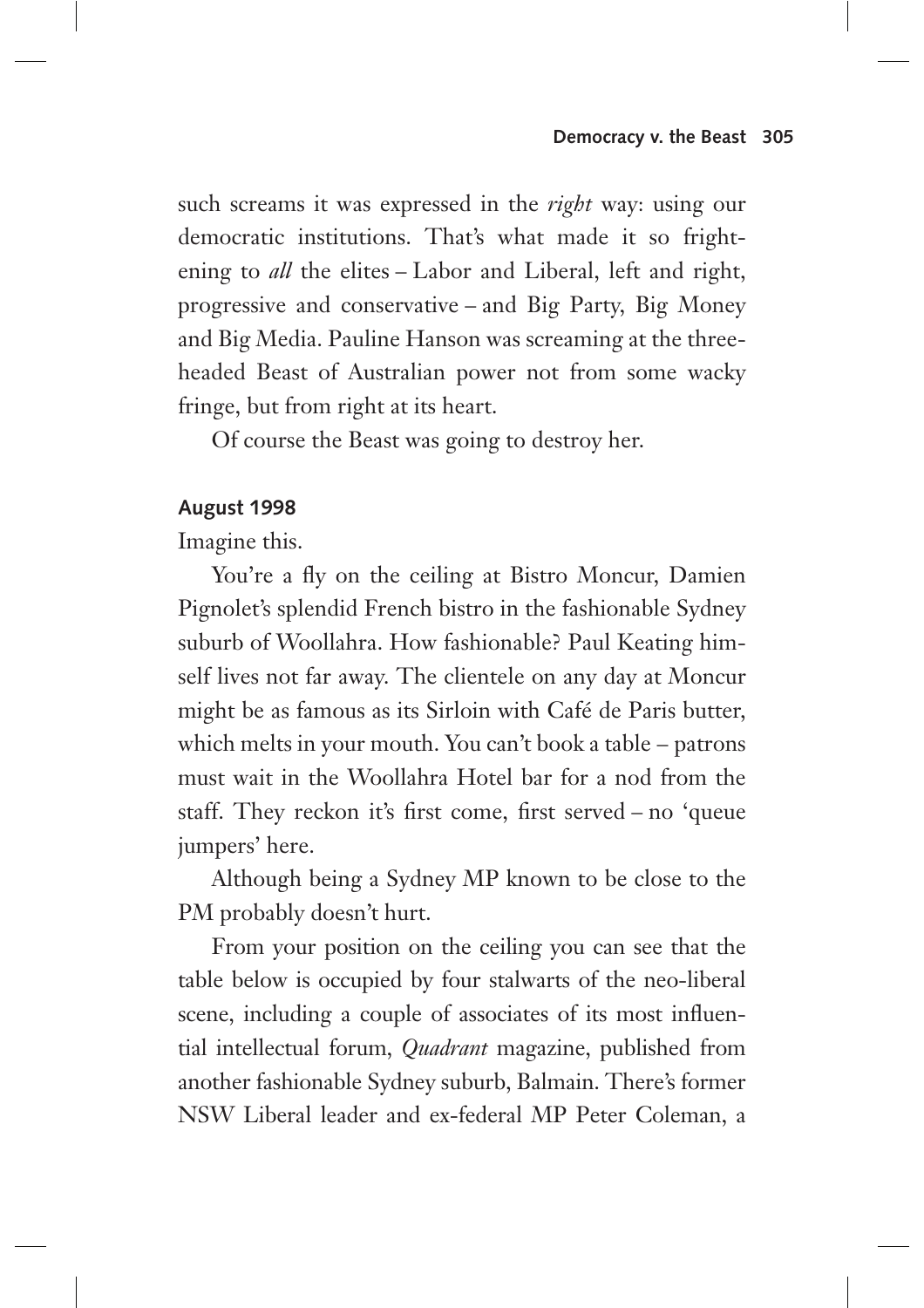such screams it was expressed in the *right* way: using our democratic institutions. That's what made it so frightening to *all* the elites – Labor and Liberal, left and right, progressive and conservative – and Big Party, Big Money and Big Media. Pauline Hanson was screaming at the three-headed Beast of Australian power not from some wacky fringe, but from right at its heart.

Of course the Beast was going to destroy her.

**August 1998**

Imagine this.

You're a fly on the ceiling at Bistro Moncur, Damien Pignolet's splendid French bistro in the fashionable Sydney suburb of Woollahra. How fashionable? Paul Keating himself lives not far away. The clientele on any day at Moncur might be as famous as its Sirloin with Café de Paris butter, which melts in your mouth. You can't book a table – patrons must wait in the Woollahra Hotel bar for a nod from the staff. They reckon it's first come, first served – no 'queue jumpers' here.

Although being a Sydney MP known to be close to the PM probably doesn't hurt.

From your position on the ceiling you can see that the table below is occupied by four stalwarts of the neo-liberal scene, including a couple of associates of its most influential intellectual forum, *Quadrant* magazine, published from another fashionable Sydney suburb, Balmain. There's former NSW Liberal leader and ex-federal MP Peter Coleman, a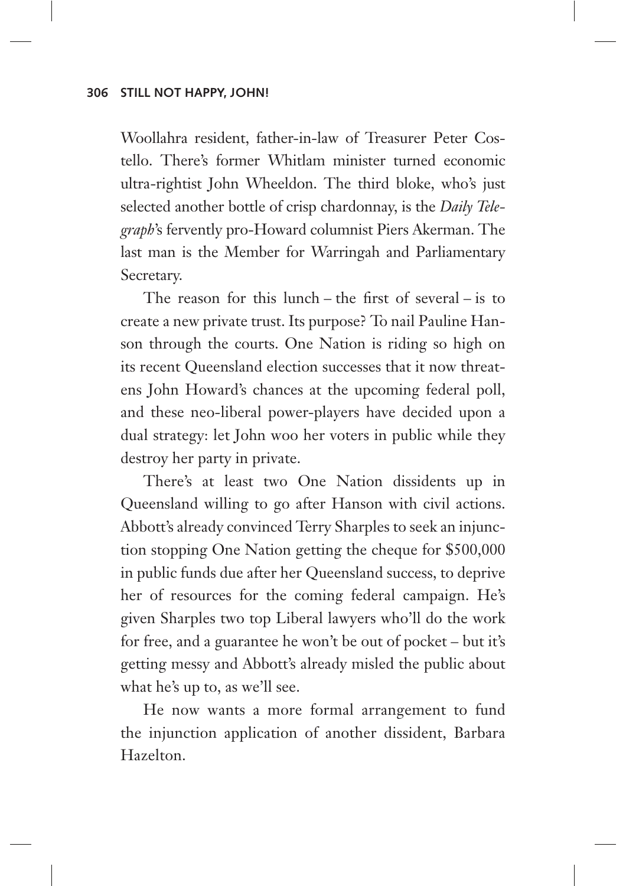Woollahra resident, father-in-law of Treasurer Peter Costello. There's former Whitlam minister turned economic ultra-rightist John Wheeldon. The third bloke, who's just selected another bottle of crisp chardonnay, is the *Daily Telegraph*'s fervently pro-Howard columnist Piers Akerman. The last man is the Member for Warringah and Parliamentary Secretary.

The reason for this lunch – the first of several – is to create a new private trust. Its purpose? To nail Pauline Hanson through the courts. One Nation is riding so high on its recent Queensland election successes that it now threatens John Howard's chances at the upcoming federal poll, and these neo-liberal power-players have decided upon a dual strategy: let John woo her voters in public while they destroy her party in private.

There's at least two One Nation dissidents up in Queensland willing to go after Hanson with civil actions. Abbott's already convinced Terry Sharples to seek an injunction stopping One Nation getting the cheque for $500,000 in public funds due after her Queensland success, to deprive her of resources for the coming federal campaign. He's given Sharples two top Liberal lawyers who'll do the work for free, and a guarantee he won't be out of pocket – but it's getting messy and Abbott's already misled the public about what he's up to, as we'll see.

He now wants a more formal arrangement to fund the injunction application of another dissident, Barbara Hazelton.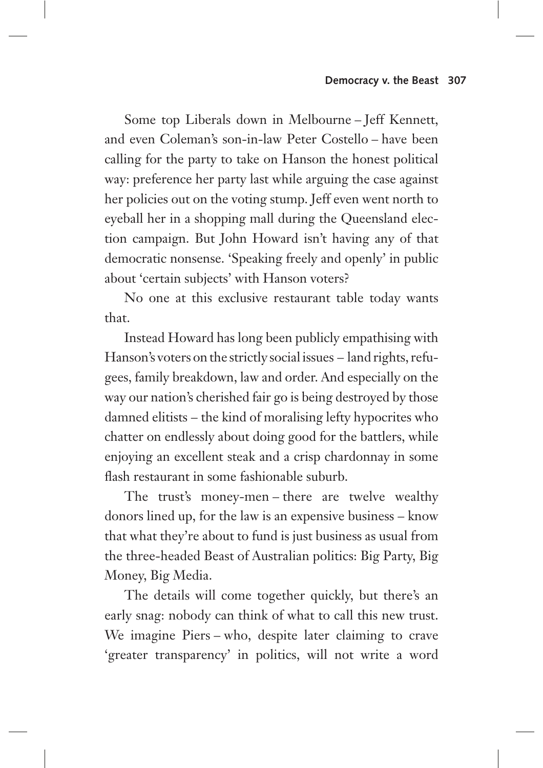Some top Liberals down in Melbourne – Jeff Kennett, and even Coleman's son-in-law Peter Costello – have been calling for the party to take on Hanson the honest political way: preference her party last while arguing the case against her policies out on the voting stump. Jeff even went north to eyeball her in a shopping mall during the Queensland election campaign. But John Howard isn't having any of that democratic nonsense. 'Speaking freely and openly' in public about 'certain subjects' with Hanson voters?

No one at this exclusive restaurant table today wants that.

Instead Howard has long been publicly empathising with Hanson's voters on the strictly social issues – land rights, refugees, family breakdown, law and order. And especially on the way our nation's cherished fair go is being destroyed by those damned elitists – the kind of moralising lefty hypocrites who chatter on endlessly about doing good for the battlers, while enjoying an excellent steak and a crisp chardonnay in some flash restaurant in some fashionable suburb.

The trust's money-men – there are twelve wealthy donors lined up, for the law is an expensive business – know that what they're about to fund is just business as usual from the three-headed Beast of Australian politics: Big Party, Big Money, Big Media.

The details will come together quickly, but there's an early snag: nobody can think of what to call this new trust. We imagine Piers – who, despite later claiming to crave 'greater transparency' in politics, will not write a word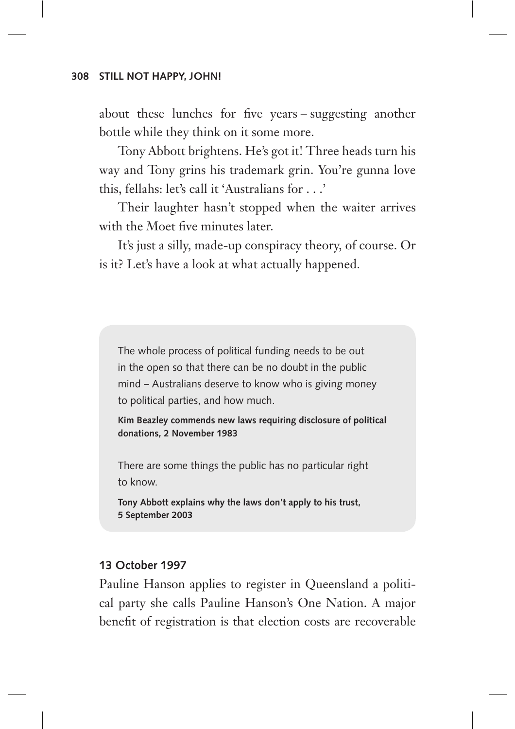about these lunches for five years – suggesting another bottle while they think on it some more.

Tony Abbott brightens. He's got it! Three heads turn his way and Tony grins his trademark grin. You're gunna love this, fellahs: let's call it 'Australians for . . .'

Their laughter hasn't stopped when the waiter arrives with the Moet five minutes later.

It's just a silly, made-up conspiracy theory, of course. Or is it? Let's have a look at what actually happened.

> The whole process of political funding needs to be out in the open so that there can be no doubt in the public mind – Australians deserve to know who is giving money to political parties, and how much.
>
> **Kim Beazley commends new laws requiring disclosure of political donations, 2 November 1983**
>
> There are some things the public has no particular right to know.
>
> **Tony Abbott explains why the laws don't apply to his trust, 5 September 2003**

**13 October 1997**

Pauline Hanson applies to register in Queensland a political party she calls Pauline Hanson's One Nation. A major benefit of registration is that election costs are recoverable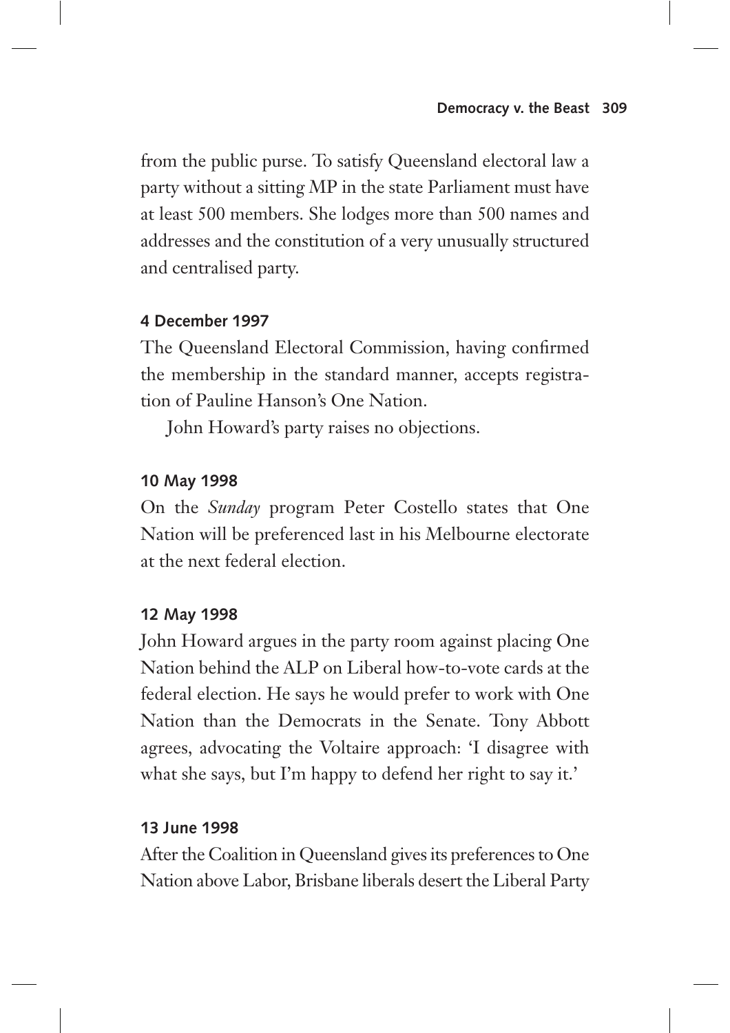from the public purse. To satisfy Queensland electoral law a party without a sitting MP in the state Parliament must have at least 500 members. She lodges more than 500 names and addresses and the constitution of a very unusually structured and centralised party.

**4 December 1997**

The Queensland Electoral Commission, having confirmed the membership in the standard manner, accepts registration of Pauline Hanson's One Nation.

John Howard's party raises no objections.

**10 May 1998**

On the *Sunday* program Peter Costello states that One Nation will be preferenced last in his Melbourne electorate at the next federal election.

**12 May 1998**

John Howard argues in the party room against placing One Nation behind the ALP on Liberal how-to-vote cards at the federal election. He says he would prefer to work with One Nation than the Democrats in the Senate. Tony Abbott agrees, advocating the Voltaire approach: 'I disagree with what she says, but I'm happy to defend her right to say it.'

**13 June 1998**

After the Coalition in Queensland gives its preferences to One Nation above Labor, Brisbane liberals desert the Liberal Party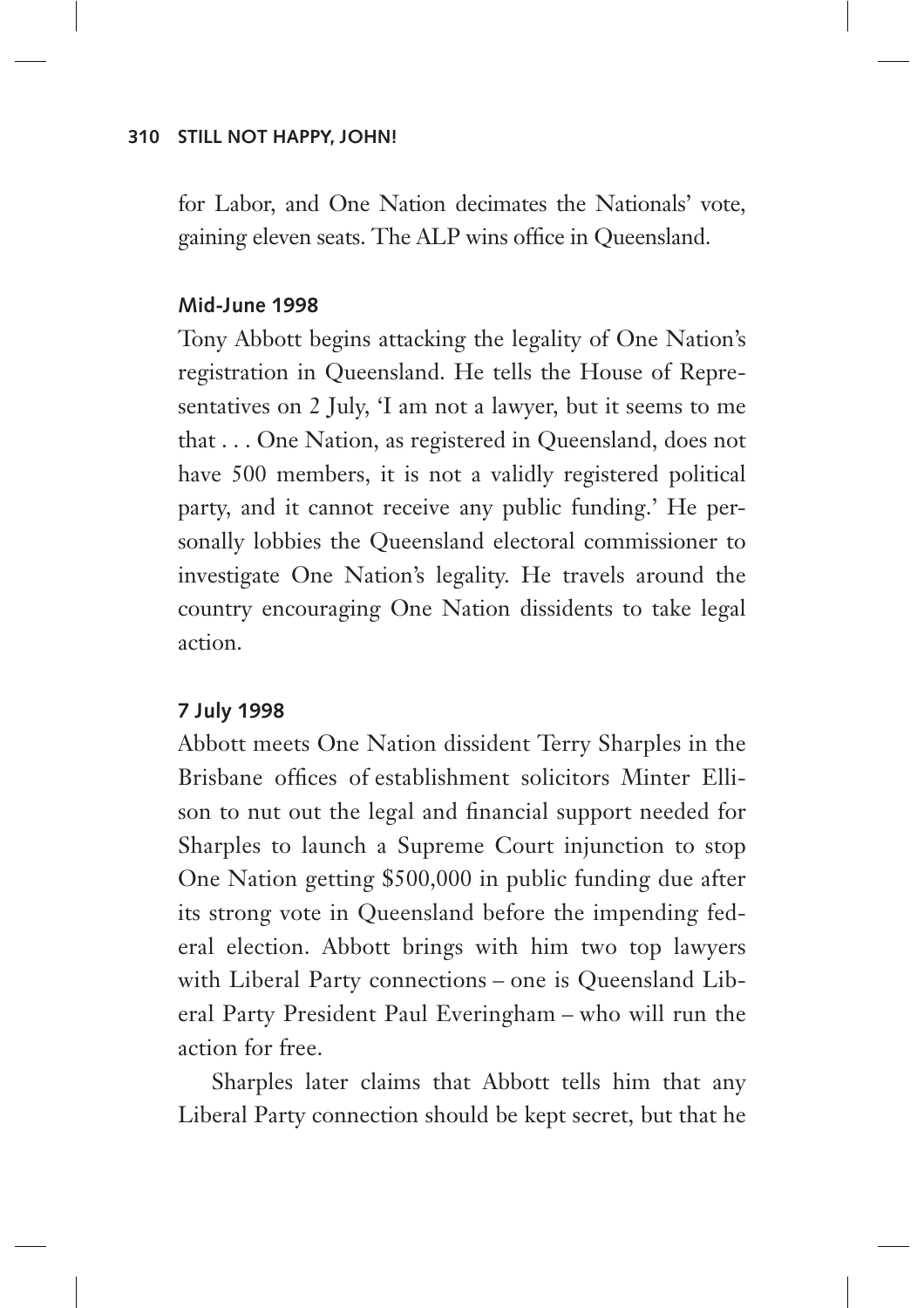for Labor, and One Nation decimates the Nationals' vote, gaining eleven seats. The ALP wins office in Queensland.

**Mid-June 1998**

Tony Abbott begins attacking the legality of One Nation's registration in Queensland. He tells the House of Representatives on 2 July, 'I am not a lawyer, but it seems to me that . . . One Nation, as registered in Queensland, does not have 500 members, it is not a validly registered political party, and it cannot receive any public funding.' He personally lobbies the Queensland electoral commissioner to investigate One Nation's legality. He travels around the country encouraging One Nation dissidents to take legal action.

**7 July 1998**

Abbott meets One Nation dissident Terry Sharples in the Brisbane offices of establishment solicitors Minter Ellison to nut out the legal and financial support needed for Sharples to launch a Supreme Court injunction to stop One Nation getting $500,000 in public funding due after its strong vote in Queensland before the impending federal election. Abbott brings with him two top lawyers with Liberal Party connections – one is Queensland Liberal Party President Paul Everingham – who will run the action for free.

Sharples later claims that Abbott tells him that any Liberal Party connection should be kept secret, but that he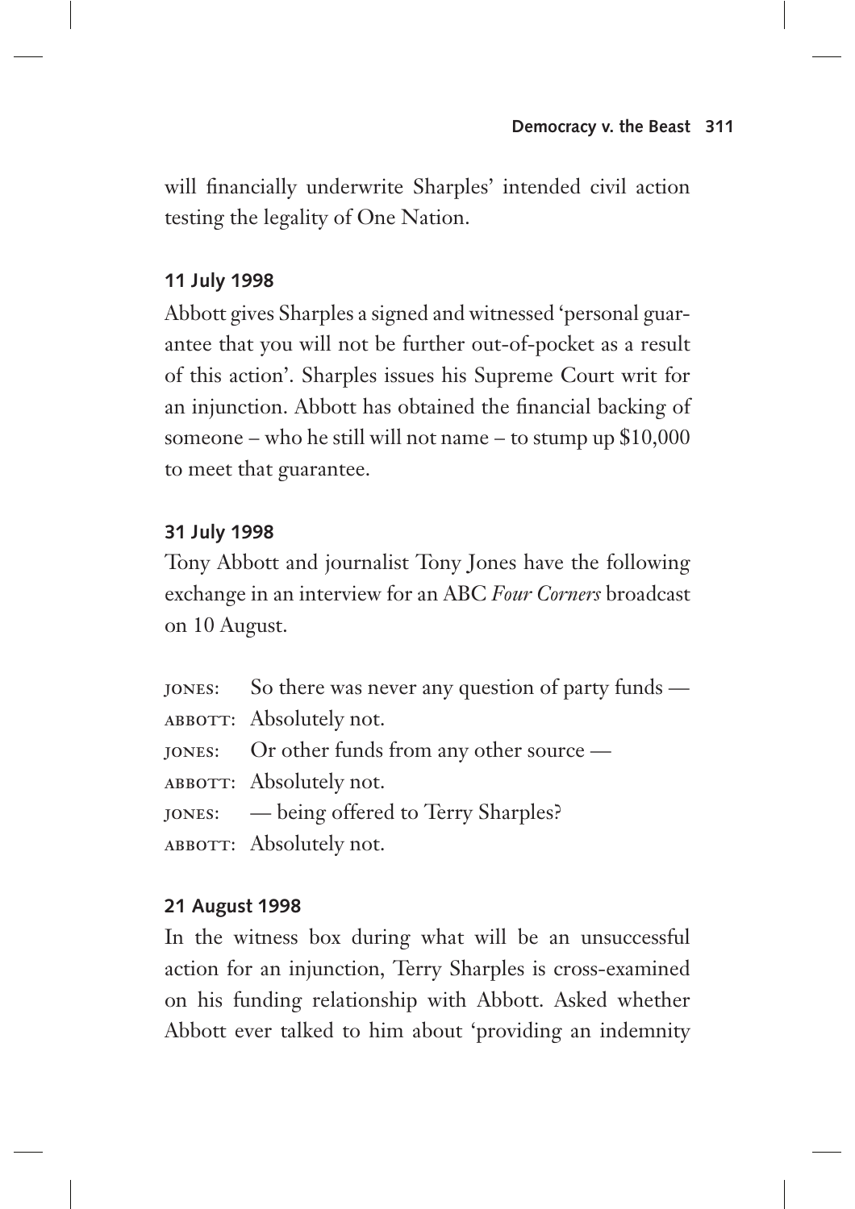will financially underwrite Sharples' intended civil action testing the legality of One Nation.

**11 July 1998**

Abbott gives Sharples a signed and witnessed 'personal guarantee that you will not be further out-of-pocket as a result of this action'. Sharples issues his Supreme Court writ for an injunction. Abbott has obtained the financial backing of someone – who he still will not name – to stump up $10,000 to meet that guarantee.

**31 July 1998**

Tony Abbott and journalist Tony Jones have the following exchange in an interview for an ABC *Four Corners* broadcast on 10 August.

JONES: So there was never any question of party funds —
ABBOTT: Absolutely not.
JONES: Or other funds from any other source —
ABBOTT: Absolutely not.
JONES: — being offered to Terry Sharples?
ABBOTT: Absolutely not.

**21 August 1998**

In the witness box during what will be an unsuccessful action for an injunction, Terry Sharples is cross-examined on his funding relationship with Abbott. Asked whether Abbott ever talked to him about 'providing an indemnity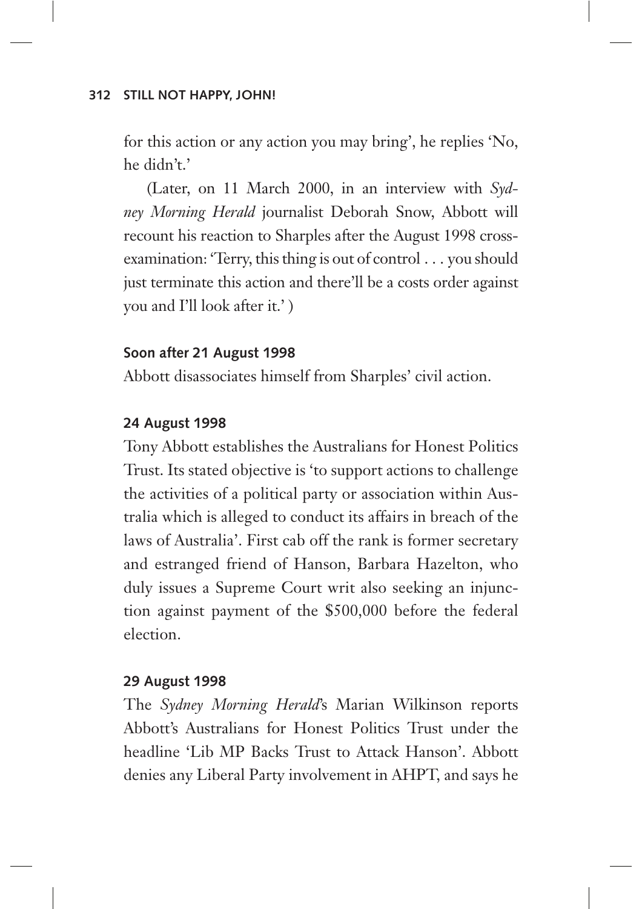for this action or any action you may bring', he replies 'No, he didn't.'

(Later, on 11 March 2000, in an interview with *Sydney Morning Herald* journalist Deborah Snow, Abbott will recount his reaction to Sharples after the August 1998 cross-examination: 'Terry, this thing is out of control . . . you should just terminate this action and there'll be a costs order against you and I'll look after it.' )

**Soon after 21 August 1998**

Abbott disassociates himself from Sharples' civil action.

**24 August 1998**

Tony Abbott establishes the Australians for Honest Politics Trust. Its stated objective is 'to support actions to challenge the activities of a political party or association within Australia which is alleged to conduct its affairs in breach of the laws of Australia'. First cab off the rank is former secretary and estranged friend of Hanson, Barbara Hazelton, who duly issues a Supreme Court writ also seeking an injunction against payment of the $500,000 before the federal election.

**29 August 1998**

The *Sydney Morning Herald*'s Marian Wilkinson reports Abbott's Australians for Honest Politics Trust under the headline 'Lib MP Backs Trust to Attack Hanson'. Abbott denies any Liberal Party involvement in AHPT, and says he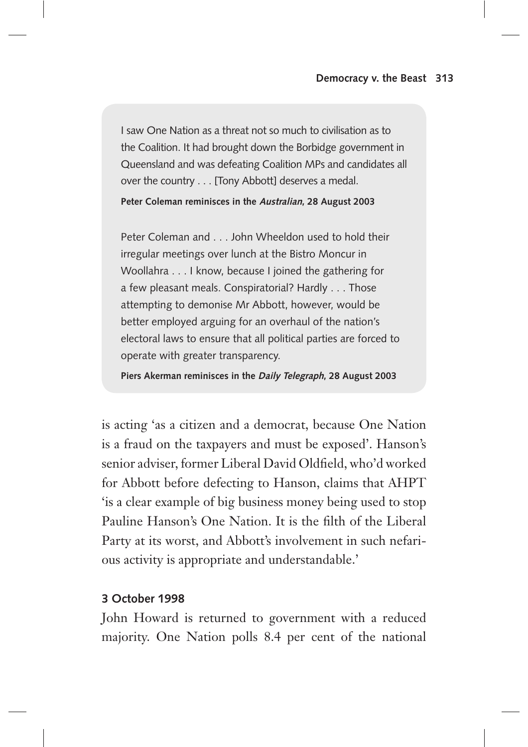> I saw One Nation as a threat not so much to civilisation as to the Coalition. It had brought down the Borbidge government in Queensland and was defeating Coalition MPs and candidates all over the country . . . [Tony Abbott] deserves a medal.
>
> **Peter Coleman reminisces in the *Australian*, 28 August 2003**
>
> Peter Coleman and . . . John Wheeldon used to hold their irregular meetings over lunch at the Bistro Moncur in Woollahra . . . I know, because I joined the gathering for a few pleasant meals. Conspiratorial? Hardly . . . Those attempting to demonise Mr Abbott, however, would be better employed arguing for an overhaul of the nation's electoral laws to ensure that all political parties are forced to operate with greater transparency.
>
> **Piers Akerman reminisces in the *Daily Telegraph*, 28 August 2003**

is acting 'as a citizen and a democrat, because One Nation is a fraud on the taxpayers and must be exposed'. Hanson's senior adviser, former Liberal David Oldfield, who'd worked for Abbott before defecting to Hanson, claims that AHPT 'is a clear example of big business money being used to stop Pauline Hanson's One Nation. It is the filth of the Liberal Party at its worst, and Abbott's involvement in such nefarious activity is appropriate and understandable.'

**3 October 1998**

John Howard is returned to government with a reduced majority. One Nation polls 8.4 per cent of the national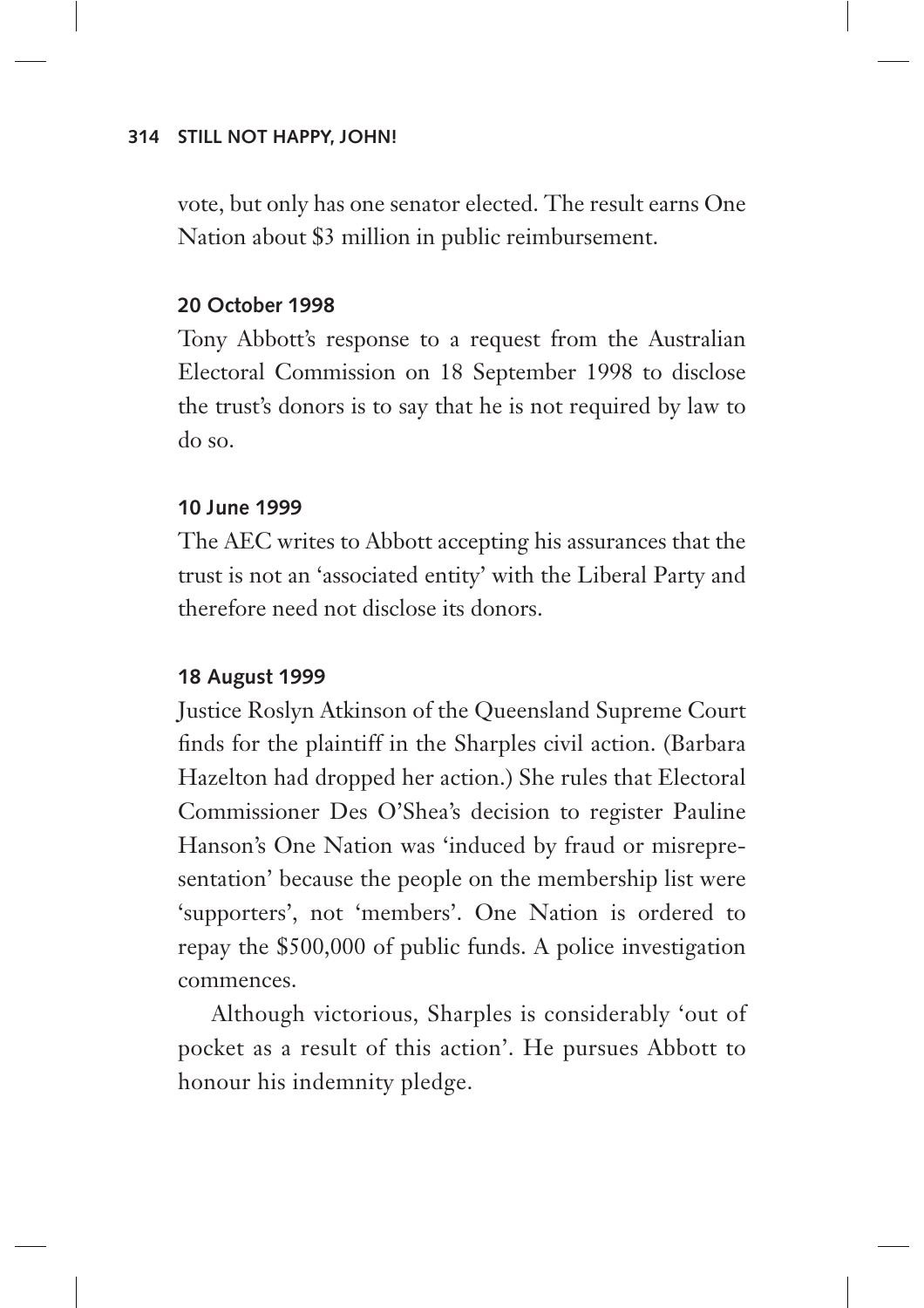vote, but only has one senator elected. The result earns One Nation about $3 million in public reimbursement.

**20 October 1998**

Tony Abbott's response to a request from the Australian Electoral Commission on 18 September 1998 to disclose the trust's donors is to say that he is not required by law to do so.

**10 June 1999**

The AEC writes to Abbott accepting his assurances that the trust is not an 'associated entity' with the Liberal Party and therefore need not disclose its donors.

**18 August 1999**

Justice Roslyn Atkinson of the Queensland Supreme Court finds for the plaintiff in the Sharples civil action. (Barbara Hazelton had dropped her action.) She rules that Electoral Commissioner Des O'Shea's decision to register Pauline Hanson's One Nation was 'induced by fraud or misrepresentation' because the people on the membership list were 'supporters', not 'members'. One Nation is ordered to repay the $500,000 of public funds. A police investigation commences.

Although victorious, Sharples is considerably 'out of pocket as a result of this action'. He pursues Abbott to honour his indemnity pledge.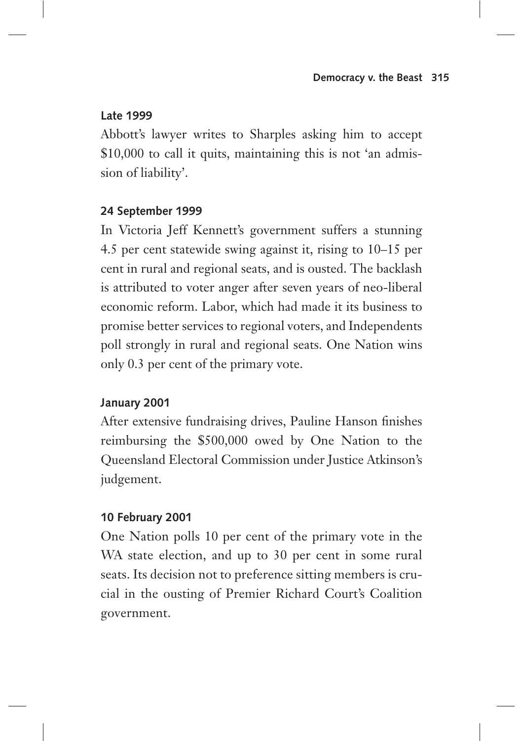**Late 1999**

Abbott's lawyer writes to Sharples asking him to accept $10,000 to call it quits, maintaining this is not 'an admission of liability'.

**24 September 1999**

In Victoria Jeff Kennett's government suffers a stunning 4.5 per cent statewide swing against it, rising to 10–15 per cent in rural and regional seats, and is ousted. The backlash is attributed to voter anger after seven years of neo-liberal economic reform. Labor, which had made it its business to promise better services to regional voters, and Independents poll strongly in rural and regional seats. One Nation wins only 0.3 per cent of the primary vote.

**January 2001**

After extensive fundraising drives, Pauline Hanson finishes reimbursing the $500,000 owed by One Nation to the Queensland Electoral Commission under Justice Atkinson's judgement.

**10 February 2001**

One Nation polls 10 per cent of the primary vote in the WA state election, and up to 30 per cent in some rural seats. Its decision not to preference sitting members is crucial in the ousting of Premier Richard Court's Coalition government.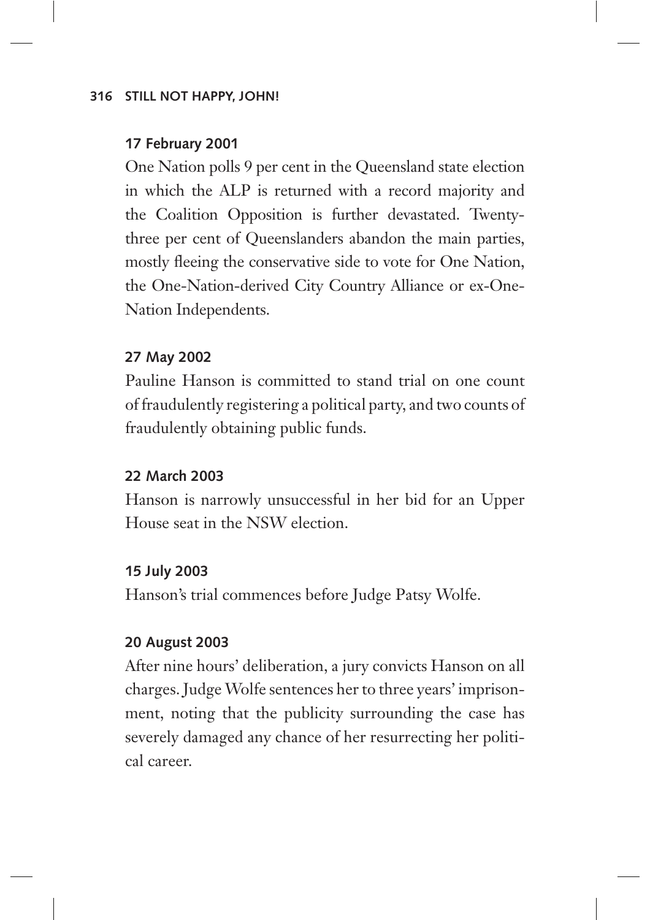**17 February 2001**

One Nation polls 9 per cent in the Queensland state election in which the ALP is returned with a record majority and the Coalition Opposition is further devastated. Twenty-three per cent of Queenslanders abandon the main parties, mostly fleeing the conservative side to vote for One Nation, the One-Nation-derived City Country Alliance or ex-One-Nation Independents.

**27 May 2002**

Pauline Hanson is committed to stand trial on one count of fraudulently registering a political party, and two counts of fraudulently obtaining public funds.

**22 March 2003**

Hanson is narrowly unsuccessful in her bid for an Upper House seat in the NSW election.

**15 July 2003**

Hanson's trial commences before Judge Patsy Wolfe.

**20 August 2003**

After nine hours' deliberation, a jury convicts Hanson on all charges. Judge Wolfe sentences her to three years' imprisonment, noting that the publicity surrounding the case has severely damaged any chance of her resurrecting her political career.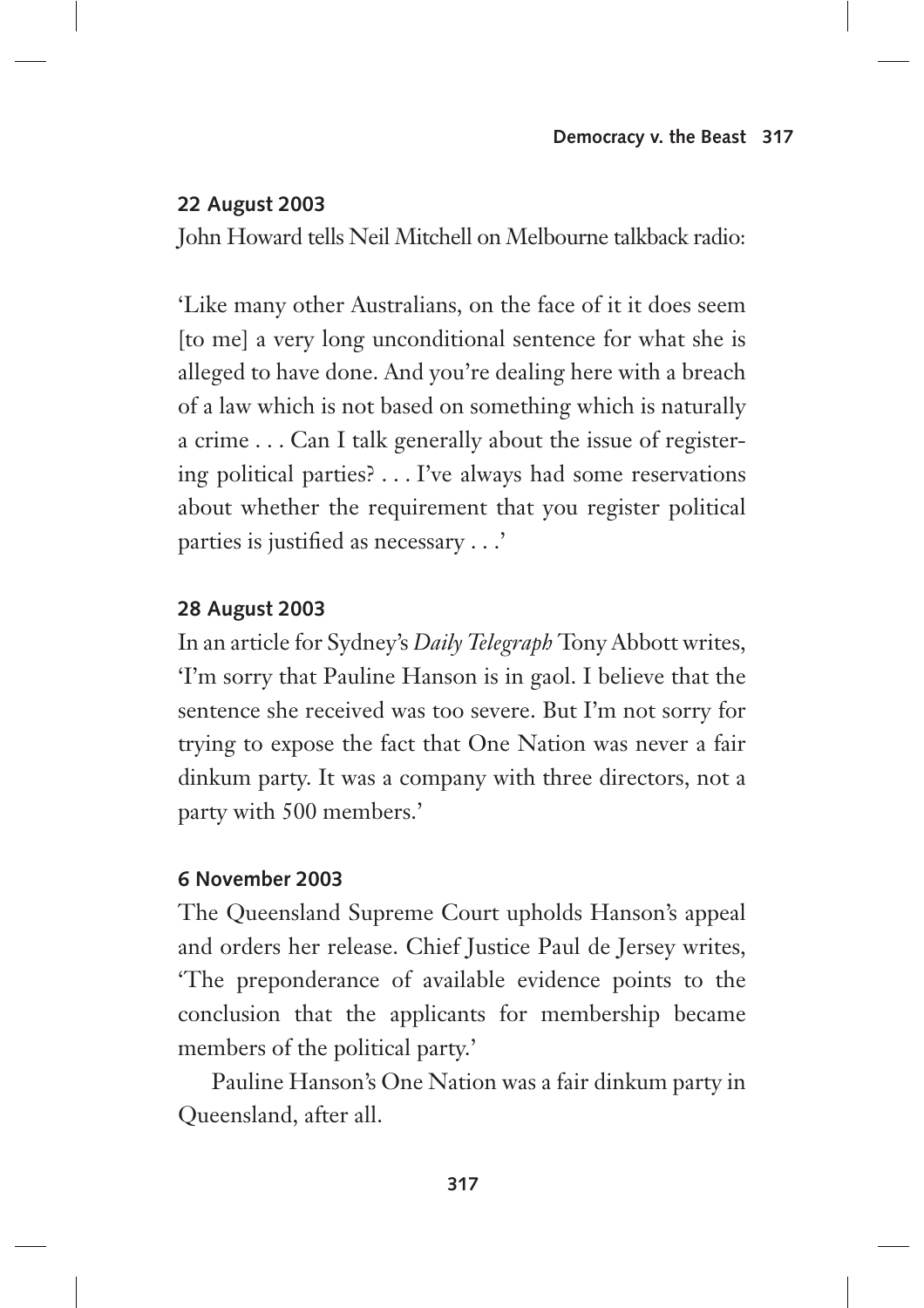**22 August 2003**

John Howard tells Neil Mitchell on Melbourne talkback radio:

'Like many other Australians, on the face of it it does seem [to me] a very long unconditional sentence for what she is alleged to have done. And you're dealing here with a breach of a law which is not based on something which is naturally a crime . . . Can I talk generally about the issue of registering political parties? . . . I've always had some reservations about whether the requirement that you register political parties is justified as necessary . . .'

**28 August 2003**

In an article for Sydney's *Daily Telegraph* Tony Abbott writes, 'I'm sorry that Pauline Hanson is in gaol. I believe that the sentence she received was too severe. But I'm not sorry for trying to expose the fact that One Nation was never a fair dinkum party. It was a company with three directors, not a party with 500 members.'

**6 November 2003**

The Queensland Supreme Court upholds Hanson's appeal and orders her release. Chief Justice Paul de Jersey writes, 'The preponderance of available evidence points to the conclusion that the applicants for membership became members of the political party.'

Pauline Hanson's One Nation was a fair dinkum party in Queensland, after all.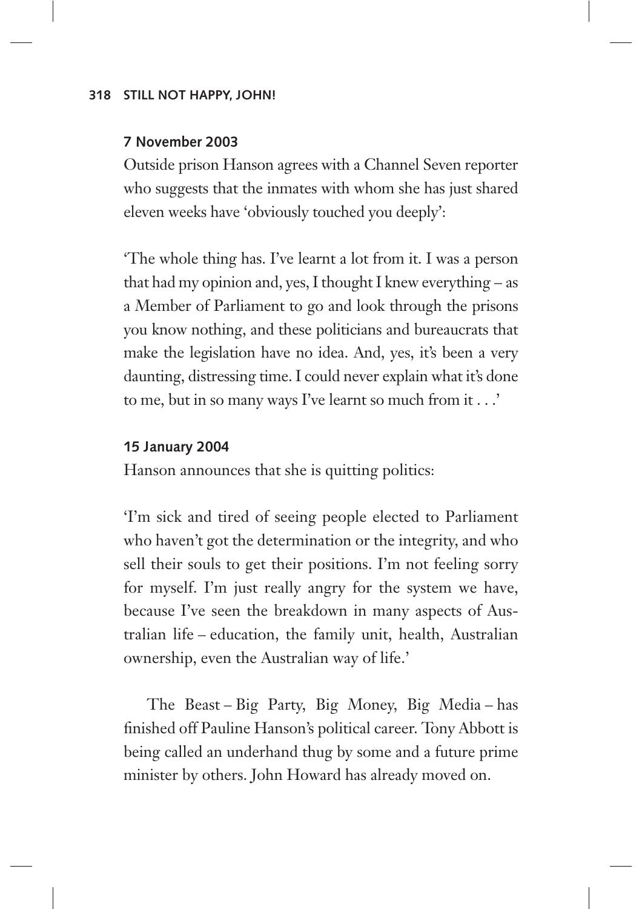**7 November 2003**

Outside prison Hanson agrees with a Channel Seven reporter who suggests that the inmates with whom she has just shared eleven weeks have 'obviously touched you deeply':

'The whole thing has. I've learnt a lot from it. I was a person that had my opinion and, yes, I thought I knew everything – as a Member of Parliament to go and look through the prisons you know nothing, and these politicians and bureaucrats that make the legislation have no idea. And, yes, it's been a very daunting, distressing time. I could never explain what it's done to me, but in so many ways I've learnt so much from it . . .'

**15 January 2004**

Hanson announces that she is quitting politics:

'I'm sick and tired of seeing people elected to Parliament who haven't got the determination or the integrity, and who sell their souls to get their positions. I'm not feeling sorry for myself. I'm just really angry for the system we have, because I've seen the breakdown in many aspects of Australian life – education, the family unit, health, Australian ownership, even the Australian way of life.'

The Beast – Big Party, Big Money, Big Media – has finished off Pauline Hanson's political career. Tony Abbott is being called an underhand thug by some and a future prime minister by others. John Howard has already moved on.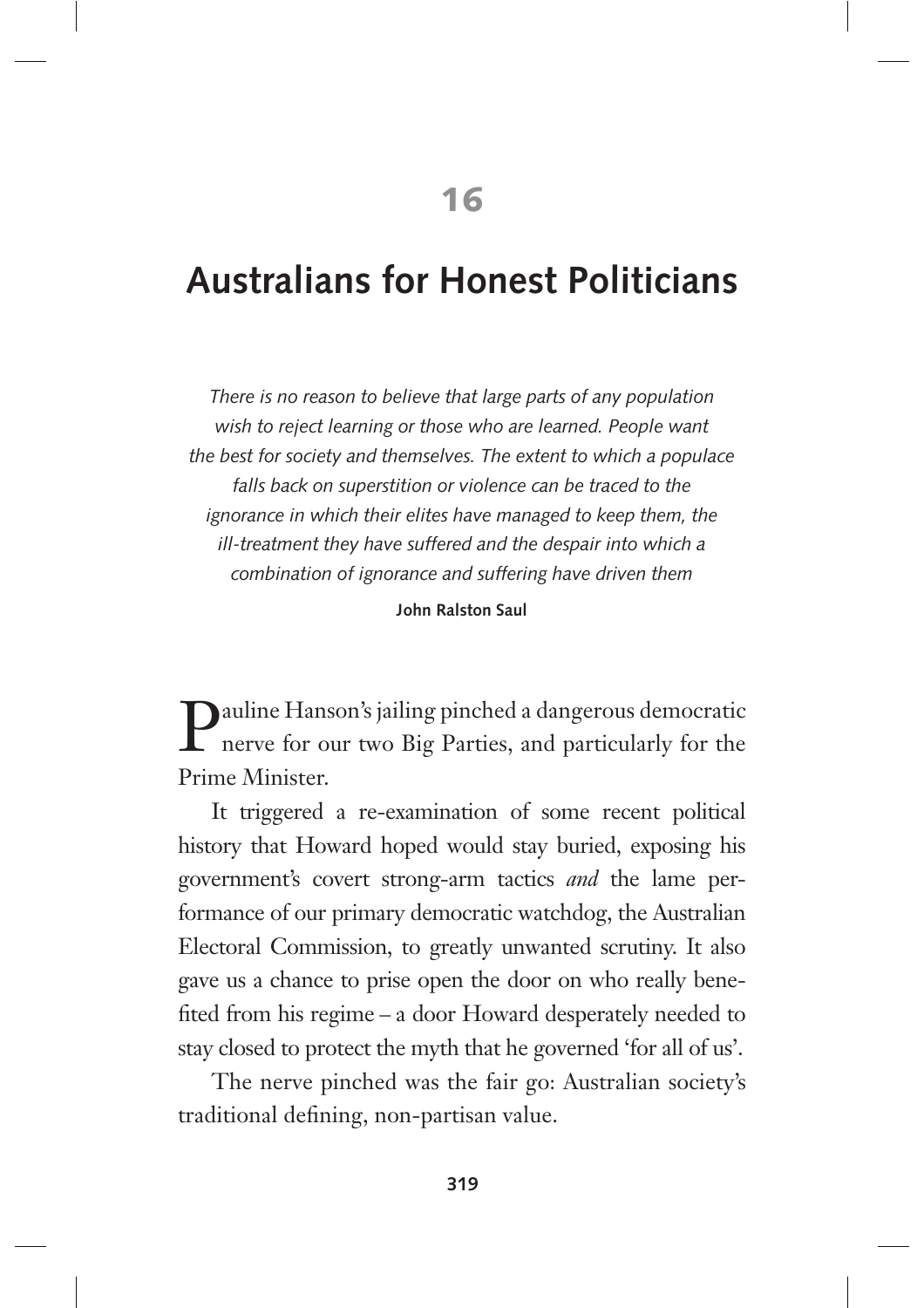# 16

# Australians for Honest Politicians

*There is no reason to believe that large parts of any population wish to reject learning or those who are learned. People want the best for society and themselves. The extent to which a populace falls back on superstition or violence can be traced to the ignorance in which their elites have managed to keep them, the ill-treatment they have suffered and the despair into which a combination of ignorance and suffering have driven them*

**John Ralston Saul**

Pauline Hanson's jailing pinched a dangerous democratic nerve for our two Big Parties, and particularly for the Prime Minister.

It triggered a re-examination of some recent political history that Howard hoped would stay buried, exposing his government's covert strong-arm tactics *and* the lame performance of our primary democratic watchdog, the Australian Electoral Commission, to greatly unwanted scrutiny. It also gave us a chance to prise open the door on who really benefited from his regime – a door Howard desperately needed to stay closed to protect the myth that he governed 'for all of us'.

The nerve pinched was the fair go: Australian society's traditional defining, non-partisan value.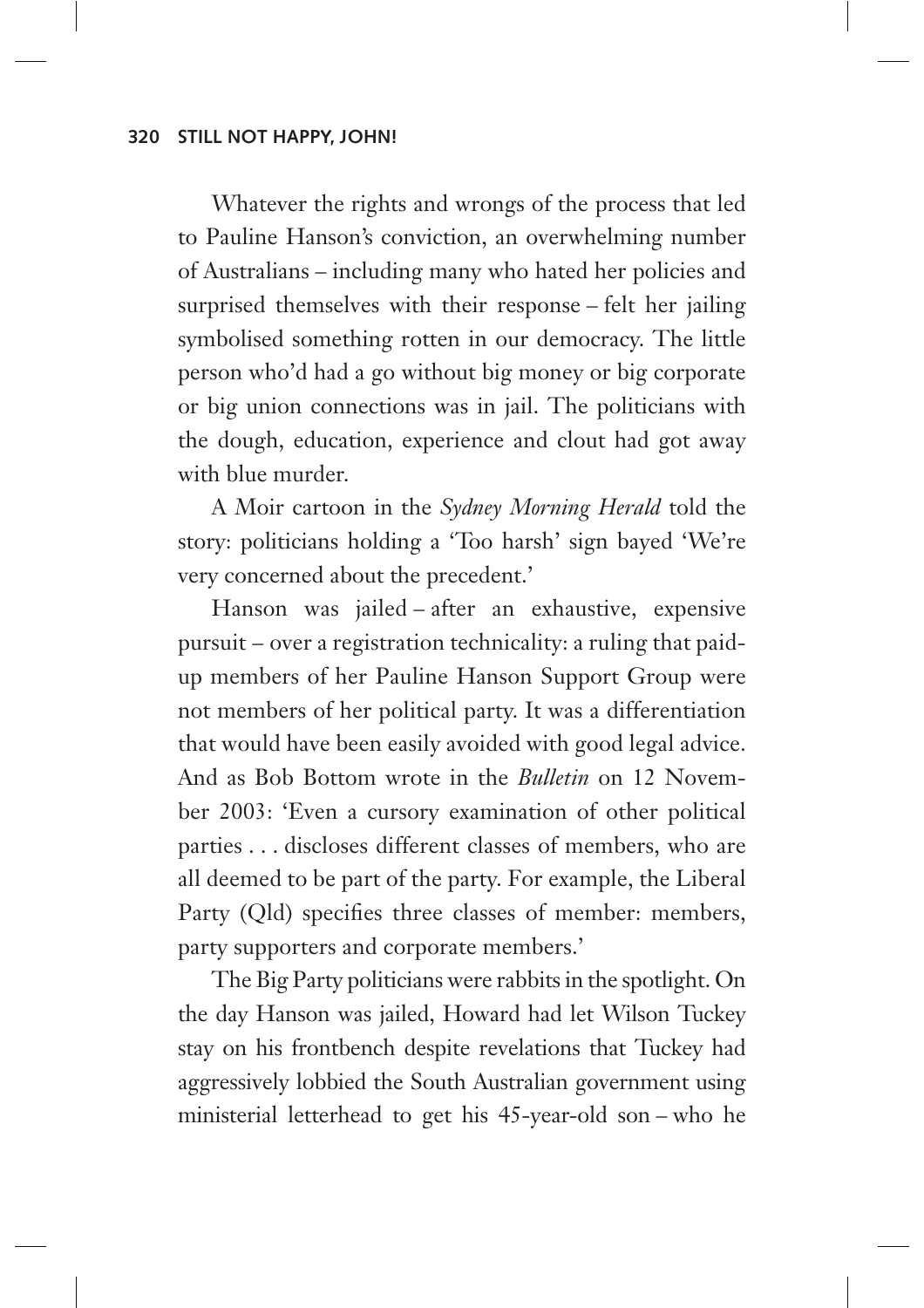Whatever the rights and wrongs of the process that led to Pauline Hanson's conviction, an overwhelming number of Australians – including many who hated her policies and surprised themselves with their response – felt her jailing symbolised something rotten in our democracy. The little person who'd had a go without big money or big corporate or big union connections was in jail. The politicians with the dough, education, experience and clout had got away with blue murder.

A Moir cartoon in the *Sydney Morning Herald* told the story: politicians holding a 'Too harsh' sign bayed 'We're very concerned about the precedent.'

Hanson was jailed – after an exhaustive, expensive pursuit – over a registration technicality: a ruling that paid-up members of her Pauline Hanson Support Group were not members of her political party. It was a differentiation that would have been easily avoided with good legal advice. And as Bob Bottom wrote in the *Bulletin* on 12 November 2003: 'Even a cursory examination of other political parties . . . discloses different classes of members, who are all deemed to be part of the party. For example, the Liberal Party (Qld) specifies three classes of member: members, party supporters and corporate members.'

The Big Party politicians were rabbits in the spotlight. On the day Hanson was jailed, Howard had let Wilson Tuckey stay on his frontbench despite revelations that Tuckey had aggressively lobbied the South Australian government using ministerial letterhead to get his 45-year-old son – who he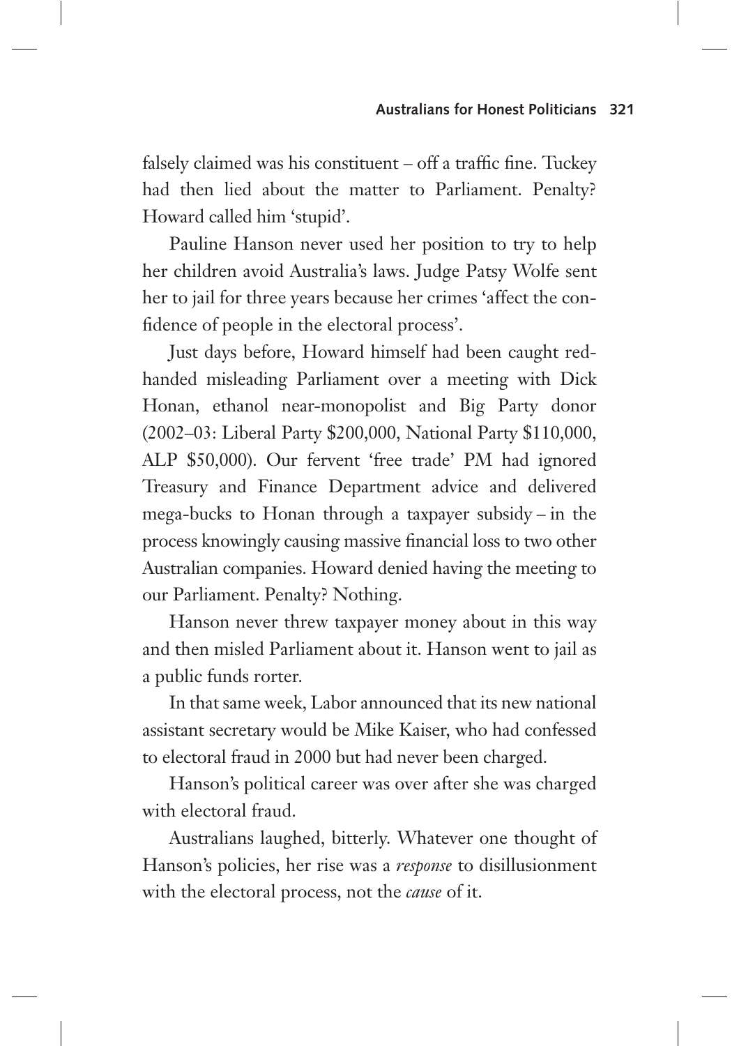falsely claimed was his constituent – off a traffic fine. Tuckey had then lied about the matter to Parliament. Penalty? Howard called him 'stupid'.

Pauline Hanson never used her position to try to help her children avoid Australia's laws. Judge Patsy Wolfe sent her to jail for three years because her crimes 'affect the confidence of people in the electoral process'.

Just days before, Howard himself had been caught red-handed misleading Parliament over a meeting with Dick Honan, ethanol near-monopolist and Big Party donor (2002–03: Liberal Party $200,000, National Party $110,000, ALP $50,000). Our fervent 'free trade' PM had ignored Treasury and Finance Department advice and delivered mega-bucks to Honan through a taxpayer subsidy – in the process knowingly causing massive financial loss to two other Australian companies. Howard denied having the meeting to our Parliament. Penalty? Nothing.

Hanson never threw taxpayer money about in this way and then misled Parliament about it. Hanson went to jail as a public funds rorter.

In that same week, Labor announced that its new national assistant secretary would be Mike Kaiser, who had confessed to electoral fraud in 2000 but had never been charged.

Hanson's political career was over after she was charged with electoral fraud.

Australians laughed, bitterly. Whatever one thought of Hanson's policies, her rise was a *response* to disillusionment with the electoral process, not the *cause* of it.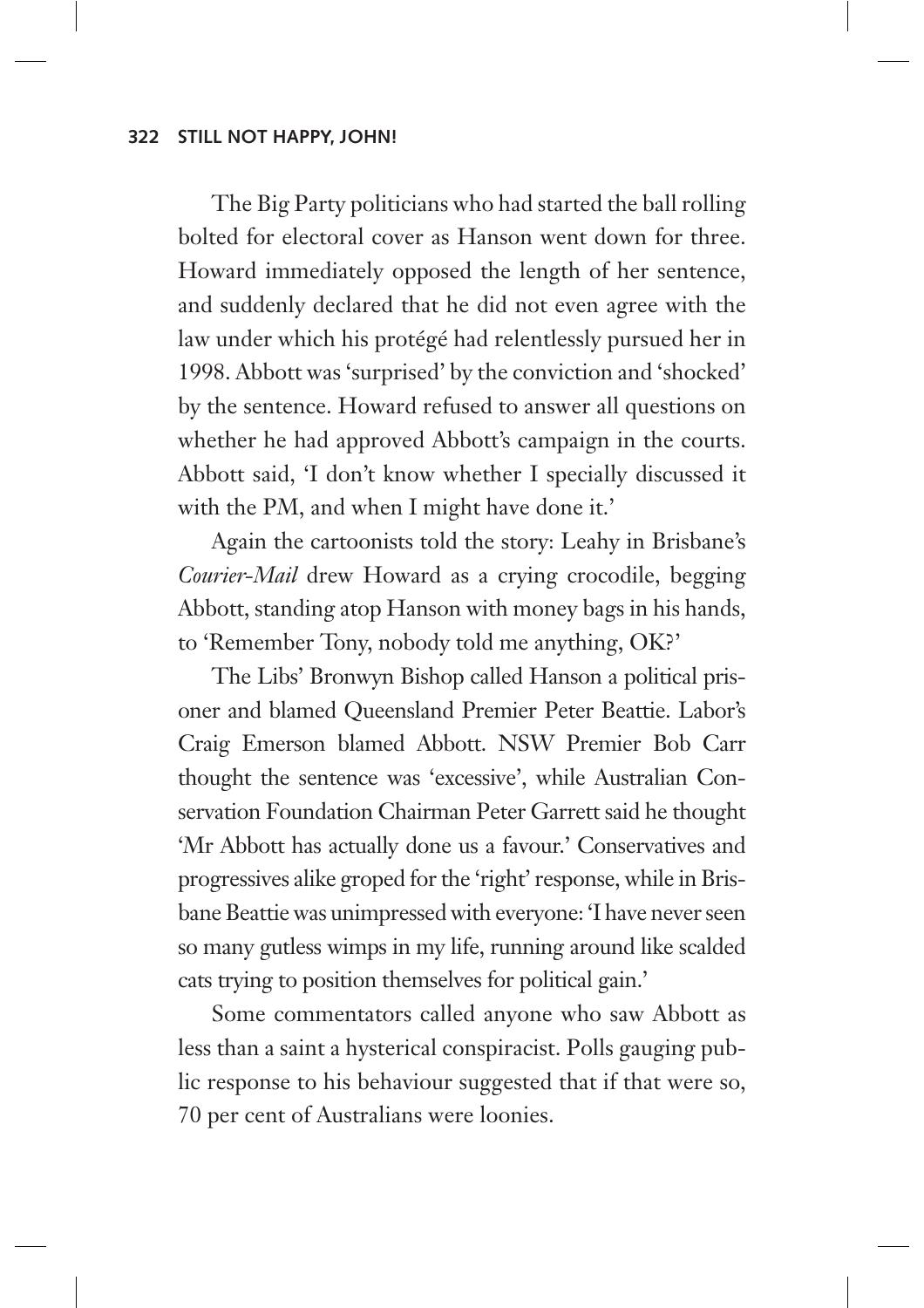The Big Party politicians who had started the ball rolling bolted for electoral cover as Hanson went down for three. Howard immediately opposed the length of her sentence, and suddenly declared that he did not even agree with the law under which his protégé had relentlessly pursued her in 1998. Abbott was 'surprised' by the conviction and 'shocked' by the sentence. Howard refused to answer all questions on whether he had approved Abbott's campaign in the courts. Abbott said, 'I don't know whether I specially discussed it with the PM, and when I might have done it.'

Again the cartoonists told the story: Leahy in Brisbane's *Courier-Mail* drew Howard as a crying crocodile, begging Abbott, standing atop Hanson with money bags in his hands, to 'Remember Tony, nobody told me anything, OK?'

The Libs' Bronwyn Bishop called Hanson a political prisoner and blamed Queensland Premier Peter Beattie. Labor's Craig Emerson blamed Abbott. NSW Premier Bob Carr thought the sentence was 'excessive', while Australian Conservation Foundation Chairman Peter Garrett said he thought 'Mr Abbott has actually done us a favour.' Conservatives and progressives alike groped for the 'right' response, while in Brisbane Beattie was unimpressed with everyone: 'I have never seen so many gutless wimps in my life, running around like scalded cats trying to position themselves for political gain.'

Some commentators called anyone who saw Abbott as less than a saint a hysterical conspiracist. Polls gauging public response to his behaviour suggested that if that were so, 70 per cent of Australians were loonies.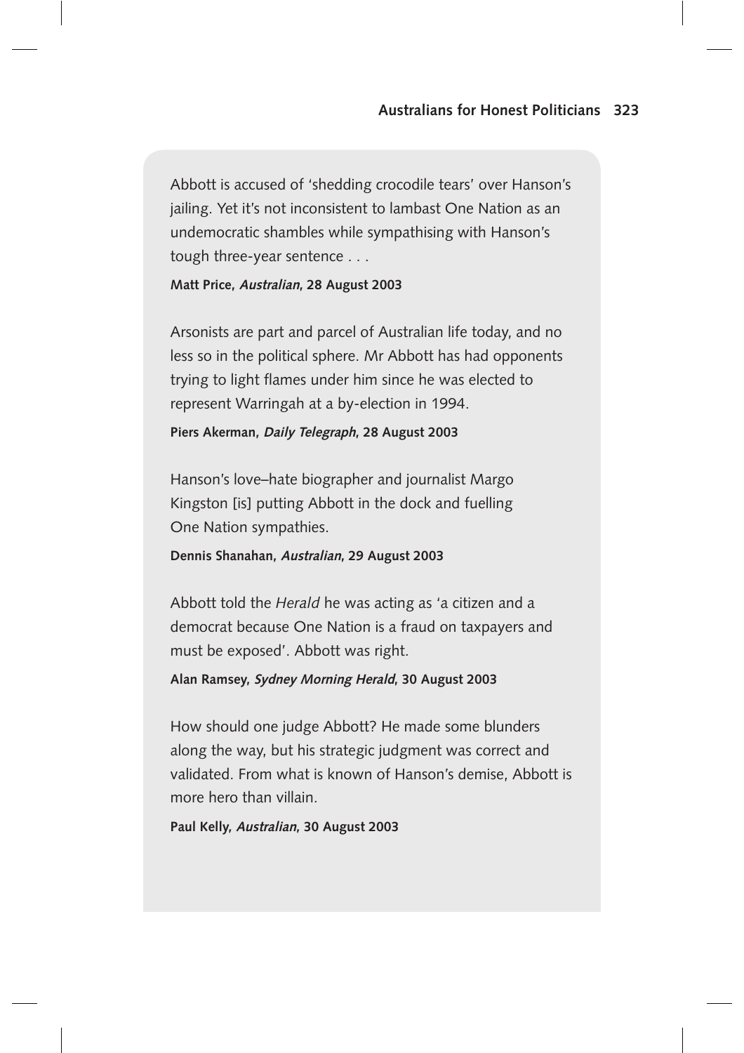Abbott is accused of 'shedding crocodile tears' over Hanson's jailing. Yet it's not inconsistent to lambast One Nation as an undemocratic shambles while sympathising with Hanson's tough three-year sentence . . .

**Matt Price, *Australian*, 28 August 2003**

Arsonists are part and parcel of Australian life today, and no less so in the political sphere. Mr Abbott has had opponents trying to light flames under him since he was elected to represent Warringah at a by-election in 1994.

**Piers Akerman, *Daily Telegraph*, 28 August 2003**

Hanson's love–hate biographer and journalist Margo Kingston [is] putting Abbott in the dock and fuelling One Nation sympathies.

**Dennis Shanahan, *Australian*, 29 August 2003**

Abbott told the *Herald* he was acting as 'a citizen and a democrat because One Nation is a fraud on taxpayers and must be exposed'. Abbott was right.

**Alan Ramsey, *Sydney Morning Herald*, 30 August 2003**

How should one judge Abbott? He made some blunders along the way, but his strategic judgment was correct and validated. From what is known of Hanson's demise, Abbott is more hero than villain.

**Paul Kelly, *Australian*, 30 August 2003**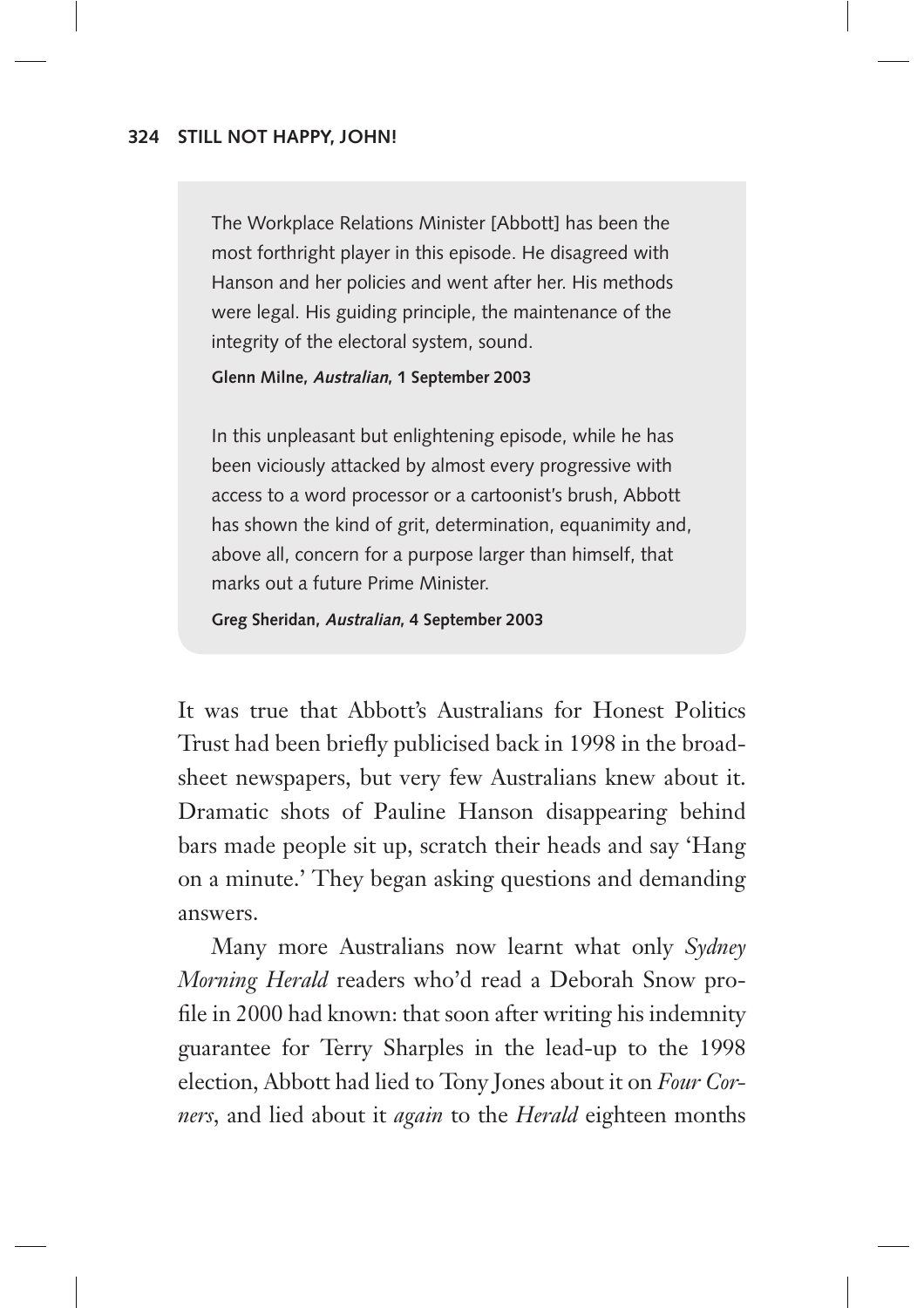> The Workplace Relations Minister [Abbott] has been the most forthright player in this episode. He disagreed with Hanson and her policies and went after her. His methods were legal. His guiding principle, the maintenance of the integrity of the electoral system, sound.
>
> **Glenn Milne, *Australian*, 1 September 2003**
>
> In this unpleasant but enlightening episode, while he has been viciously attacked by almost every progressive with access to a word processor or a cartoonist's brush, Abbott has shown the kind of grit, determination, equanimity and, above all, concern for a purpose larger than himself, that marks out a future Prime Minister.
>
> **Greg Sheridan, *Australian*, 4 September 2003**

It was true that Abbott's Australians for Honest Politics Trust had been briefly publicised back in 1998 in the broadsheet newspapers, but very few Australians knew about it. Dramatic shots of Pauline Hanson disappearing behind bars made people sit up, scratch their heads and say 'Hang on a minute.' They began asking questions and demanding answers.

Many more Australians now learnt what only *Sydney Morning Herald* readers who'd read a Deborah Snow profile in 2000 had known: that soon after writing his indemnity guarantee for Terry Sharples in the lead-up to the 1998 election, Abbott had lied to Tony Jones about it on *Four Corners*, and lied about it *again* to the *Herald* eighteen months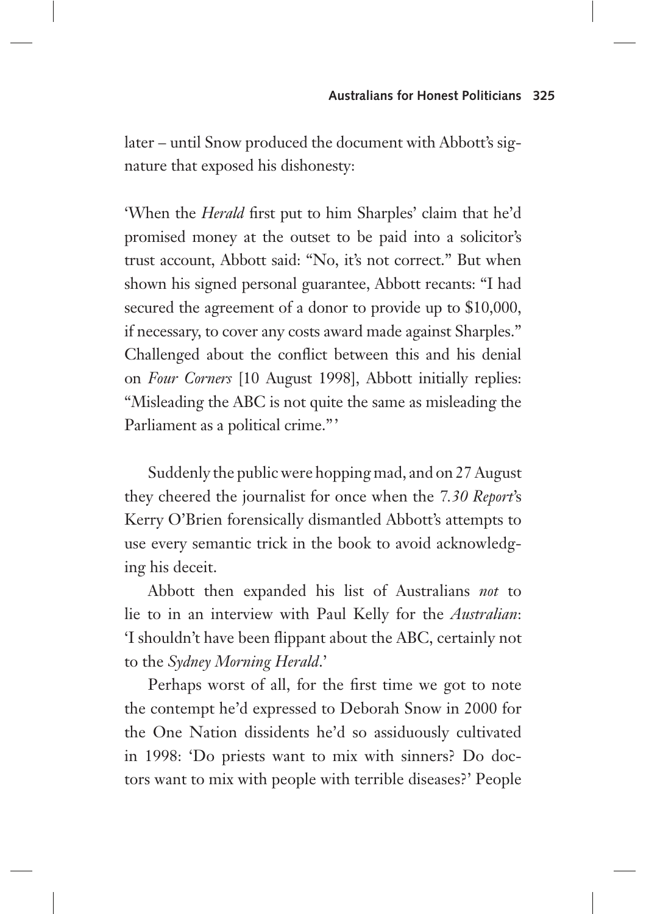later – until Snow produced the document with Abbott's signature that exposed his dishonesty:

'When the *Herald* first put to him Sharples' claim that he'd promised money at the outset to be paid into a solicitor's trust account, Abbott said: "No, it's not correct." But when shown his signed personal guarantee, Abbott recants: "I had secured the agreement of a donor to provide up to $10,000, if necessary, to cover any costs award made against Sharples." Challenged about the conflict between this and his denial on *Four Corners* [10 August 1998], Abbott initially replies: "Misleading the ABC is not quite the same as misleading the Parliament as a political crime."'

Suddenly the public were hopping mad, and on 27 August they cheered the journalist for once when the *7.30 Report*'s Kerry O'Brien forensically dismantled Abbott's attempts to use every semantic trick in the book to avoid acknowledging his deceit.

Abbott then expanded his list of Australians *not* to lie to in an interview with Paul Kelly for the *Australian*: 'I shouldn't have been flippant about the ABC, certainly not to the *Sydney Morning Herald*.'

Perhaps worst of all, for the first time we got to note the contempt he'd expressed to Deborah Snow in 2000 for the One Nation dissidents he'd so assiduously cultivated in 1998: 'Do priests want to mix with sinners? Do doctors want to mix with people with terrible diseases?' People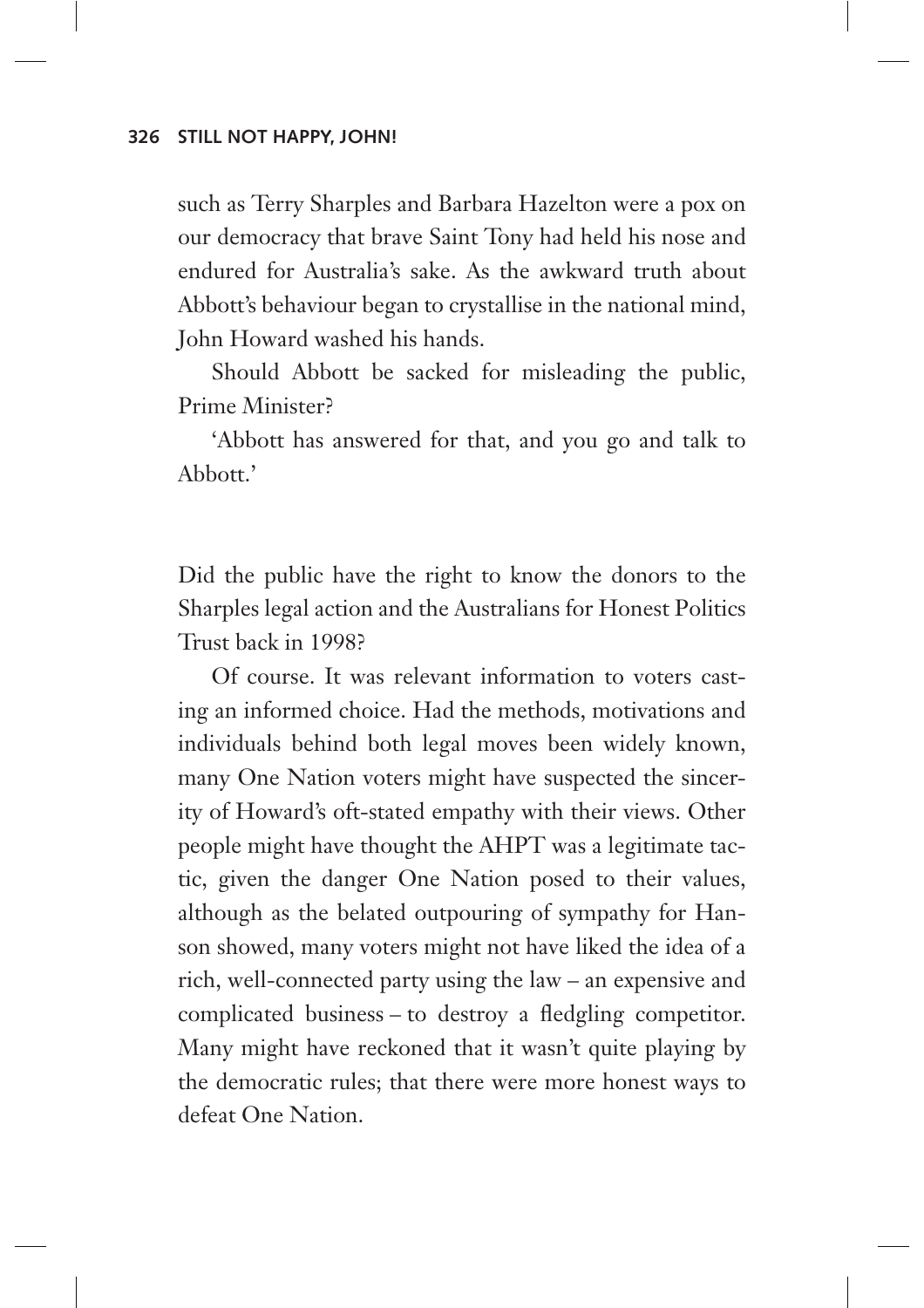such as Terry Sharples and Barbara Hazelton were a pox on our democracy that brave Saint Tony had held his nose and endured for Australia's sake. As the awkward truth about Abbott's behaviour began to crystallise in the national mind, John Howard washed his hands.

Should Abbott be sacked for misleading the public, Prime Minister?

'Abbott has answered for that, and you go and talk to Abbott.'

Did the public have the right to know the donors to the Sharples legal action and the Australians for Honest Politics Trust back in 1998?

Of course. It was relevant information to voters casting an informed choice. Had the methods, motivations and individuals behind both legal moves been widely known, many One Nation voters might have suspected the sincerity of Howard's oft-stated empathy with their views. Other people might have thought the AHPT was a legitimate tactic, given the danger One Nation posed to their values, although as the belated outpouring of sympathy for Hanson showed, many voters might not have liked the idea of a rich, well-connected party using the law – an expensive and complicated business – to destroy a fledgling competitor. Many might have reckoned that it wasn't quite playing by the democratic rules; that there were more honest ways to defeat One Nation.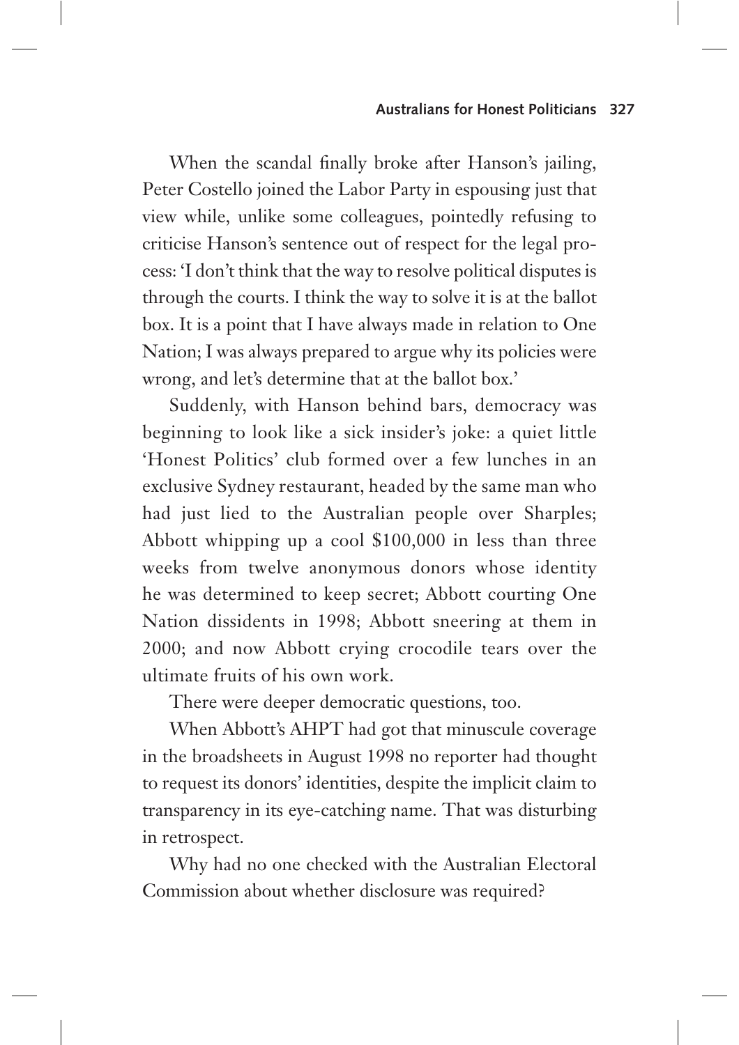When the scandal finally broke after Hanson's jailing, Peter Costello joined the Labor Party in espousing just that view while, unlike some colleagues, pointedly refusing to criticise Hanson's sentence out of respect for the legal process: 'I don't think that the way to resolve political disputes is through the courts. I think the way to solve it is at the ballot box. It is a point that I have always made in relation to One Nation; I was always prepared to argue why its policies were wrong, and let's determine that at the ballot box.'

Suddenly, with Hanson behind bars, democracy was beginning to look like a sick insider's joke: a quiet little 'Honest Politics' club formed over a few lunches in an exclusive Sydney restaurant, headed by the same man who had just lied to the Australian people over Sharples; Abbott whipping up a cool $100,000 in less than three weeks from twelve anonymous donors whose identity he was determined to keep secret; Abbott courting One Nation dissidents in 1998; Abbott sneering at them in 2000; and now Abbott crying crocodile tears over the ultimate fruits of his own work.

There were deeper democratic questions, too.

When Abbott's AHPT had got that minuscule coverage in the broadsheets in August 1998 no reporter had thought to request its donors' identities, despite the implicit claim to transparency in its eye-catching name. That was disturbing in retrospect.

Why had no one checked with the Australian Electoral Commission about whether disclosure was required?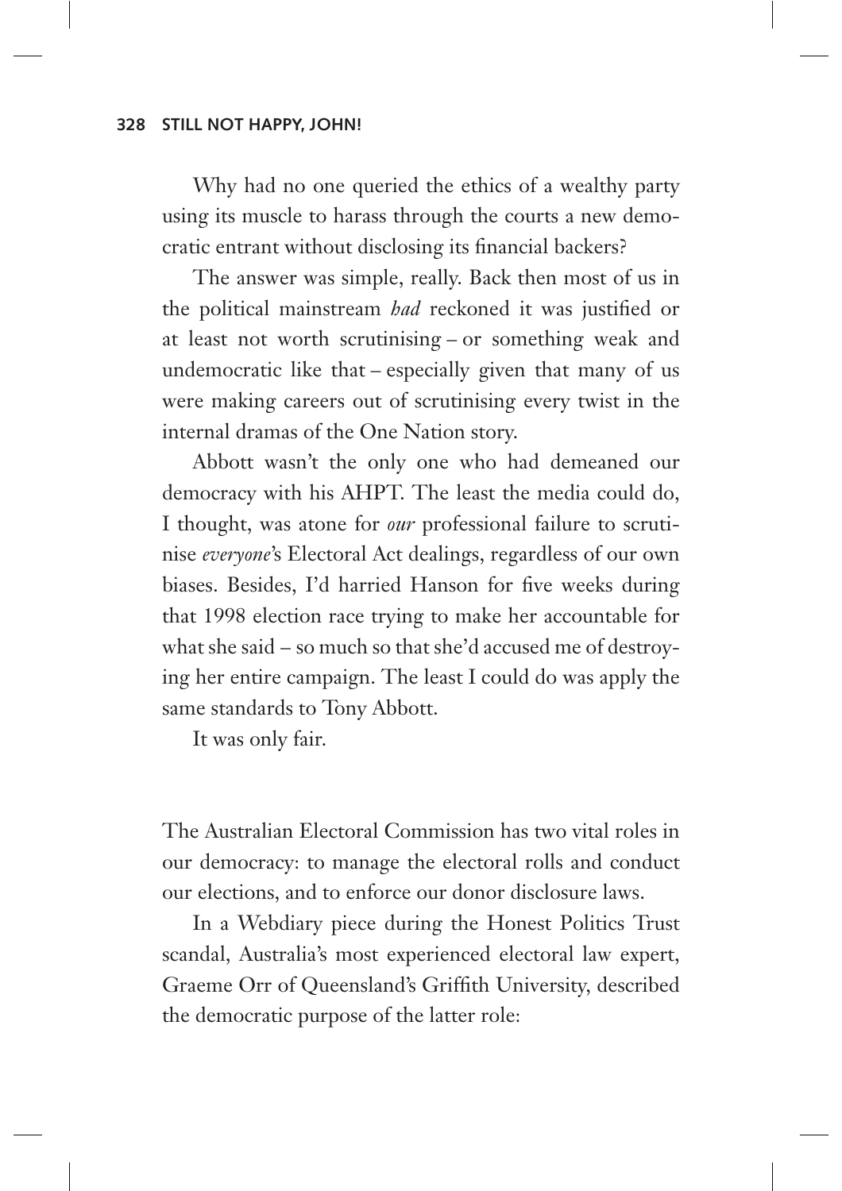Why had no one queried the ethics of a wealthy party using its muscle to harass through the courts a new democratic entrant without disclosing its financial backers?

The answer was simple, really. Back then most of us in the political mainstream *had* reckoned it was justified or at least not worth scrutinising – or something weak and undemocratic like that – especially given that many of us were making careers out of scrutinising every twist in the internal dramas of the One Nation story.

Abbott wasn't the only one who had demeaned our democracy with his AHPT. The least the media could do, I thought, was atone for *our* professional failure to scrutinise *everyone*'s Electoral Act dealings, regardless of our own biases. Besides, I'd harried Hanson for five weeks during that 1998 election race trying to make her accountable for what she said – so much so that she'd accused me of destroying her entire campaign. The least I could do was apply the same standards to Tony Abbott.

It was only fair.

The Australian Electoral Commission has two vital roles in our democracy: to manage the electoral rolls and conduct our elections, and to enforce our donor disclosure laws.

In a Webdiary piece during the Honest Politics Trust scandal, Australia's most experienced electoral law expert, Graeme Orr of Queensland's Griffith University, described the democratic purpose of the latter role: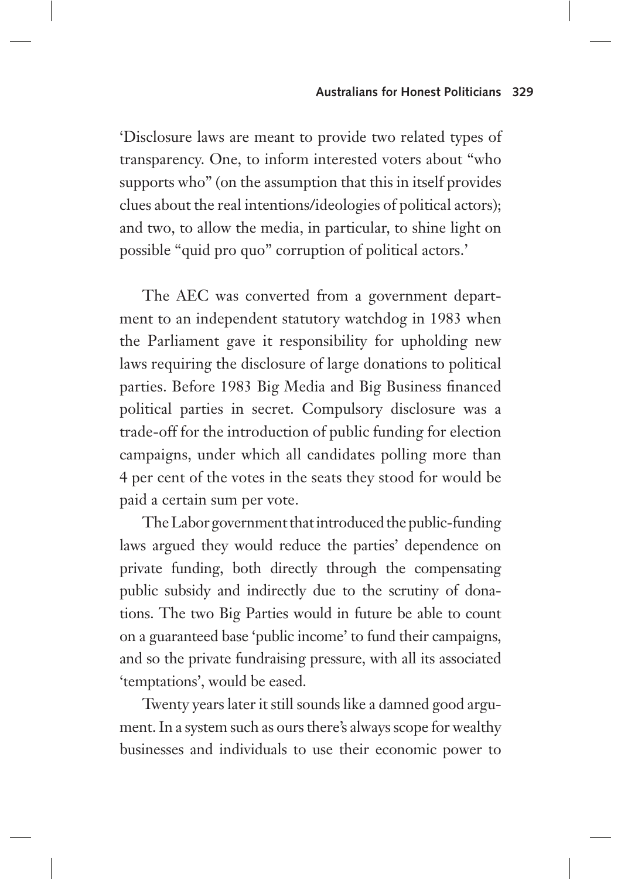'Disclosure laws are meant to provide two related types of transparency. One, to inform interested voters about "who supports who" (on the assumption that this in itself provides clues about the real intentions/ideologies of political actors); and two, to allow the media, in particular, to shine light on possible "quid pro quo" corruption of political actors.'

The AEC was converted from a government department to an independent statutory watchdog in 1983 when the Parliament gave it responsibility for upholding new laws requiring the disclosure of large donations to political parties. Before 1983 Big Media and Big Business financed political parties in secret. Compulsory disclosure was a trade-off for the introduction of public funding for election campaigns, under which all candidates polling more than 4 per cent of the votes in the seats they stood for would be paid a certain sum per vote.

The Labor government that introduced the public-funding laws argued they would reduce the parties' dependence on private funding, both directly through the compensating public subsidy and indirectly due to the scrutiny of donations. The two Big Parties would in future be able to count on a guaranteed base 'public income' to fund their campaigns, and so the private fundraising pressure, with all its associated 'temptations', would be eased.

Twenty years later it still sounds like a damned good argument. In a system such as ours there's always scope for wealthy businesses and individuals to use their economic power to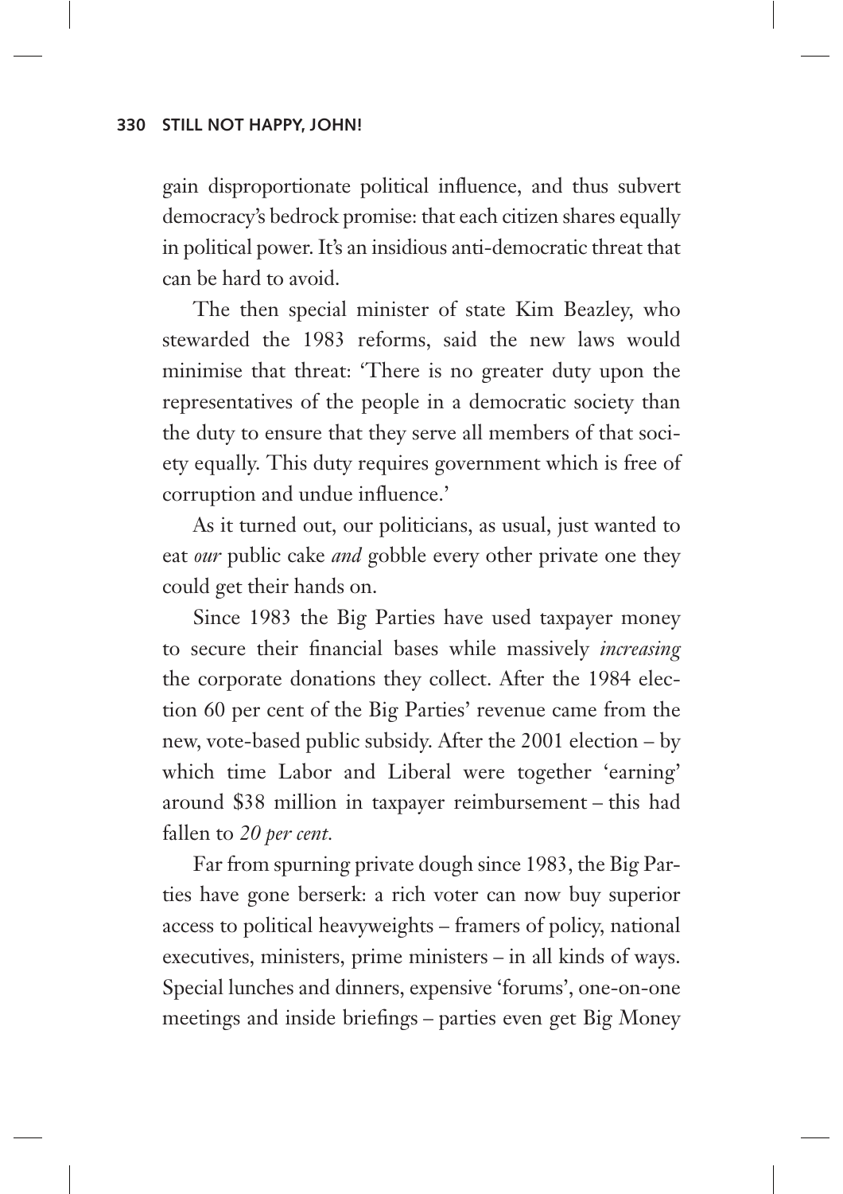gain disproportionate political influence, and thus subvert democracy's bedrock promise: that each citizen shares equally in political power. It's an insidious anti-democratic threat that can be hard to avoid.

The then special minister of state Kim Beazley, who stewarded the 1983 reforms, said the new laws would minimise that threat: 'There is no greater duty upon the representatives of the people in a democratic society than the duty to ensure that they serve all members of that society equally. This duty requires government which is free of corruption and undue influence.'

As it turned out, our politicians, as usual, just wanted to eat *our* public cake *and* gobble every other private one they could get their hands on.

Since 1983 the Big Parties have used taxpayer money to secure their financial bases while massively *increasing* the corporate donations they collect. After the 1984 election 60 per cent of the Big Parties' revenue came from the new, vote-based public subsidy. After the 2001 election – by which time Labor and Liberal were together 'earning' around $38 million in taxpayer reimbursement – this had fallen to *20 per cent.*

Far from spurning private dough since 1983, the Big Parties have gone berserk: a rich voter can now buy superior access to political heavyweights – framers of policy, national executives, ministers, prime ministers – in all kinds of ways. Special lunches and dinners, expensive 'forums', one-on-one meetings and inside briefings – parties even get Big Money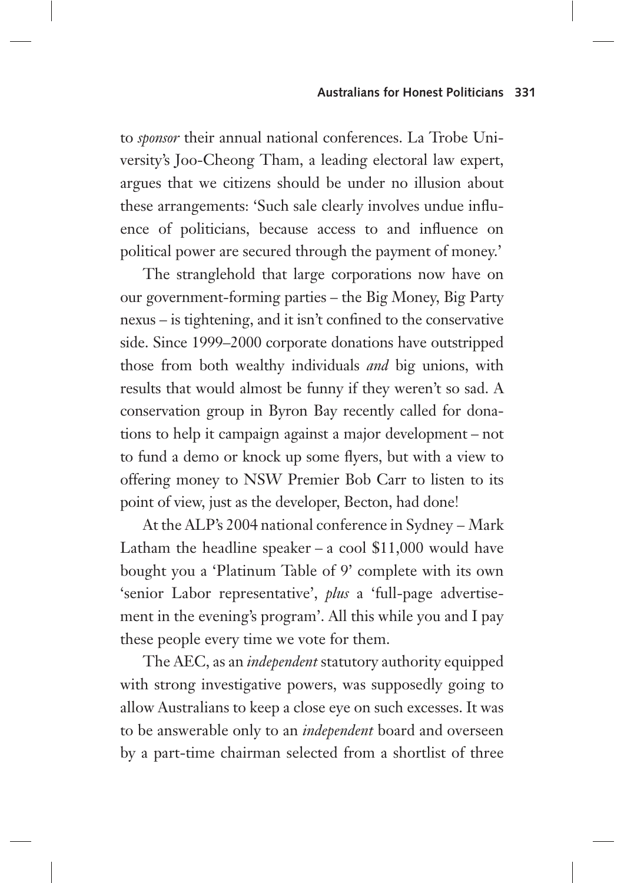to *sponsor* their annual national conferences. La Trobe University's Joo-Cheong Tham, a leading electoral law expert, argues that we citizens should be under no illusion about these arrangements: 'Such sale clearly involves undue influence of politicians, because access to and influence on political power are secured through the payment of money.'

The stranglehold that large corporations now have on our government-forming parties – the Big Money, Big Party nexus – is tightening, and it isn't confined to the conservative side. Since 1999–2000 corporate donations have outstripped those from both wealthy individuals *and* big unions, with results that would almost be funny if they weren't so sad. A conservation group in Byron Bay recently called for donations to help it campaign against a major development – not to fund a demo or knock up some flyers, but with a view to offering money to NSW Premier Bob Carr to listen to its point of view, just as the developer, Becton, had done!

At the ALP's 2004 national conference in Sydney – Mark Latham the headline speaker – a cool $11,000 would have bought you a 'Platinum Table of 9' complete with its own 'senior Labor representative', *plus* a 'full-page advertisement in the evening's program'. All this while you and I pay these people every time we vote for them.

The AEC, as an *independent* statutory authority equipped with strong investigative powers, was supposedly going to allow Australians to keep a close eye on such excesses. It was to be answerable only to an *independent* board and overseen by a part-time chairman selected from a shortlist of three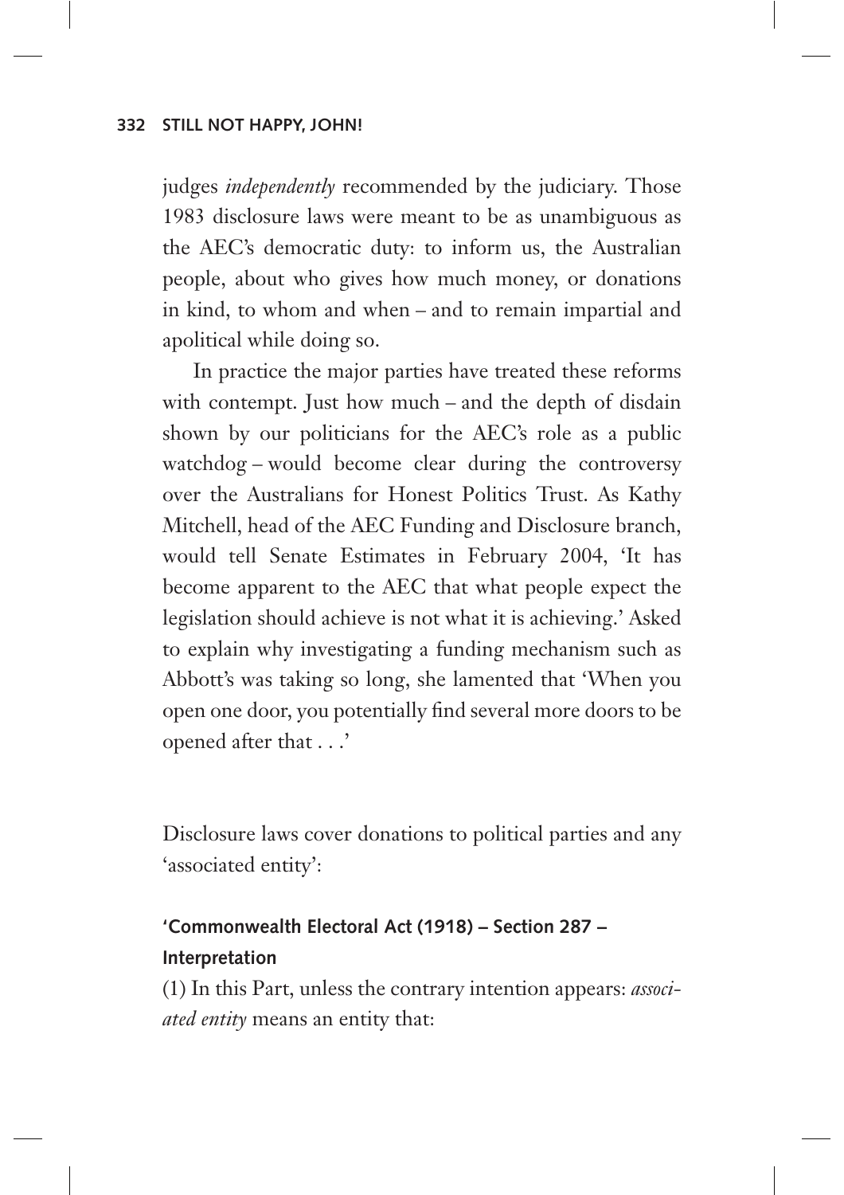judges *independently* recommended by the judiciary. Those 1983 disclosure laws were meant to be as unambiguous as the AEC's democratic duty: to inform us, the Australian people, about who gives how much money, or donations in kind, to whom and when – and to remain impartial and apolitical while doing so.

In practice the major parties have treated these reforms with contempt. Just how much – and the depth of disdain shown by our politicians for the AEC's role as a public watchdog – would become clear during the controversy over the Australians for Honest Politics Trust. As Kathy Mitchell, head of the AEC Funding and Disclosure branch, would tell Senate Estimates in February 2004, 'It has become apparent to the AEC that what people expect the legislation should achieve is not what it is achieving.' Asked to explain why investigating a funding mechanism such as Abbott's was taking so long, she lamented that 'When you open one door, you potentially find several more doors to be opened after that . . .'

Disclosure laws cover donations to political parties and any 'associated entity':

**'Commonwealth Electoral Act (1918) – Section 287 – Interpretation**

(1) In this Part, unless the contrary intention appears: *associated entity* means an entity that: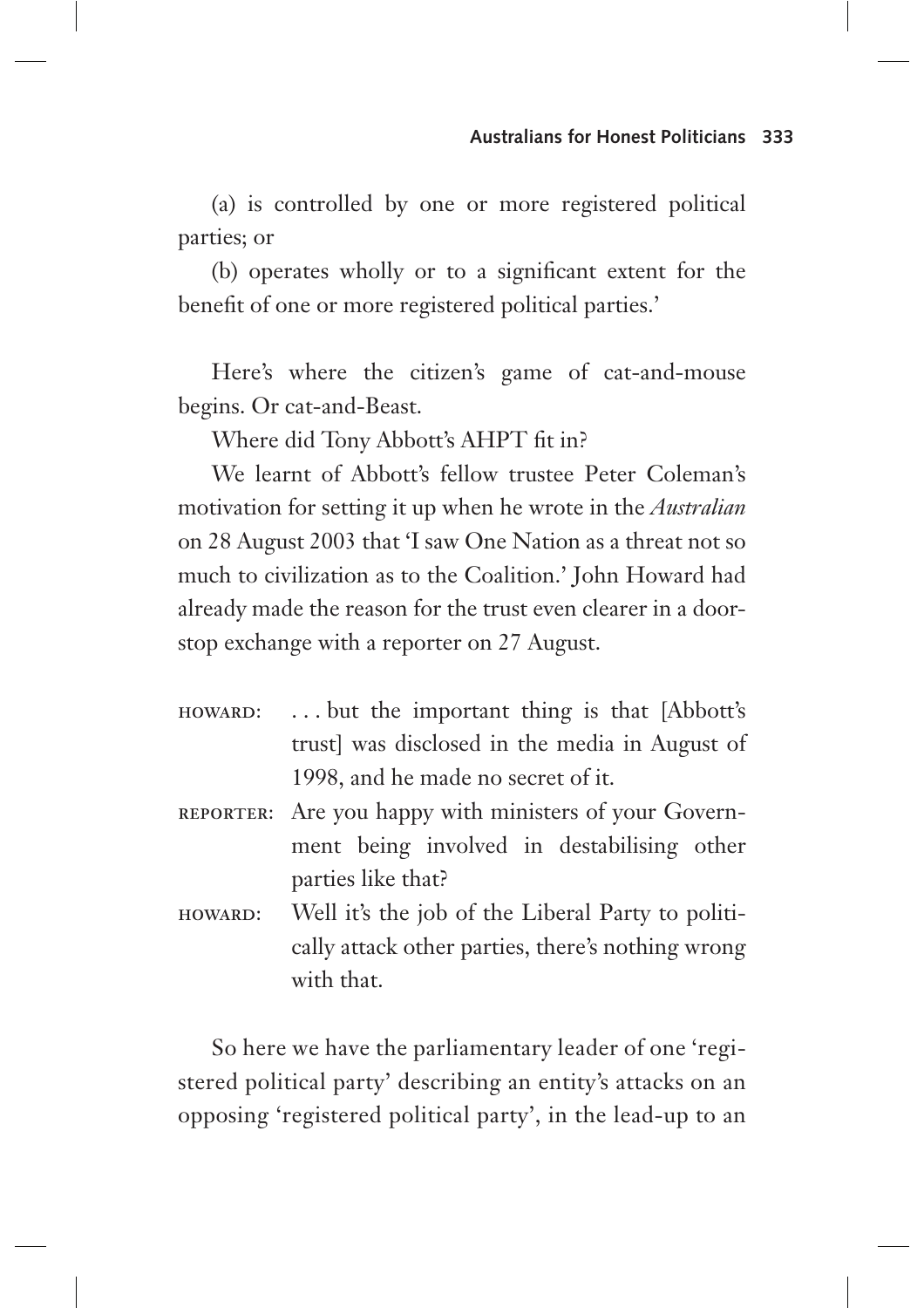(a) is controlled by one or more registered political parties; or

(b) operates wholly or to a significant extent for the benefit of one or more registered political parties.'

Here's where the citizen's game of cat-and-mouse begins. Or cat-and-Beast.

Where did Tony Abbott's AHPT fit in?

We learnt of Abbott's fellow trustee Peter Coleman's motivation for setting it up when he wrote in the *Australian* on 28 August 2003 that 'I saw One Nation as a threat not so much to civilization as to the Coalition.' John Howard had already made the reason for the trust even clearer in a doorstop exchange with a reporter on 27 August.

HOWARD: . . . but the important thing is that [Abbott's trust] was disclosed in the media in August of 1998, and he made no secret of it.

REPORTER: Are you happy with ministers of your Government being involved in destabilising other parties like that?

HOWARD: Well it's the job of the Liberal Party to politically attack other parties, there's nothing wrong with that.

So here we have the parliamentary leader of one 'registered political party' describing an entity's attacks on an opposing 'registered political party', in the lead-up to an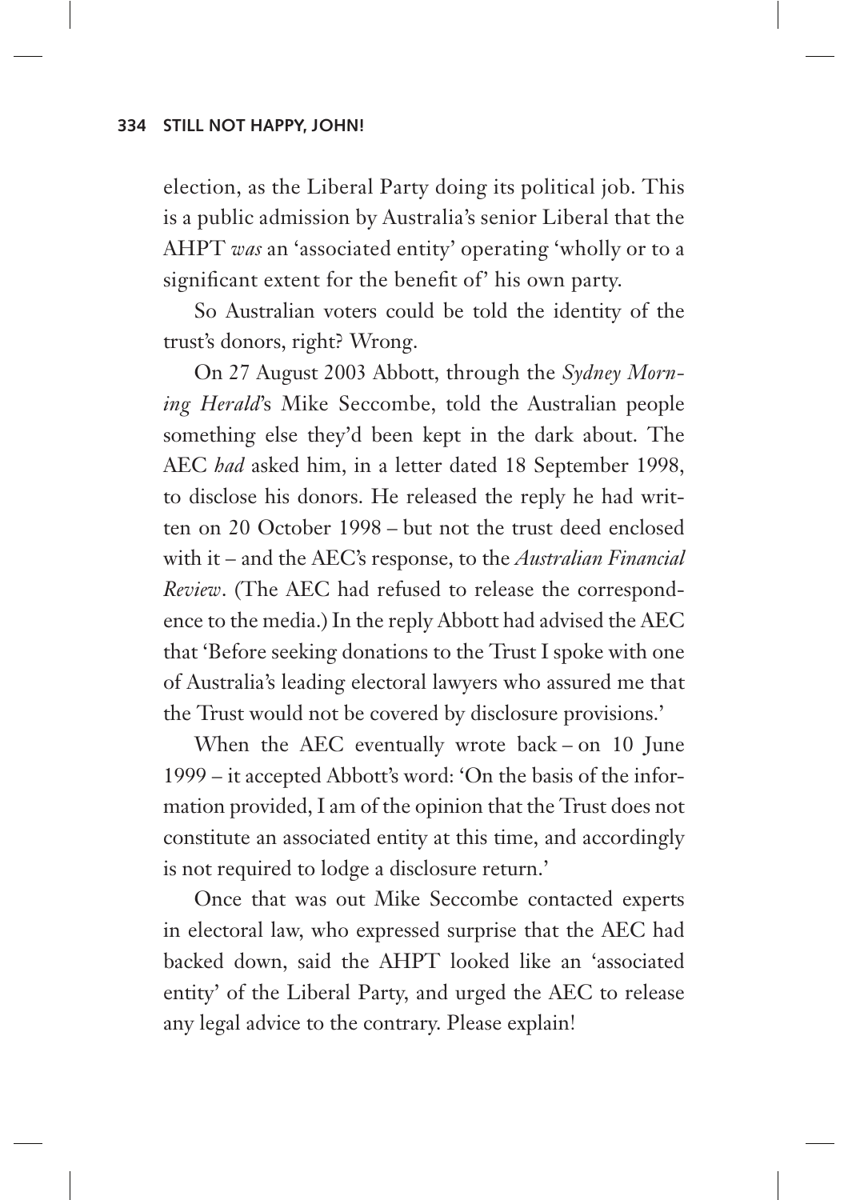election, as the Liberal Party doing its political job. This is a public admission by Australia's senior Liberal that the AHPT *was* an 'associated entity' operating 'wholly or to a significant extent for the benefit of' his own party.

So Australian voters could be told the identity of the trust's donors, right? Wrong.

On 27 August 2003 Abbott, through the *Sydney Morning Herald*'s Mike Seccombe, told the Australian people something else they'd been kept in the dark about. The AEC *had* asked him, in a letter dated 18 September 1998, to disclose his donors. He released the reply he had written on 20 October 1998 – but not the trust deed enclosed with it – and the AEC's response, to the *Australian Financial Review*. (The AEC had refused to release the correspondence to the media.) In the reply Abbott had advised the AEC that 'Before seeking donations to the Trust I spoke with one of Australia's leading electoral lawyers who assured me that the Trust would not be covered by disclosure provisions.'

When the AEC eventually wrote back – on 10 June 1999 – it accepted Abbott's word: 'On the basis of the information provided, I am of the opinion that the Trust does not constitute an associated entity at this time, and accordingly is not required to lodge a disclosure return.'

Once that was out Mike Seccombe contacted experts in electoral law, who expressed surprise that the AEC had backed down, said the AHPT looked like an 'associated entity' of the Liberal Party, and urged the AEC to release any legal advice to the contrary. Please explain!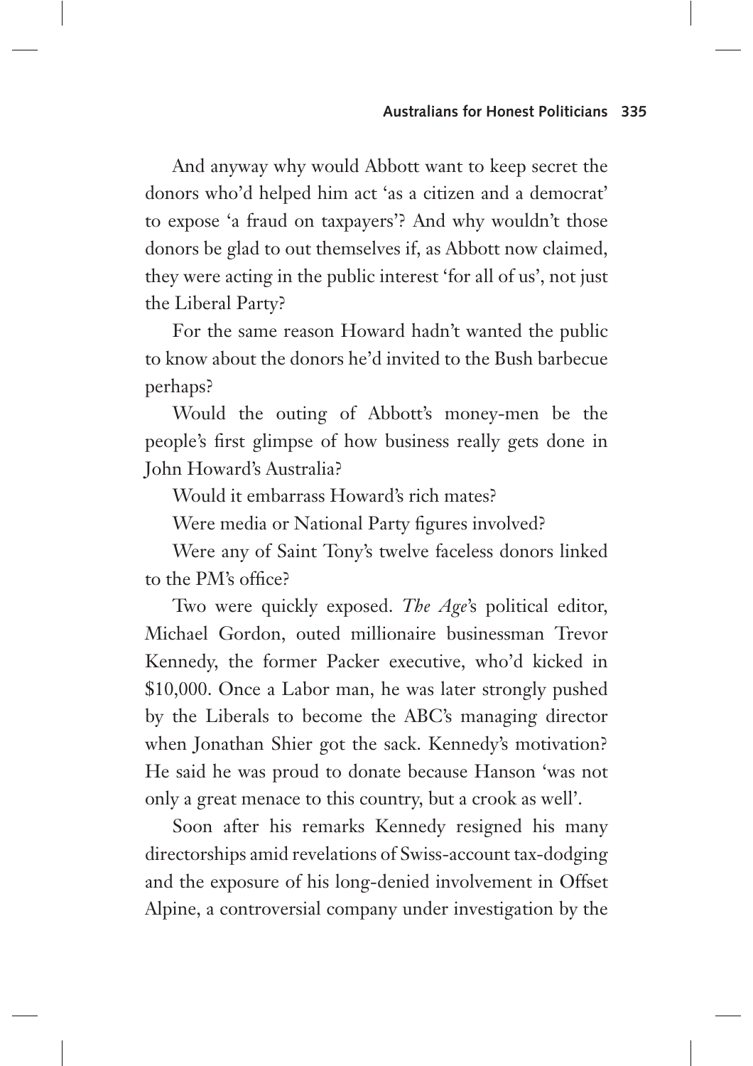And anyway why would Abbott want to keep secret the donors who'd helped him act 'as a citizen and a democrat' to expose 'a fraud on taxpayers'? And why wouldn't those donors be glad to out themselves if, as Abbott now claimed, they were acting in the public interest 'for all of us', not just the Liberal Party?

For the same reason Howard hadn't wanted the public to know about the donors he'd invited to the Bush barbecue perhaps?

Would the outing of Abbott's money-men be the people's first glimpse of how business really gets done in John Howard's Australia?

Would it embarrass Howard's rich mates?

Were media or National Party figures involved?

Were any of Saint Tony's twelve faceless donors linked to the PM's office?

Two were quickly exposed. *The Age*'s political editor, Michael Gordon, outed millionaire businessman Trevor Kennedy, the former Packer executive, who'd kicked in \$10,000. Once a Labor man, he was later strongly pushed by the Liberals to become the ABC's managing director when Jonathan Shier got the sack. Kennedy's motivation? He said he was proud to donate because Hanson 'was not only a great menace to this country, but a crook as well'.

Soon after his remarks Kennedy resigned his many directorships amid revelations of Swiss-account tax-dodging and the exposure of his long-denied involvement in Offset Alpine, a controversial company under investigation by the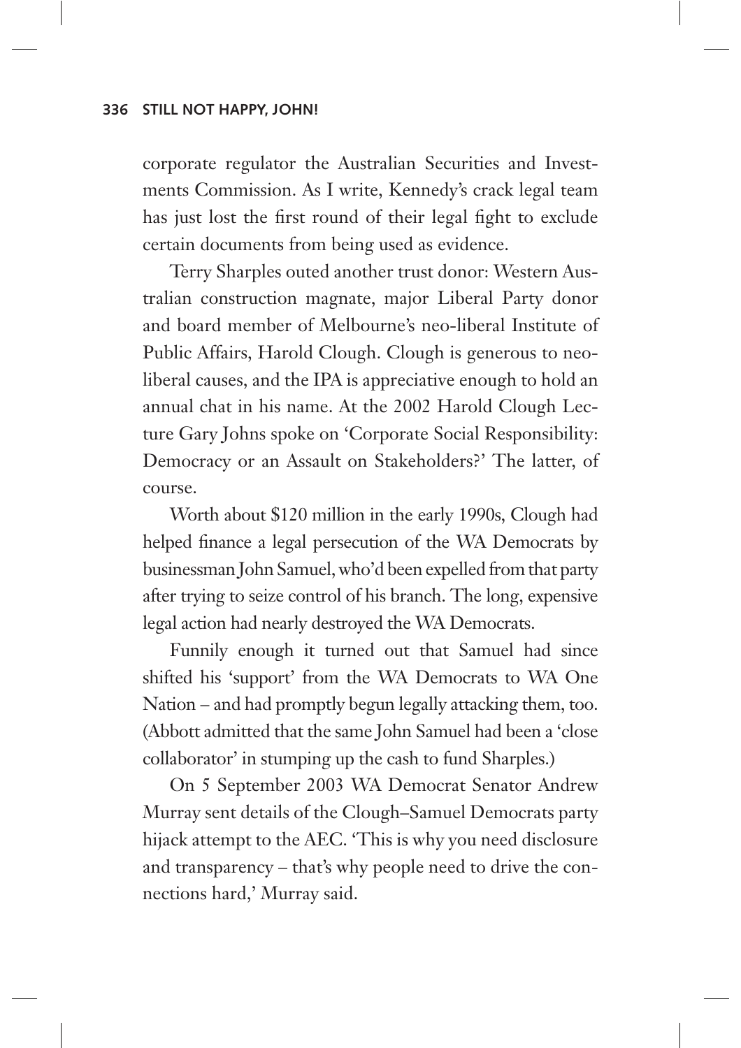corporate regulator the Australian Securities and Investments Commission. As I write, Kennedy's crack legal team has just lost the first round of their legal fight to exclude certain documents from being used as evidence.

Terry Sharples outed another trust donor: Western Australian construction magnate, major Liberal Party donor and board member of Melbourne's neo-liberal Institute of Public Affairs, Harold Clough. Clough is generous to neo-liberal causes, and the IPA is appreciative enough to hold an annual chat in his name. At the 2002 Harold Clough Lecture Gary Johns spoke on 'Corporate Social Responsibility: Democracy or an Assault on Stakeholders?' The latter, of course.

Worth about $120 million in the early 1990s, Clough had helped finance a legal persecution of the WA Democrats by businessman John Samuel, who'd been expelled from that party after trying to seize control of his branch. The long, expensive legal action had nearly destroyed the WA Democrats.

Funnily enough it turned out that Samuel had since shifted his 'support' from the WA Democrats to WA One Nation – and had promptly begun legally attacking them, too. (Abbott admitted that the same John Samuel had been a 'close collaborator' in stumping up the cash to fund Sharples.)

On 5 September 2003 WA Democrat Senator Andrew Murray sent details of the Clough–Samuel Democrats party hijack attempt to the AEC. 'This is why you need disclosure and transparency – that's why people need to drive the connections hard,' Murray said.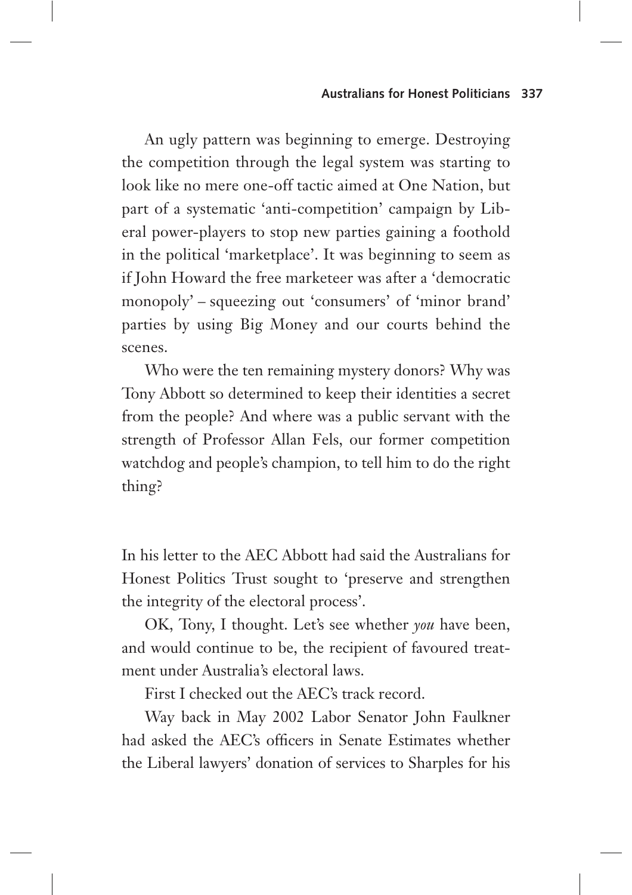An ugly pattern was beginning to emerge. Destroying the competition through the legal system was starting to look like no mere one-off tactic aimed at One Nation, but part of a systematic 'anti-competition' campaign by Liberal power-players to stop new parties gaining a foothold in the political 'marketplace'. It was beginning to seem as if John Howard the free marketeer was after a 'democratic monopoly' – squeezing out 'consumers' of 'minor brand' parties by using Big Money and our courts behind the scenes.

Who were the ten remaining mystery donors? Why was Tony Abbott so determined to keep their identities a secret from the people? And where was a public servant with the strength of Professor Allan Fels, our former competition watchdog and people's champion, to tell him to do the right thing?

In his letter to the AEC Abbott had said the Australians for Honest Politics Trust sought to 'preserve and strengthen the integrity of the electoral process'.

OK, Tony, I thought. Let's see whether *you* have been, and would continue to be, the recipient of favoured treatment under Australia's electoral laws.

First I checked out the AEC's track record.

Way back in May 2002 Labor Senator John Faulkner had asked the AEC's officers in Senate Estimates whether the Liberal lawyers' donation of services to Sharples for his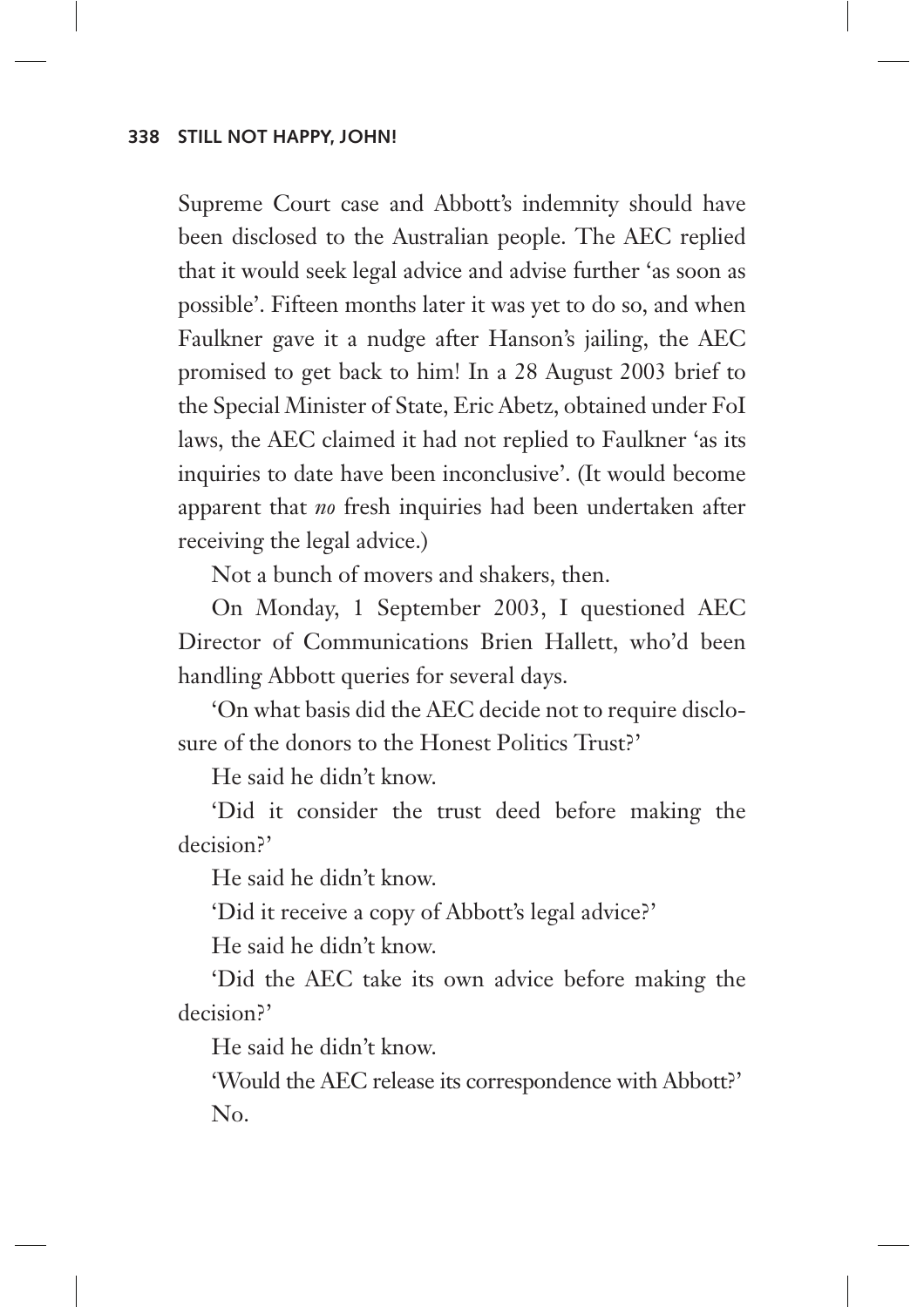Supreme Court case and Abbott's indemnity should have been disclosed to the Australian people. The AEC replied that it would seek legal advice and advise further 'as soon as possible'. Fifteen months later it was yet to do so, and when Faulkner gave it a nudge after Hanson's jailing, the AEC promised to get back to him! In a 28 August 2003 brief to the Special Minister of State, Eric Abetz, obtained under FoI laws, the AEC claimed it had not replied to Faulkner 'as its inquiries to date have been inconclusive'. (It would become apparent that *no* fresh inquiries had been undertaken after receiving the legal advice.)

Not a bunch of movers and shakers, then.

On Monday, 1 September 2003, I questioned AEC Director of Communications Brien Hallett, who'd been handling Abbott queries for several days.

'On what basis did the AEC decide not to require disclosure of the donors to the Honest Politics Trust?'

He said he didn't know.

'Did it consider the trust deed before making the decision?'

He said he didn't know.

'Did it receive a copy of Abbott's legal advice?'

He said he didn't know.

'Did the AEC take its own advice before making the decision?'

He said he didn't know.

'Would the AEC release its correspondence with Abbott?'

No.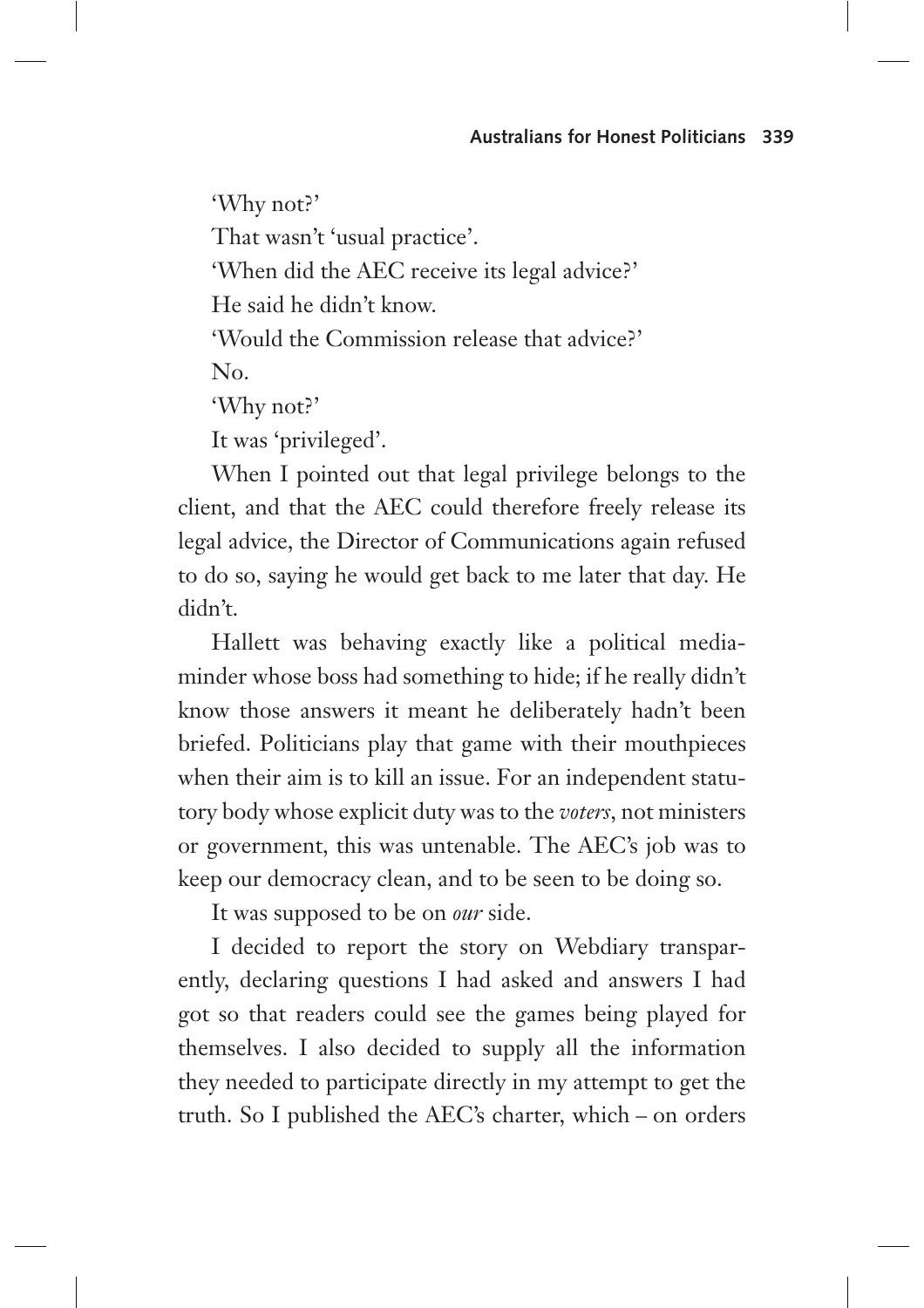'Why not?'

That wasn't 'usual practice'.

'When did the AEC receive its legal advice?'

He said he didn't know.

'Would the Commission release that advice?'

No.

'Why not?'

It was 'privileged'.

When I pointed out that legal privilege belongs to the client, and that the AEC could therefore freely release its legal advice, the Director of Communications again refused to do so, saying he would get back to me later that day. He didn't.

Hallett was behaving exactly like a political media-minder whose boss had something to hide; if he really didn't know those answers it meant he deliberately hadn't been briefed. Politicians play that game with their mouthpieces when their aim is to kill an issue. For an independent statutory body whose explicit duty was to the *voters*, not ministers or government, this was untenable. The AEC's job was to keep our democracy clean, and to be seen to be doing so.

It was supposed to be on *our* side.

I decided to report the story on Webdiary transparently, declaring questions I had asked and answers I had got so that readers could see the games being played for themselves. I also decided to supply all the information they needed to participate directly in my attempt to get the truth. So I published the AEC's charter, which – on orders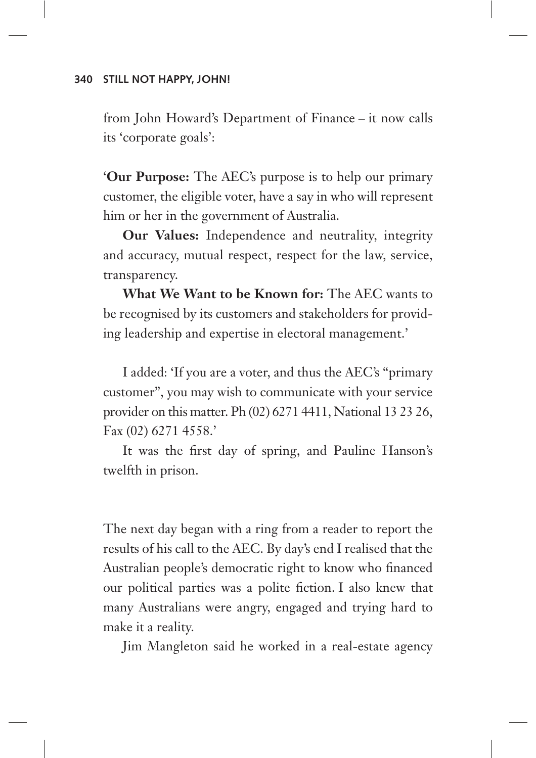from John Howard's Department of Finance – it now calls its 'corporate goals':

'**Our Purpose:** The AEC's purpose is to help our primary customer, the eligible voter, have a say in who will represent him or her in the government of Australia.

**Our Values:** Independence and neutrality, integrity and accuracy, mutual respect, respect for the law, service, transparency.

**What We Want to be Known for:** The AEC wants to be recognised by its customers and stakeholders for providing leadership and expertise in electoral management.'

I added: 'If you are a voter, and thus the AEC's "primary customer", you may wish to communicate with your service provider on this matter. Ph (02) 6271 4411, National 13 23 26, Fax (02) 6271 4558.'

It was the first day of spring, and Pauline Hanson's twelfth in prison.

The next day began with a ring from a reader to report the results of his call to the AEC. By day's end I realised that the Australian people's democratic right to know who financed our political parties was a polite fiction. I also knew that many Australians were angry, engaged and trying hard to make it a reality.

Jim Mangleton said he worked in a real-estate agency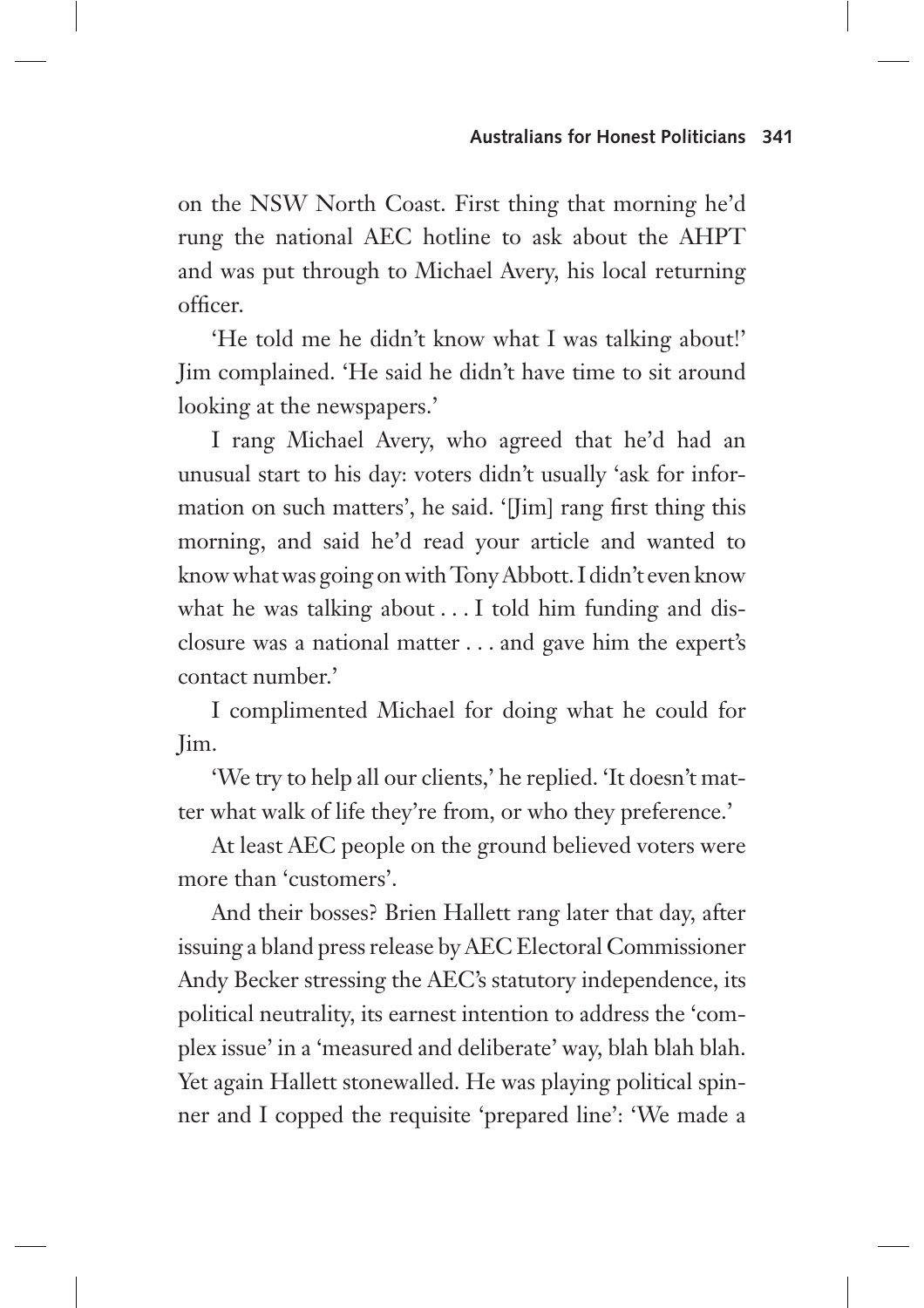on the NSW North Coast. First thing that morning he'd rung the national AEC hotline to ask about the AHPT and was put through to Michael Avery, his local returning officer.

'He told me he didn't know what I was talking about!' Jim complained. 'He said he didn't have time to sit around looking at the newspapers.'

I rang Michael Avery, who agreed that he'd had an unusual start to his day: voters didn't usually 'ask for information on such matters', he said. '[Jim] rang first thing this morning, and said he'd read your article and wanted to know what was going on with Tony Abbott. I didn't even know what he was talking about . . . I told him funding and disclosure was a national matter . . . and gave him the expert's contact number.'

I complimented Michael for doing what he could for Jim.

'We try to help all our clients,' he replied. 'It doesn't matter what walk of life they're from, or who they preference.'

At least AEC people on the ground believed voters were more than 'customers'.

And their bosses? Brien Hallett rang later that day, after issuing a bland press release by AEC Electoral Commissioner Andy Becker stressing the AEC's statutory independence, its political neutrality, its earnest intention to address the 'complex issue' in a 'measured and deliberate' way, blah blah blah. Yet again Hallett stonewalled. He was playing political spinner and I copped the requisite 'prepared line': 'We made a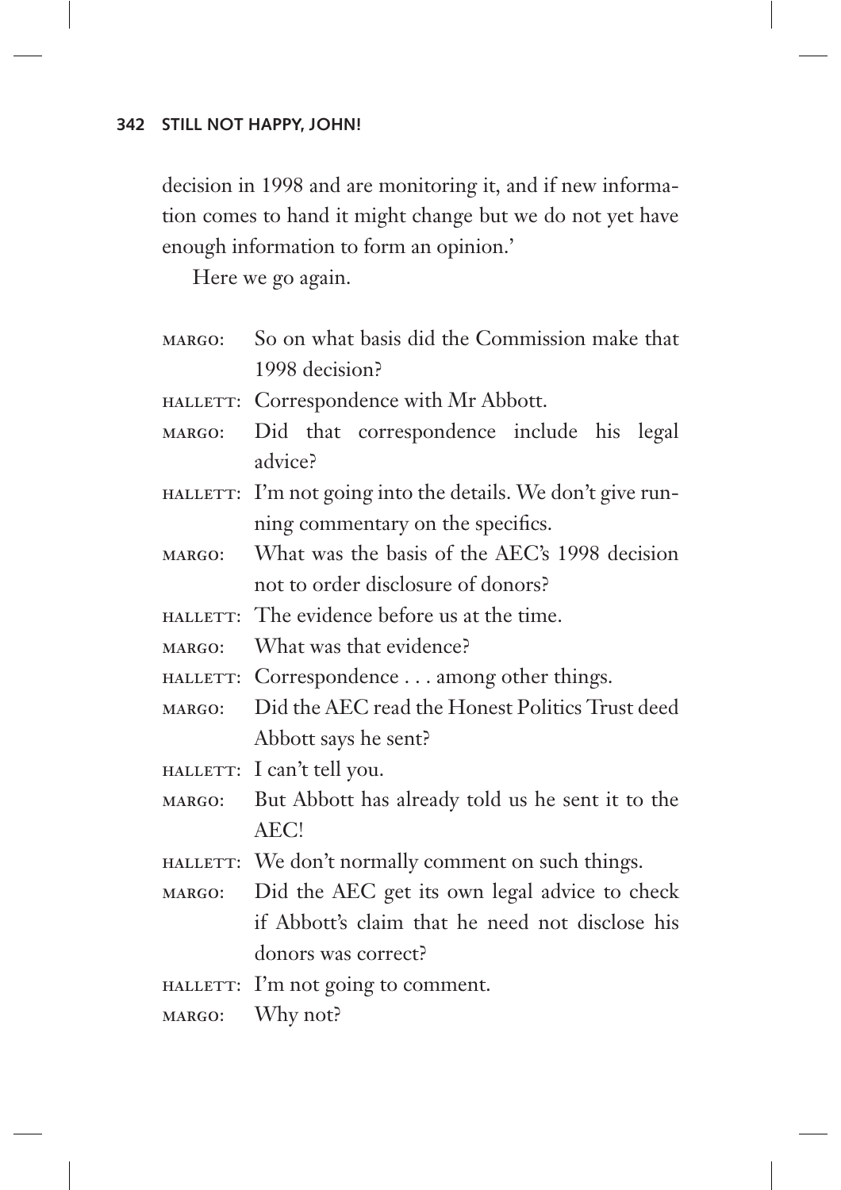decision in 1998 and are monitoring it, and if new information comes to hand it might change but we do not yet have enough information to form an opinion.'

Here we go again.

MARGO: So on what basis did the Commission make that 1998 decision?

HALLETT: Correspondence with Mr Abbott.

MARGO: Did that correspondence include his legal advice?

HALLETT: I'm not going into the details. We don't give running commentary on the specifics.

MARGO: What was the basis of the AEC's 1998 decision not to order disclosure of donors?

HALLETT: The evidence before us at the time.

MARGO: What was that evidence?

HALLETT: Correspondence . . . among other things.

MARGO: Did the AEC read the Honest Politics Trust deed Abbott says he sent?

HALLETT: I can't tell you.

MARGO: But Abbott has already told us he sent it to the AEC!

HALLETT: We don't normally comment on such things.

MARGO: Did the AEC get its own legal advice to check if Abbott's claim that he need not disclose his donors was correct?

HALLETT: I'm not going to comment.

MARGO: Why not?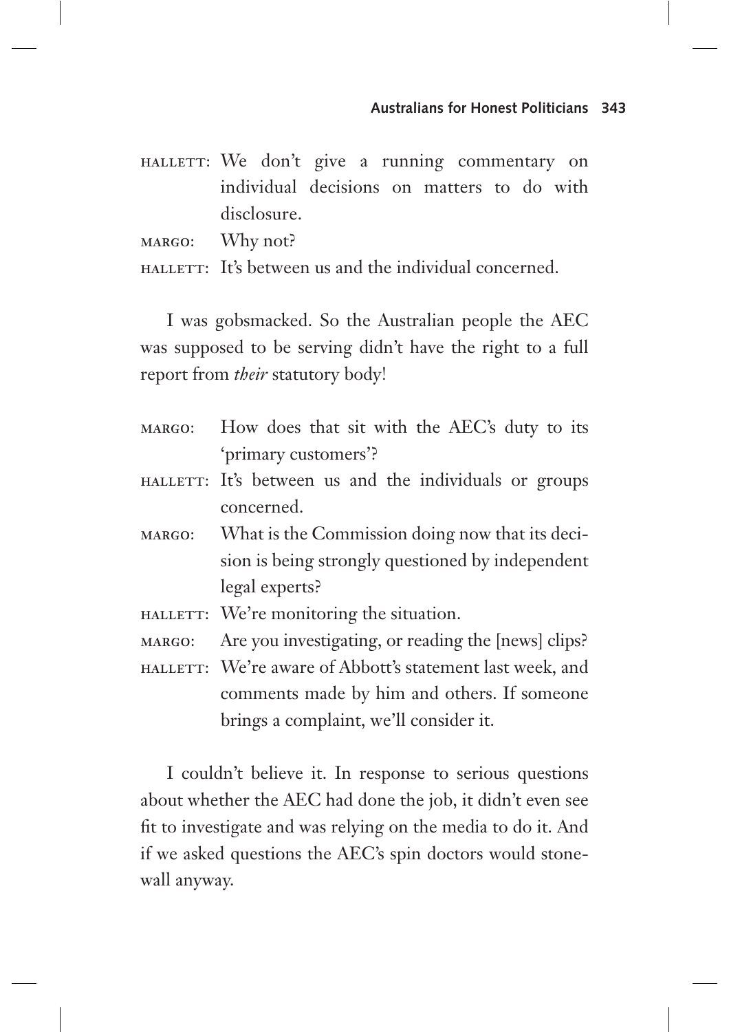HALLETT: We don't give a running commentary on individual decisions on matters to do with disclosure.

MARGO: Why not?

HALLETT: It's between us and the individual concerned.

I was gobsmacked. So the Australian people the AEC was supposed to be serving didn't have the right to a full report from *their* statutory body!

MARGO: How does that sit with the AEC's duty to its 'primary customers'?

HALLETT: It's between us and the individuals or groups concerned.

MARGO: What is the Commission doing now that its decision is being strongly questioned by independent legal experts?

HALLETT: We're monitoring the situation.

MARGO: Are you investigating, or reading the [news] clips?

HALLETT: We're aware of Abbott's statement last week, and comments made by him and others. If someone brings a complaint, we'll consider it.

I couldn't believe it. In response to serious questions about whether the AEC had done the job, it didn't even see fit to investigate and was relying on the media to do it. And if we asked questions the AEC's spin doctors would stonewall anyway.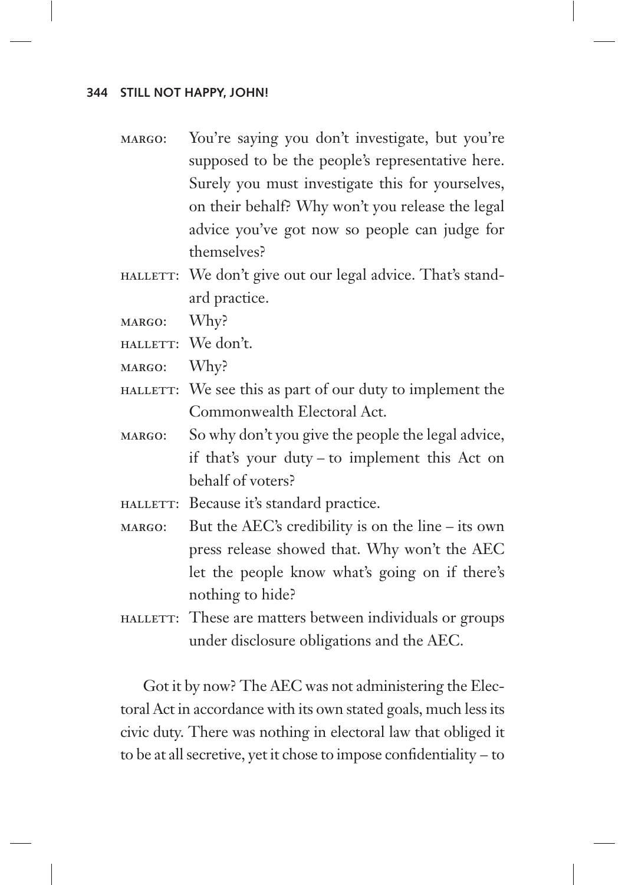MARGO: You're saying you don't investigate, but you're supposed to be the people's representative here. Surely you must investigate this for yourselves, on their behalf? Why won't you release the legal advice you've got now so people can judge for themselves?

HALLETT: We don't give out our legal advice. That's standard practice.

MARGO: Why?

HALLETT: We don't.

MARGO: Why?

HALLETT: We see this as part of our duty to implement the Commonwealth Electoral Act.

MARGO: So why don't you give the people the legal advice, if that's your duty – to implement this Act on behalf of voters?

HALLETT: Because it's standard practice.

MARGO: But the AEC's credibility is on the line – its own press release showed that. Why won't the AEC let the people know what's going on if there's nothing to hide?

HALLETT: These are matters between individuals or groups under disclosure obligations and the AEC.

Got it by now? The AEC was not administering the Electoral Act in accordance with its own stated goals, much less its civic duty. There was nothing in electoral law that obliged it to be at all secretive, yet it chose to impose confidentiality – to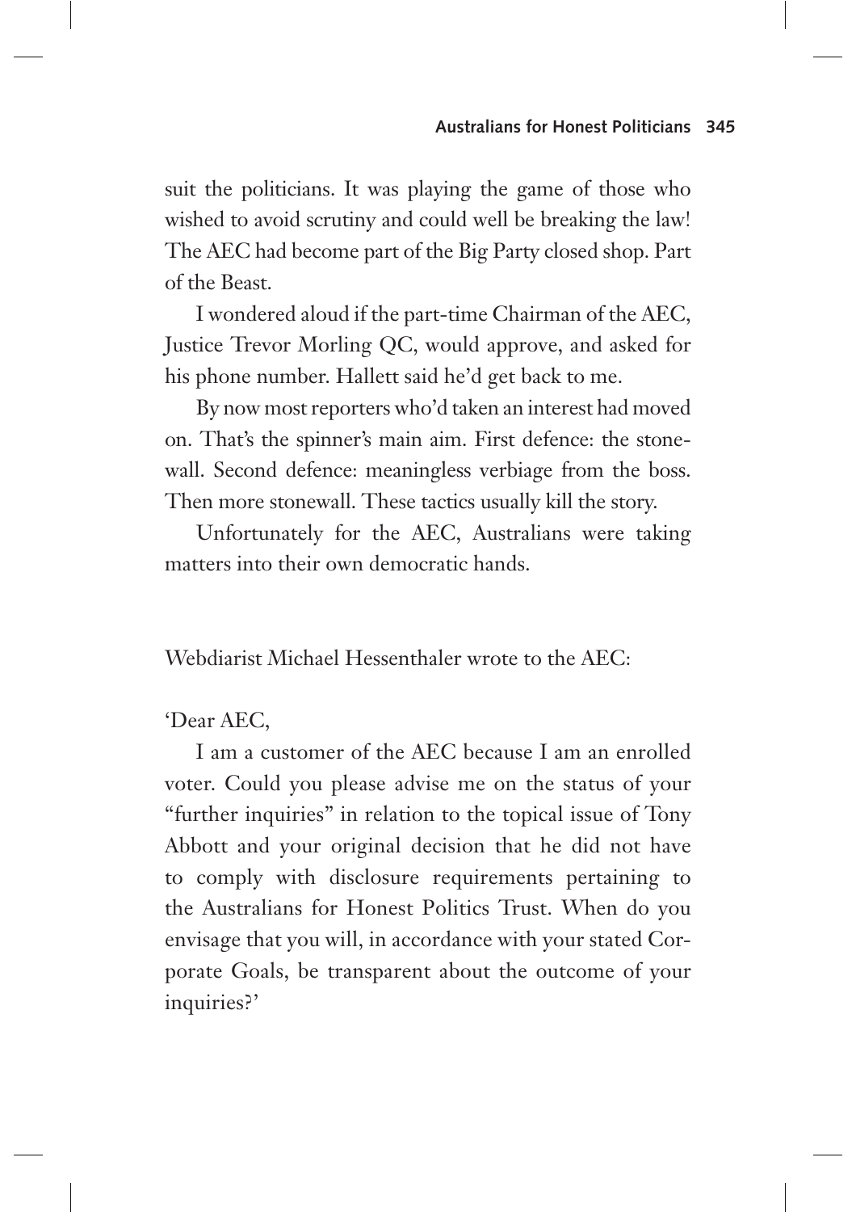suit the politicians. It was playing the game of those who wished to avoid scrutiny and could well be breaking the law! The AEC had become part of the Big Party closed shop. Part of the Beast.

I wondered aloud if the part-time Chairman of the AEC, Justice Trevor Morling QC, would approve, and asked for his phone number. Hallett said he'd get back to me.

By now most reporters who'd taken an interest had moved on. That's the spinner's main aim. First defence: the stonewall. Second defence: meaningless verbiage from the boss. Then more stonewall. These tactics usually kill the story.

Unfortunately for the AEC, Australians were taking matters into their own democratic hands.

Webdiarist Michael Hessenthaler wrote to the AEC:

'Dear AEC,

I am a customer of the AEC because I am an enrolled voter. Could you please advise me on the status of your "further inquiries" in relation to the topical issue of Tony Abbott and your original decision that he did not have to comply with disclosure requirements pertaining to the Australians for Honest Politics Trust. When do you envisage that you will, in accordance with your stated Corporate Goals, be transparent about the outcome of your inquiries?'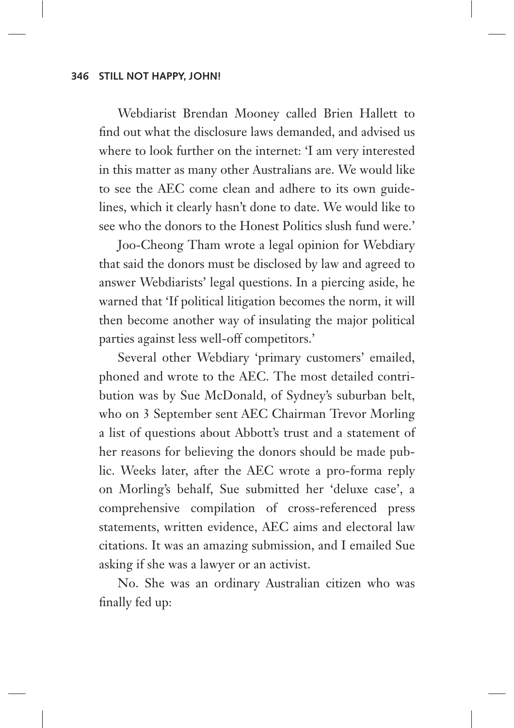Webdiarist Brendan Mooney called Brien Hallett to find out what the disclosure laws demanded, and advised us where to look further on the internet: 'I am very interested in this matter as many other Australians are. We would like to see the AEC come clean and adhere to its own guidelines, which it clearly hasn't done to date. We would like to see who the donors to the Honest Politics slush fund were.'

Joo-Cheong Tham wrote a legal opinion for Webdiary that said the donors must be disclosed by law and agreed to answer Webdiarists' legal questions. In a piercing aside, he warned that 'If political litigation becomes the norm, it will then become another way of insulating the major political parties against less well-off competitors.'

Several other Webdiary 'primary customers' emailed, phoned and wrote to the AEC. The most detailed contribution was by Sue McDonald, of Sydney's suburban belt, who on 3 September sent AEC Chairman Trevor Morling a list of questions about Abbott's trust and a statement of her reasons for believing the donors should be made public. Weeks later, after the AEC wrote a pro-forma reply on Morling's behalf, Sue submitted her 'deluxe case', a comprehensive compilation of cross-referenced press statements, written evidence, AEC aims and electoral law citations. It was an amazing submission, and I emailed Sue asking if she was a lawyer or an activist.

No. She was an ordinary Australian citizen who was finally fed up: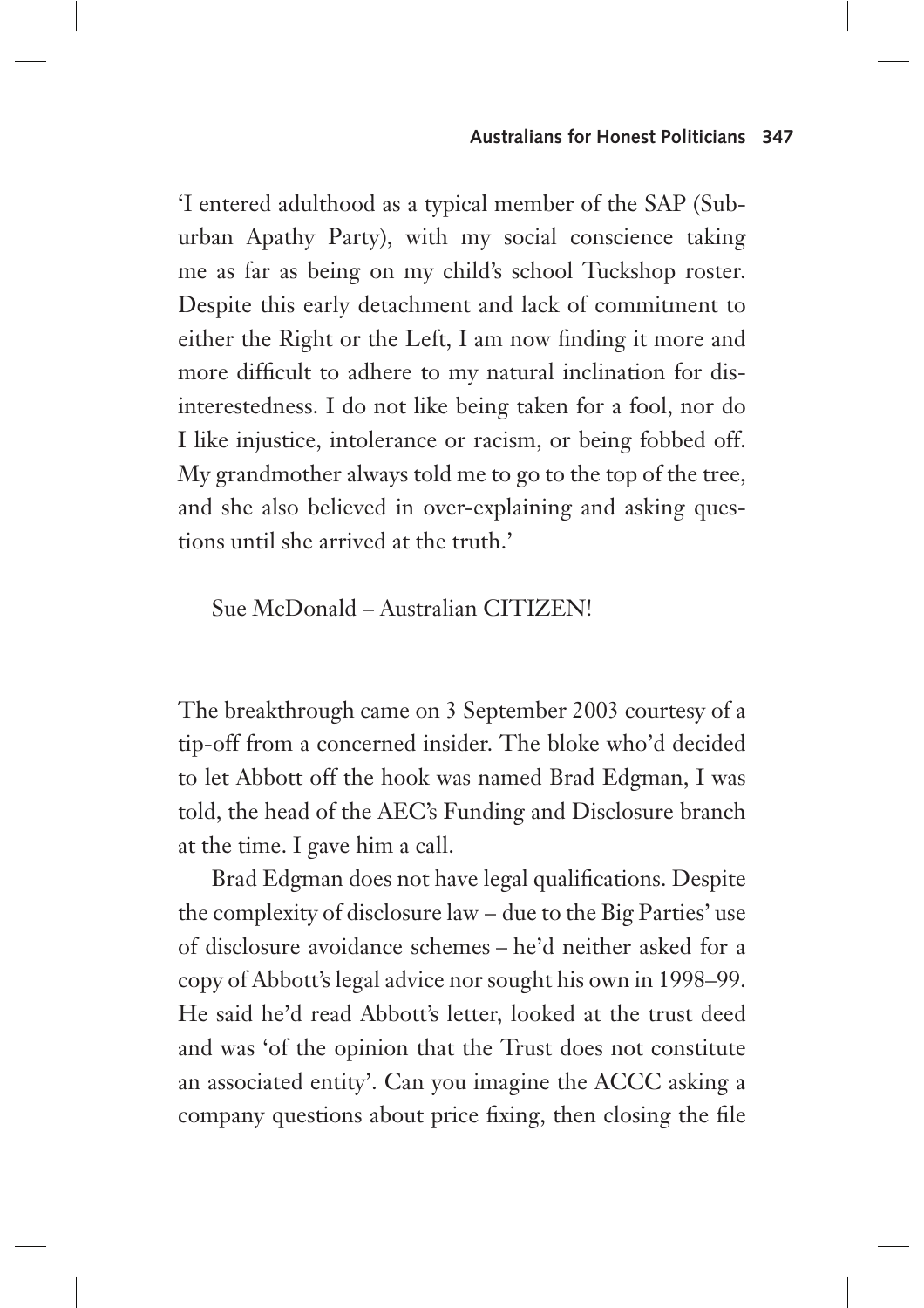'I entered adulthood as a typical member of the SAP (Suburban Apathy Party), with my social conscience taking me as far as being on my child's school Tuckshop roster. Despite this early detachment and lack of commitment to either the Right or the Left, I am now finding it more and more difficult to adhere to my natural inclination for disinterestedness. I do not like being taken for a fool, nor do I like injustice, intolerance or racism, or being fobbed off. My grandmother always told me to go to the top of the tree, and she also believed in over-explaining and asking questions until she arrived at the truth.'

Sue McDonald – Australian CITIZEN!

The breakthrough came on 3 September 2003 courtesy of a tip-off from a concerned insider. The bloke who'd decided to let Abbott off the hook was named Brad Edgman, I was told, the head of the AEC's Funding and Disclosure branch at the time. I gave him a call.

Brad Edgman does not have legal qualifications. Despite the complexity of disclosure law – due to the Big Parties' use of disclosure avoidance schemes – he'd neither asked for a copy of Abbott's legal advice nor sought his own in 1998–99. He said he'd read Abbott's letter, looked at the trust deed and was 'of the opinion that the Trust does not constitute an associated entity'. Can you imagine the ACCC asking a company questions about price fixing, then closing the file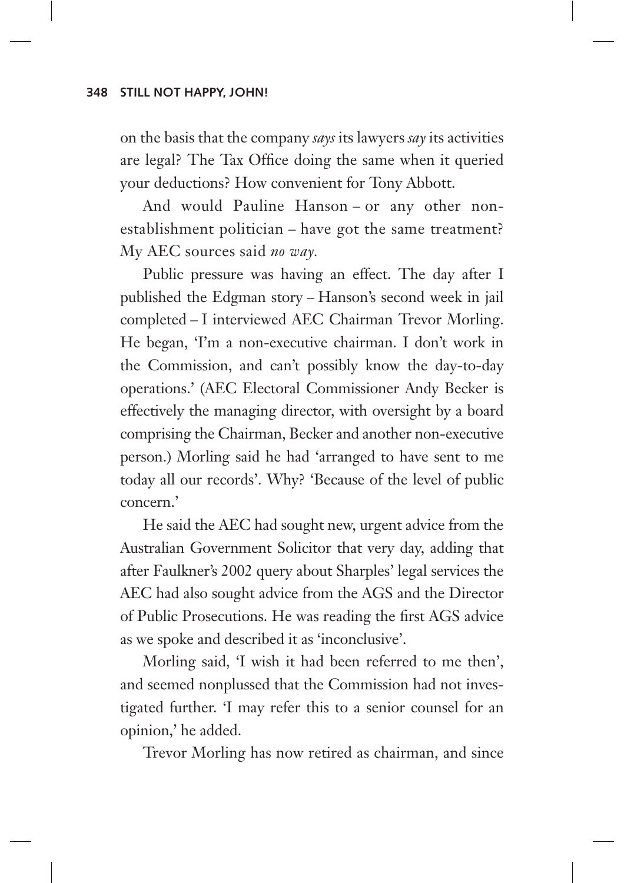on the basis that the company *says* its lawyers *say* its activities are legal? The Tax Office doing the same when it queried your deductions? How convenient for Tony Abbott.

And would Pauline Hanson – or any other non-establishment politician – have got the same treatment? My AEC sources said *no way*.

Public pressure was having an effect. The day after I published the Edgman story – Hanson's second week in jail completed – I interviewed AEC Chairman Trevor Morling. He began, 'I'm a non-executive chairman. I don't work in the Commission, and can't possibly know the day-to-day operations.' (AEC Electoral Commissioner Andy Becker is effectively the managing director, with oversight by a board comprising the Chairman, Becker and another non-executive person.) Morling said he had 'arranged to have sent to me today all our records'. Why? 'Because of the level of public concern.'

He said the AEC had sought new, urgent advice from the Australian Government Solicitor that very day, adding that after Faulkner's 2002 query about Sharples' legal services the AEC had also sought advice from the AGS and the Director of Public Prosecutions. He was reading the first AGS advice as we spoke and described it as 'inconclusive'.

Morling said, 'I wish it had been referred to me then', and seemed nonplussed that the Commission had not investigated further. 'I may refer this to a senior counsel for an opinion,' he added.

Trevor Morling has now retired as chairman, and since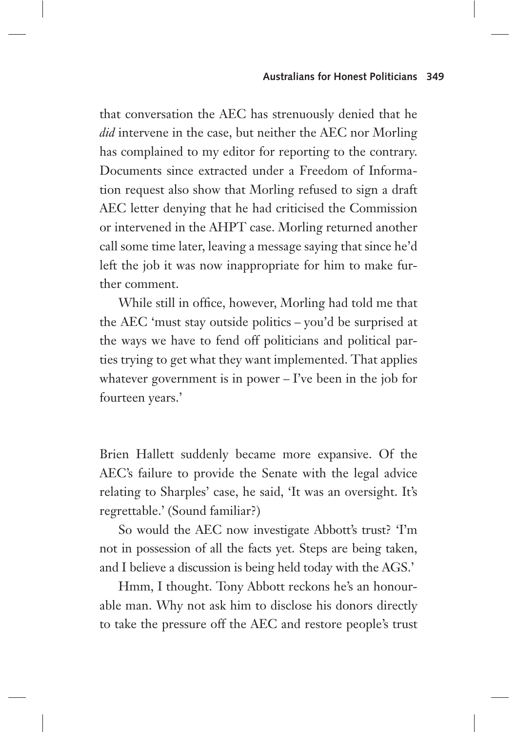that conversation the AEC has strenuously denied that he *did* intervene in the case, but neither the AEC nor Morling has complained to my editor for reporting to the contrary. Documents since extracted under a Freedom of Information request also show that Morling refused to sign a draft AEC letter denying that he had criticised the Commission or intervened in the AHPT case. Morling returned another call some time later, leaving a message saying that since he'd left the job it was now inappropriate for him to make further comment.

While still in office, however, Morling had told me that the AEC 'must stay outside politics – you'd be surprised at the ways we have to fend off politicians and political parties trying to get what they want implemented. That applies whatever government is in power – I've been in the job for fourteen years.'

Brien Hallett suddenly became more expansive. Of the AEC's failure to provide the Senate with the legal advice relating to Sharples' case, he said, 'It was an oversight. It's regrettable.' (Sound familiar?)

So would the AEC now investigate Abbott's trust? 'I'm not in possession of all the facts yet. Steps are being taken, and I believe a discussion is being held today with the AGS.'

Hmm, I thought. Tony Abbott reckons he's an honourable man. Why not ask him to disclose his donors directly to take the pressure off the AEC and restore people's trust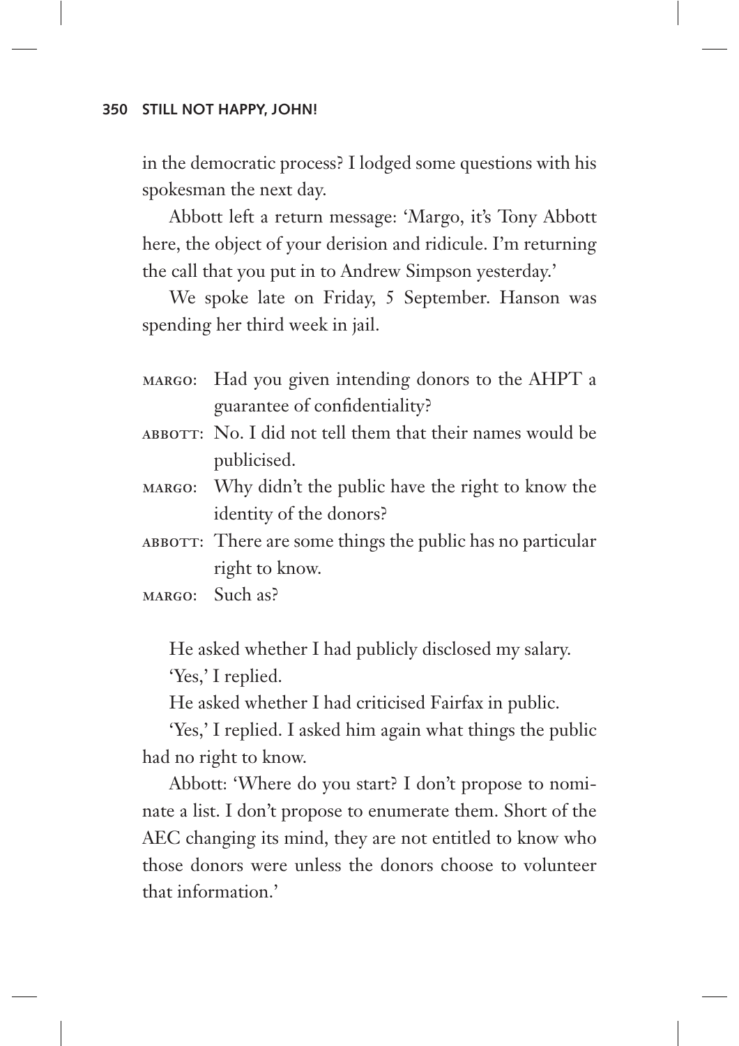in the democratic process? I lodged some questions with his spokesman the next day.

Abbott left a return message: 'Margo, it's Tony Abbott here, the object of your derision and ridicule. I'm returning the call that you put in to Andrew Simpson yesterday.'

We spoke late on Friday, 5 September. Hanson was spending her third week in jail.

MARGO: Had you given intending donors to the AHPT a guarantee of confidentiality?

ABBOTT: No. I did not tell them that their names would be publicised.

MARGO: Why didn't the public have the right to know the identity of the donors?

ABBOTT: There are some things the public has no particular right to know.

MARGO: Such as?

He asked whether I had publicly disclosed my salary.

'Yes,' I replied.

He asked whether I had criticised Fairfax in public.

'Yes,' I replied. I asked him again what things the public had no right to know.

Abbott: 'Where do you start? I don't propose to nominate a list. I don't propose to enumerate them. Short of the AEC changing its mind, they are not entitled to know who those donors were unless the donors choose to volunteer that information.'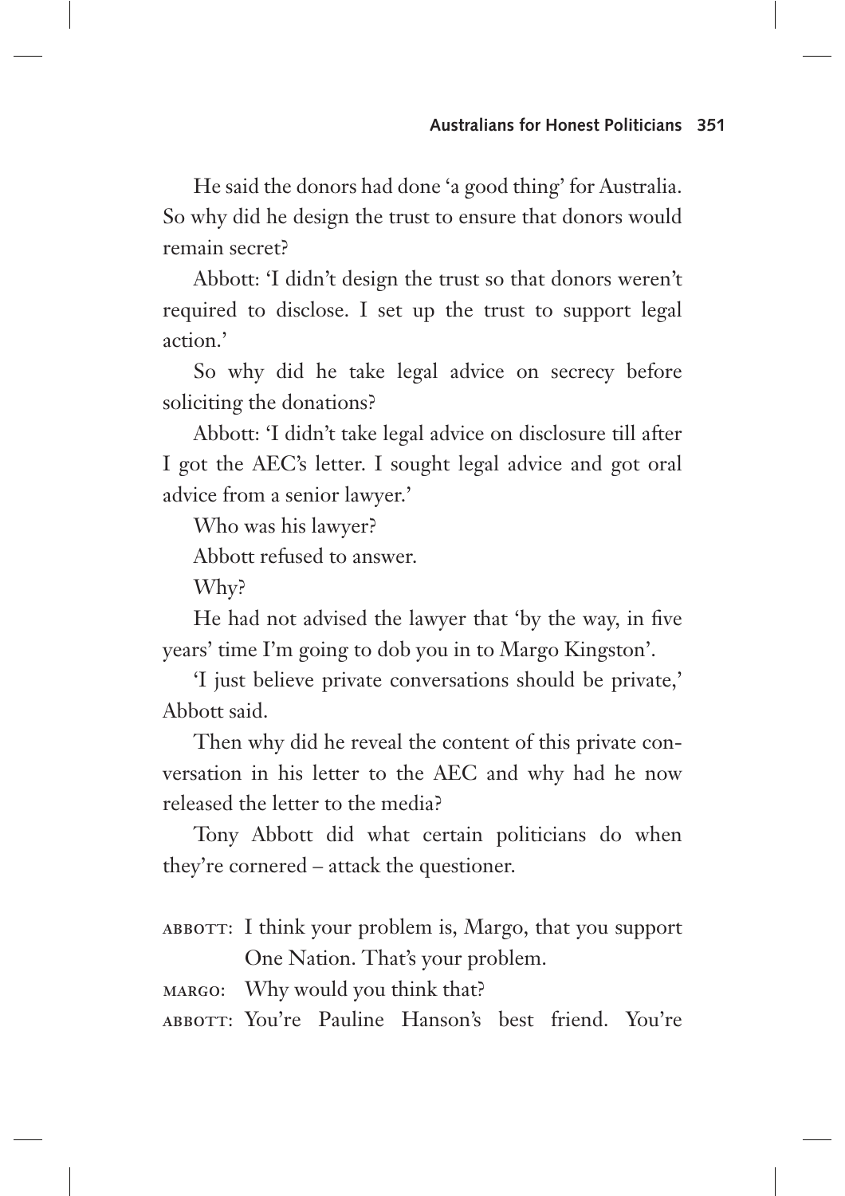He said the donors had done 'a good thing' for Australia. So why did he design the trust to ensure that donors would remain secret?

Abbott: 'I didn't design the trust so that donors weren't required to disclose. I set up the trust to support legal action.'

So why did he take legal advice on secrecy before soliciting the donations?

Abbott: 'I didn't take legal advice on disclosure till after I got the AEC's letter. I sought legal advice and got oral advice from a senior lawyer.'

Who was his lawyer?

Abbott refused to answer.

Why?

He had not advised the lawyer that 'by the way, in five years' time I'm going to dob you in to Margo Kingston'.

'I just believe private conversations should be private,' Abbott said.

Then why did he reveal the content of this private conversation in his letter to the AEC and why had he now released the letter to the media?

Tony Abbott did what certain politicians do when they're cornered – attack the questioner.

ABBOTT: I think your problem is, Margo, that you support One Nation. That's your problem.

MARGO: Why would you think that?

ABBOTT: You're Pauline Hanson's best friend. You're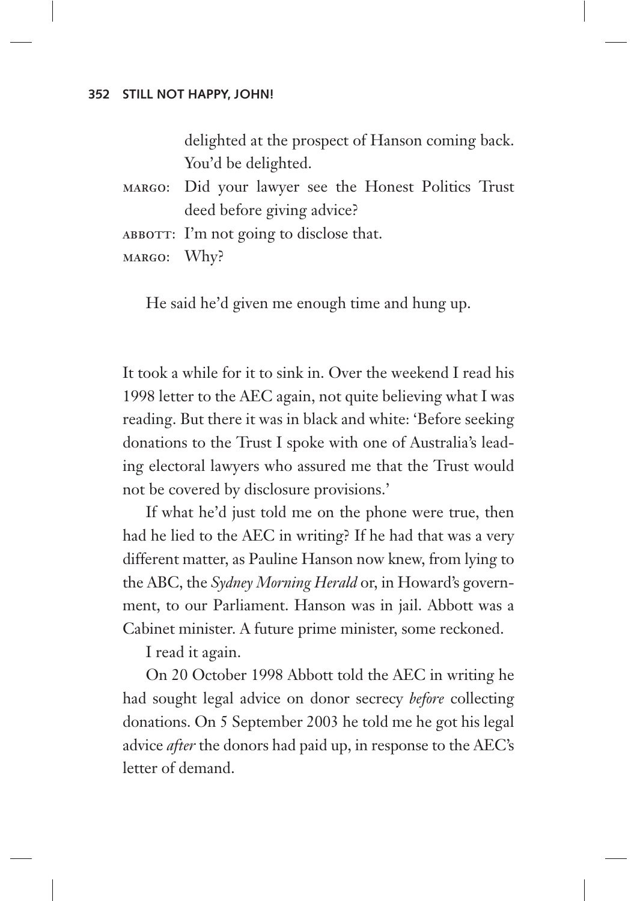delighted at the prospect of Hanson coming back. You'd be delighted.

MARGO: Did your lawyer see the Honest Politics Trust deed before giving advice?

ABBOTT: I'm not going to disclose that.

MARGO: Why?

He said he'd given me enough time and hung up.

It took a while for it to sink in. Over the weekend I read his 1998 letter to the AEC again, not quite believing what I was reading. But there it was in black and white: 'Before seeking donations to the Trust I spoke with one of Australia's leading electoral lawyers who assured me that the Trust would not be covered by disclosure provisions.'

If what he'd just told me on the phone were true, then had he lied to the AEC in writing? If he had that was a very different matter, as Pauline Hanson now knew, from lying to the ABC, the *Sydney Morning Herald* or, in Howard's government, to our Parliament. Hanson was in jail. Abbott was a Cabinet minister. A future prime minister, some reckoned.

I read it again.

On 20 October 1998 Abbott told the AEC in writing he had sought legal advice on donor secrecy *before* collecting donations. On 5 September 2003 he told me he got his legal advice *after* the donors had paid up, in response to the AEC's letter of demand.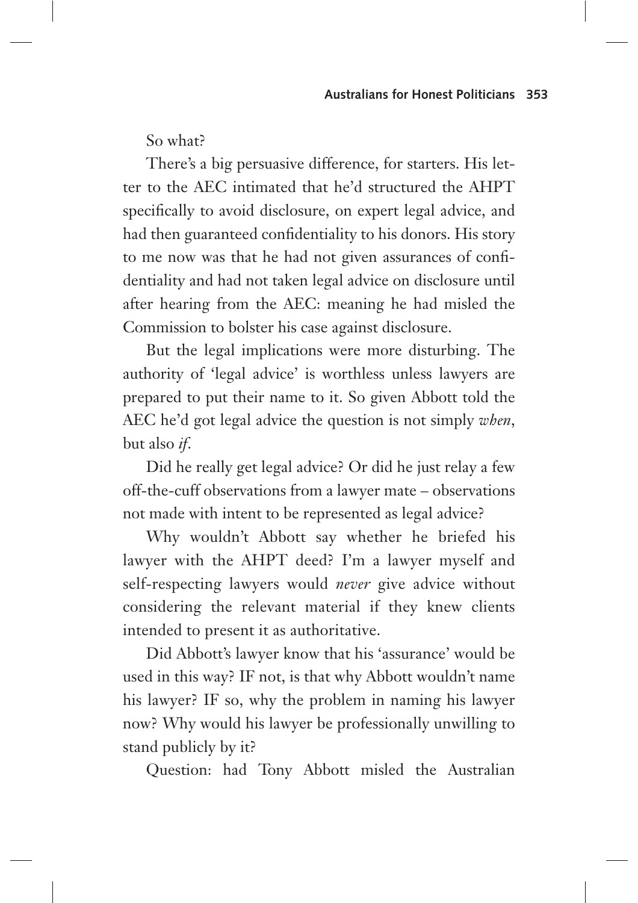So what?

There's a big persuasive difference, for starters. His letter to the AEC intimated that he'd structured the AHPT specifically to avoid disclosure, on expert legal advice, and had then guaranteed confidentiality to his donors. His story to me now was that he had not given assurances of confidentiality and had not taken legal advice on disclosure until after hearing from the AEC: meaning he had misled the Commission to bolster his case against disclosure.

But the legal implications were more disturbing. The authority of 'legal advice' is worthless unless lawyers are prepared to put their name to it. So given Abbott told the AEC he'd got legal advice the question is not simply *when*, but also *if*.

Did he really get legal advice? Or did he just relay a few off-the-cuff observations from a lawyer mate – observations not made with intent to be represented as legal advice?

Why wouldn't Abbott say whether he briefed his lawyer with the AHPT deed? I'm a lawyer myself and self-respecting lawyers would *never* give advice without considering the relevant material if they knew clients intended to present it as authoritative.

Did Abbott's lawyer know that his 'assurance' would be used in this way? IF not, is that why Abbott wouldn't name his lawyer? IF so, why the problem in naming his lawyer now? Why would his lawyer be professionally unwilling to stand publicly by it?

Question: had Tony Abbott misled the Australian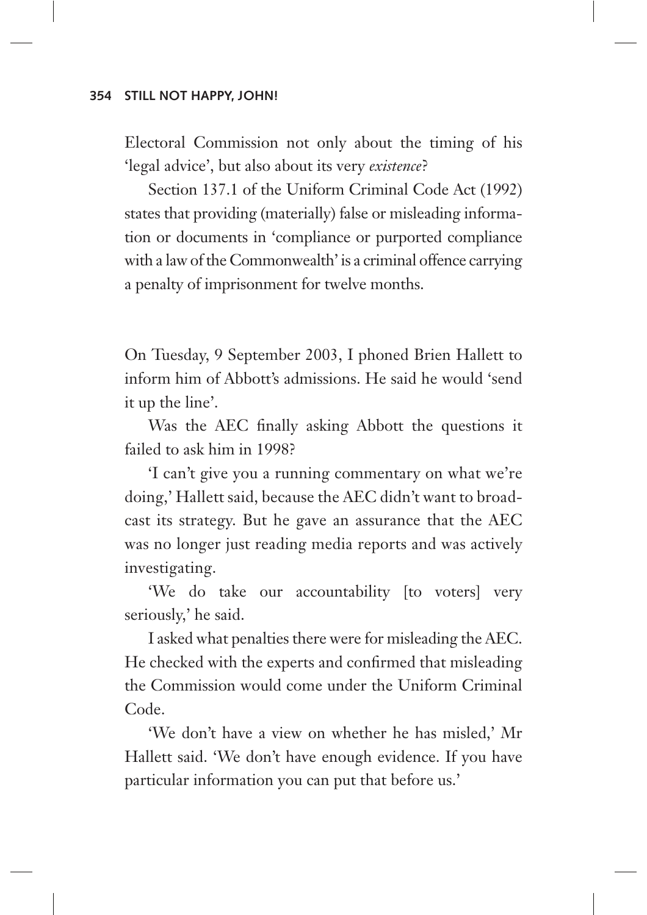Electoral Commission not only about the timing of his 'legal advice', but also about its very *existence*?

Section 137.1 of the Uniform Criminal Code Act (1992) states that providing (materially) false or misleading information or documents in 'compliance or purported compliance with a law of the Commonwealth' is a criminal offence carrying a penalty of imprisonment for twelve months.

On Tuesday, 9 September 2003, I phoned Brien Hallett to inform him of Abbott's admissions. He said he would 'send it up the line'.

Was the AEC finally asking Abbott the questions it failed to ask him in 1998?

'I can't give you a running commentary on what we're doing,' Hallett said, because the AEC didn't want to broadcast its strategy. But he gave an assurance that the AEC was no longer just reading media reports and was actively investigating.

'We do take our accountability [to voters] very seriously,' he said.

I asked what penalties there were for misleading the AEC. He checked with the experts and confirmed that misleading the Commission would come under the Uniform Criminal Code.

'We don't have a view on whether he has misled,' Mr Hallett said. 'We don't have enough evidence. If you have particular information you can put that before us.'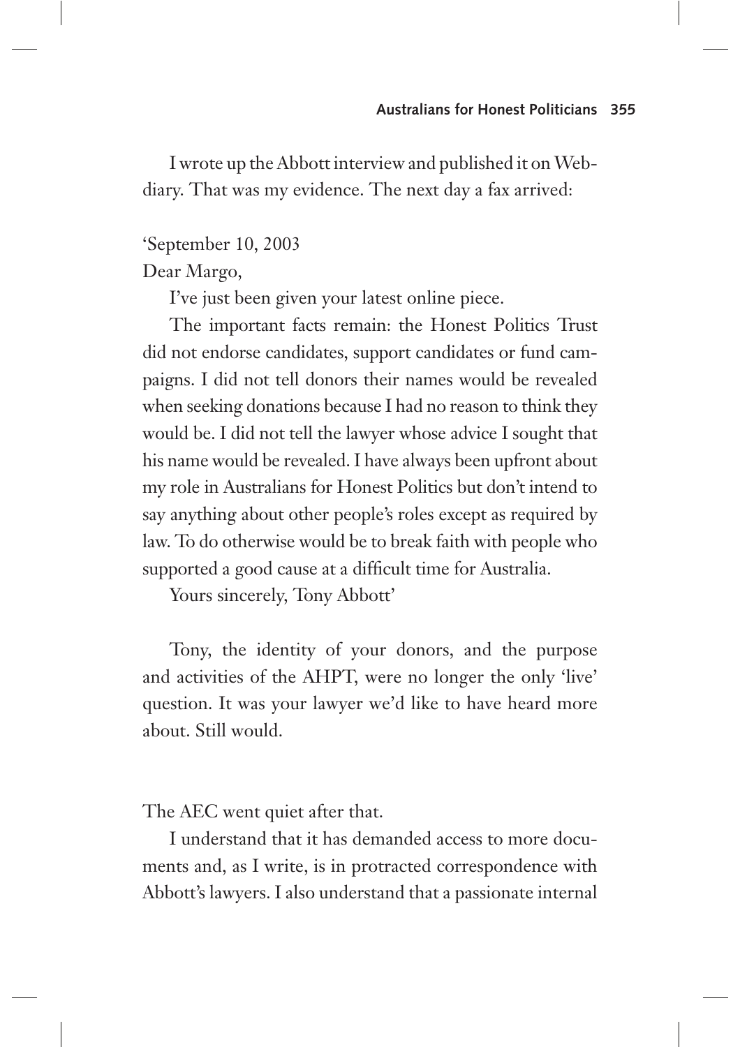I wrote up the Abbott interview and published it on Webdiary. That was my evidence. The next day a fax arrived:

'September 10, 2003

Dear Margo,

I've just been given your latest online piece.

The important facts remain: the Honest Politics Trust did not endorse candidates, support candidates or fund campaigns. I did not tell donors their names would be revealed when seeking donations because I had no reason to think they would be. I did not tell the lawyer whose advice I sought that his name would be revealed. I have always been upfront about my role in Australians for Honest Politics but don't intend to say anything about other people's roles except as required by law. To do otherwise would be to break faith with people who supported a good cause at a difficult time for Australia.

Yours sincerely, Tony Abbott'

Tony, the identity of your donors, and the purpose and activities of the AHPT, were no longer the only 'live' question. It was your lawyer we'd like to have heard more about. Still would.

The AEC went quiet after that.

I understand that it has demanded access to more documents and, as I write, is in protracted correspondence with Abbott's lawyers. I also understand that a passionate internal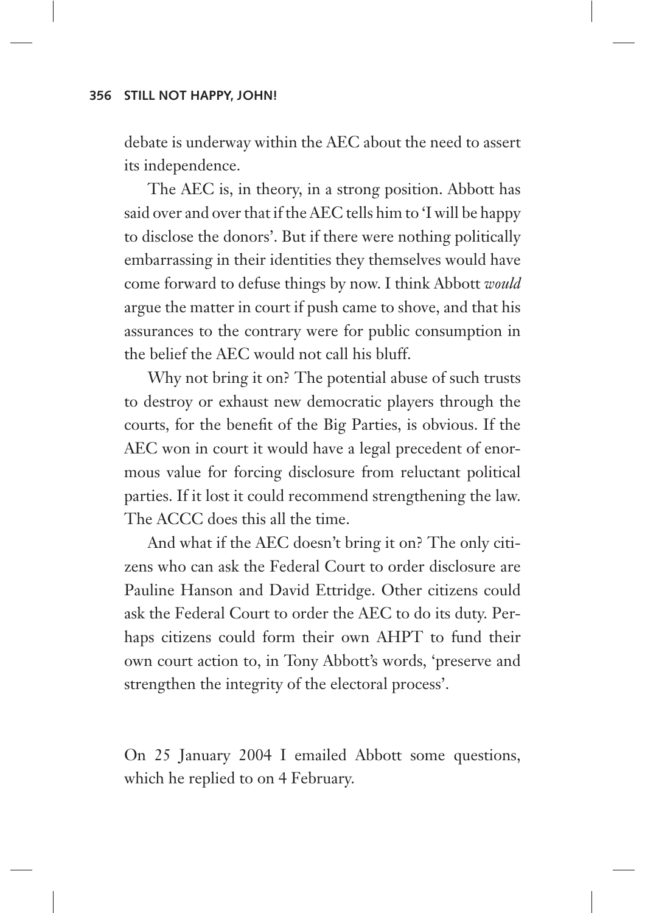debate is underway within the AEC about the need to assert its independence.

The AEC is, in theory, in a strong position. Abbott has said over and over that if the AEC tells him to 'I will be happy to disclose the donors'. But if there were nothing politically embarrassing in their identities they themselves would have come forward to defuse things by now. I think Abbott *would* argue the matter in court if push came to shove, and that his assurances to the contrary were for public consumption in the belief the AEC would not call his bluff.

Why not bring it on? The potential abuse of such trusts to destroy or exhaust new democratic players through the courts, for the benefit of the Big Parties, is obvious. If the AEC won in court it would have a legal precedent of enormous value for forcing disclosure from reluctant political parties. If it lost it could recommend strengthening the law. The ACCC does this all the time.

And what if the AEC doesn't bring it on? The only citizens who can ask the Federal Court to order disclosure are Pauline Hanson and David Ettridge. Other citizens could ask the Federal Court to order the AEC to do its duty. Perhaps citizens could form their own AHPT to fund their own court action to, in Tony Abbott's words, 'preserve and strengthen the integrity of the electoral process'.

On 25 January 2004 I emailed Abbott some questions, which he replied to on 4 February.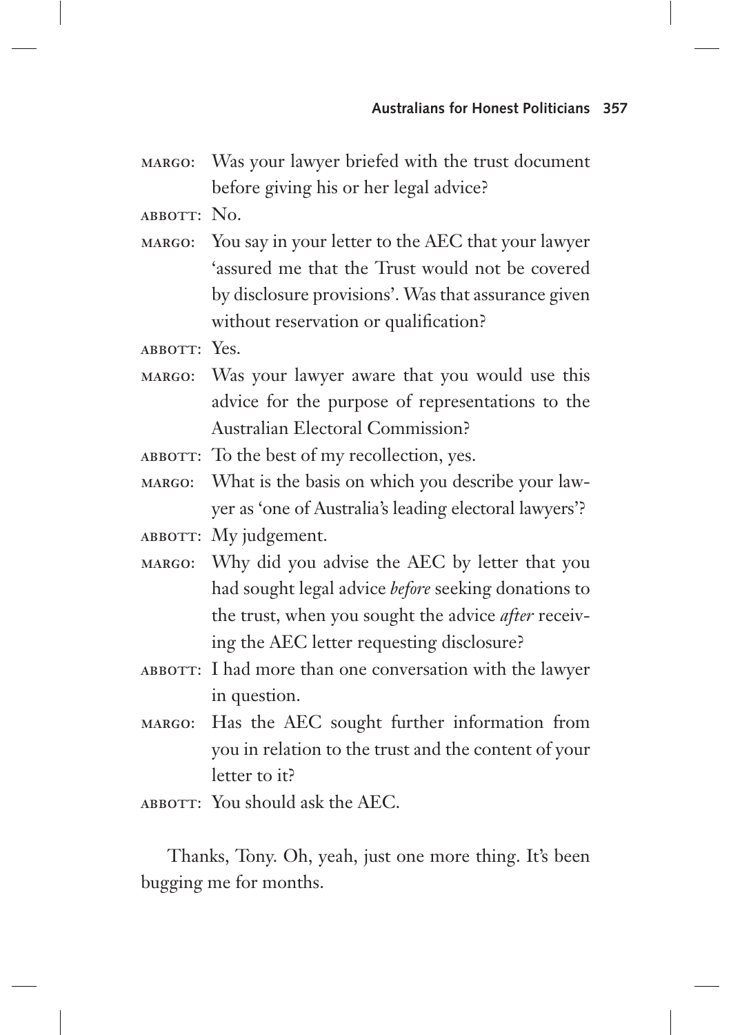MARGO: Was your lawyer briefed with the trust document before giving his or her legal advice?

ABBOTT: No.

MARGO: You say in your letter to the AEC that your lawyer 'assured me that the Trust would not be covered by disclosure provisions'. Was that assurance given without reservation or qualification?

ABBOTT: Yes.

MARGO: Was your lawyer aware that you would use this advice for the purpose of representations to the Australian Electoral Commission?

ABBOTT: To the best of my recollection, yes.

MARGO: What is the basis on which you describe your lawyer as 'one of Australia's leading electoral lawyers'?

ABBOTT: My judgement.

MARGO: Why did you advise the AEC by letter that you had sought legal advice *before* seeking donations to the trust, when you sought the advice *after* receiving the AEC letter requesting disclosure?

ABBOTT: I had more than one conversation with the lawyer in question.

MARGO: Has the AEC sought further information from you in relation to the trust and the content of your letter to it?

ABBOTT: You should ask the AEC.

Thanks, Tony. Oh, yeah, just one more thing. It's been bugging me for months.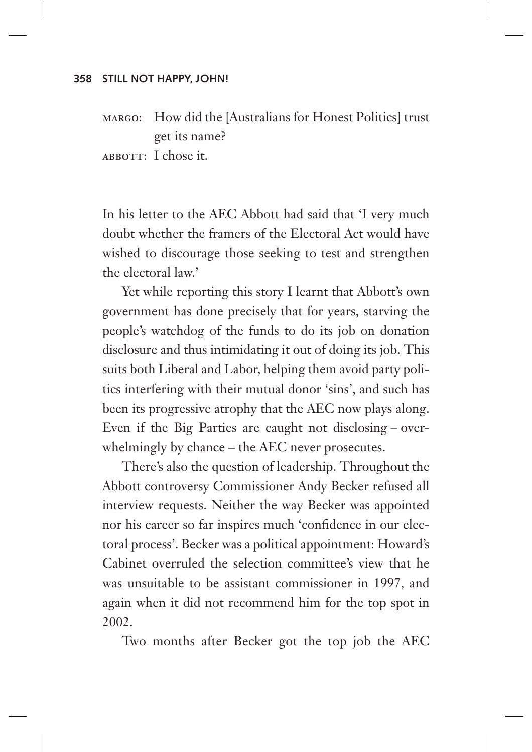MARGO: How did the [Australians for Honest Politics] trust get its name?

ABBOTT: I chose it.

In his letter to the AEC Abbott had said that 'I very much doubt whether the framers of the Electoral Act would have wished to discourage those seeking to test and strengthen the electoral law.'

Yet while reporting this story I learnt that Abbott's own government has done precisely that for years, starving the people's watchdog of the funds to do its job on donation disclosure and thus intimidating it out of doing its job. This suits both Liberal and Labor, helping them avoid party politics interfering with their mutual donor 'sins', and such has been its progressive atrophy that the AEC now plays along. Even if the Big Parties are caught not disclosing – overwhelmingly by chance – the AEC never prosecutes.

There's also the question of leadership. Throughout the Abbott controversy Commissioner Andy Becker refused all interview requests. Neither the way Becker was appointed nor his career so far inspires much 'confidence in our electoral process'. Becker was a political appointment: Howard's Cabinet overruled the selection committee's view that he was unsuitable to be assistant commissioner in 1997, and again when it did not recommend him for the top spot in 2002.

Two months after Becker got the top job the AEC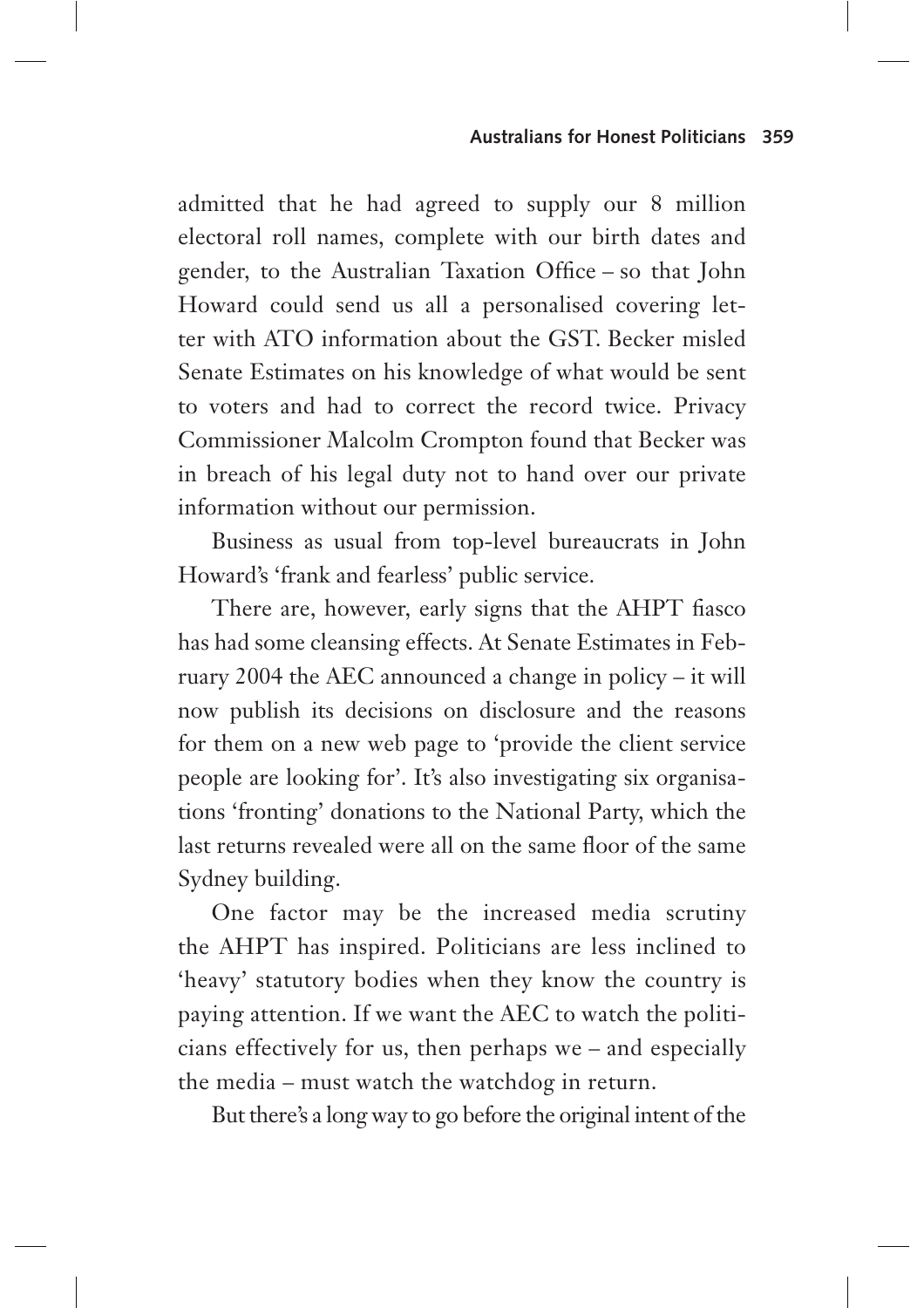admitted that he had agreed to supply our 8 million electoral roll names, complete with our birth dates and gender, to the Australian Taxation Office – so that John Howard could send us all a personalised covering letter with ATO information about the GST. Becker misled Senate Estimates on his knowledge of what would be sent to voters and had to correct the record twice. Privacy Commissioner Malcolm Crompton found that Becker was in breach of his legal duty not to hand over our private information without our permission.

Business as usual from top-level bureaucrats in John Howard's 'frank and fearless' public service.

There are, however, early signs that the AHPT fiasco has had some cleansing effects. At Senate Estimates in February 2004 the AEC announced a change in policy – it will now publish its decisions on disclosure and the reasons for them on a new web page to 'provide the client service people are looking for'. It's also investigating six organisations 'fronting' donations to the National Party, which the last returns revealed were all on the same floor of the same Sydney building.

One factor may be the increased media scrutiny the AHPT has inspired. Politicians are less inclined to 'heavy' statutory bodies when they know the country is paying attention. If we want the AEC to watch the politicians effectively for us, then perhaps we – and especially the media – must watch the watchdog in return.

But there's a long way to go before the original intent of the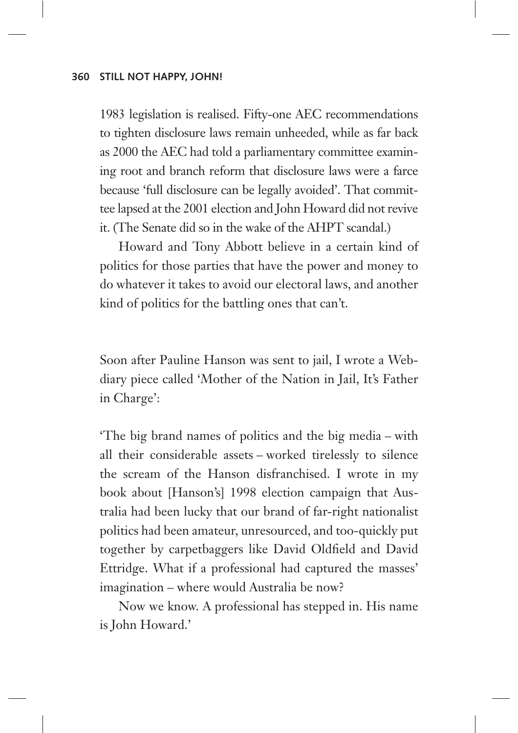1983 legislation is realised. Fifty-one AEC recommendations to tighten disclosure laws remain unheeded, while as far back as 2000 the AEC had told a parliamentary committee examining root and branch reform that disclosure laws were a farce because 'full disclosure can be legally avoided'. That committee lapsed at the 2001 election and John Howard did not revive it. (The Senate did so in the wake of the AHPT scandal.)

Howard and Tony Abbott believe in a certain kind of politics for those parties that have the power and money to do whatever it takes to avoid our electoral laws, and another kind of politics for the battling ones that can't.

Soon after Pauline Hanson was sent to jail, I wrote a Webdiary piece called 'Mother of the Nation in Jail, It's Father in Charge':

'The big brand names of politics and the big media – with all their considerable assets – worked tirelessly to silence the scream of the Hanson disfranchised. I wrote in my book about [Hanson's] 1998 election campaign that Australia had been lucky that our brand of far-right nationalist politics had been amateur, unresourced, and too-quickly put together by carpetbaggers like David Oldfield and David Ettridge. What if a professional had captured the masses' imagination – where would Australia be now?

Now we know. A professional has stepped in. His name is John Howard.'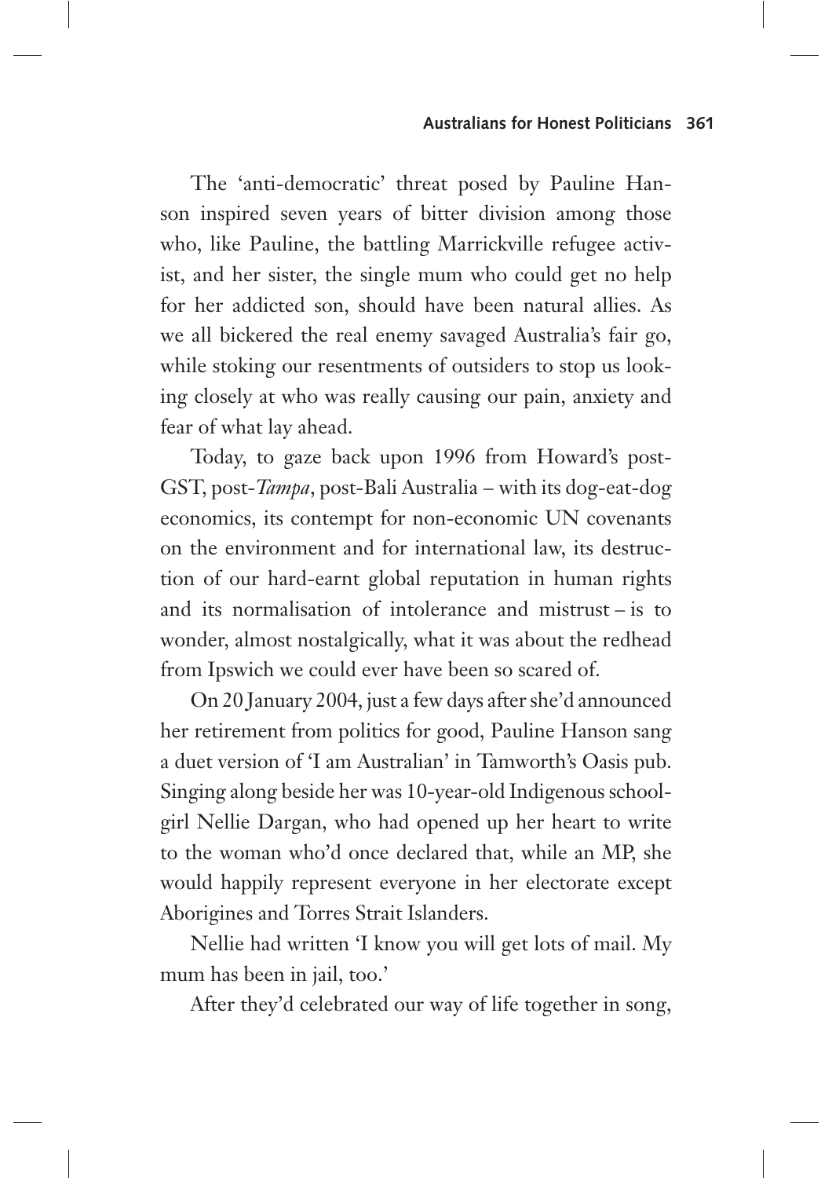The 'anti-democratic' threat posed by Pauline Hanson inspired seven years of bitter division among those who, like Pauline, the battling Marrickville refugee activist, and her sister, the single mum who could get no help for her addicted son, should have been natural allies. As we all bickered the real enemy savaged Australia's fair go, while stoking our resentments of outsiders to stop us looking closely at who was really causing our pain, anxiety and fear of what lay ahead.

Today, to gaze back upon 1996 from Howard's post-GST, post-*Tampa*, post-Bali Australia – with its dog-eat-dog economics, its contempt for non-economic UN covenants on the environment and for international law, its destruction of our hard-earnt global reputation in human rights and its normalisation of intolerance and mistrust – is to wonder, almost nostalgically, what it was about the redhead from Ipswich we could ever have been so scared of.

On 20 January 2004, just a few days after she'd announced her retirement from politics for good, Pauline Hanson sang a duet version of 'I am Australian' in Tamworth's Oasis pub. Singing along beside her was 10-year-old Indigenous schoolgirl Nellie Dargan, who had opened up her heart to write to the woman who'd once declared that, while an MP, she would happily represent everyone in her electorate except Aborigines and Torres Strait Islanders.

Nellie had written 'I know you will get lots of mail. My mum has been in jail, too.'

After they'd celebrated our way of life together in song,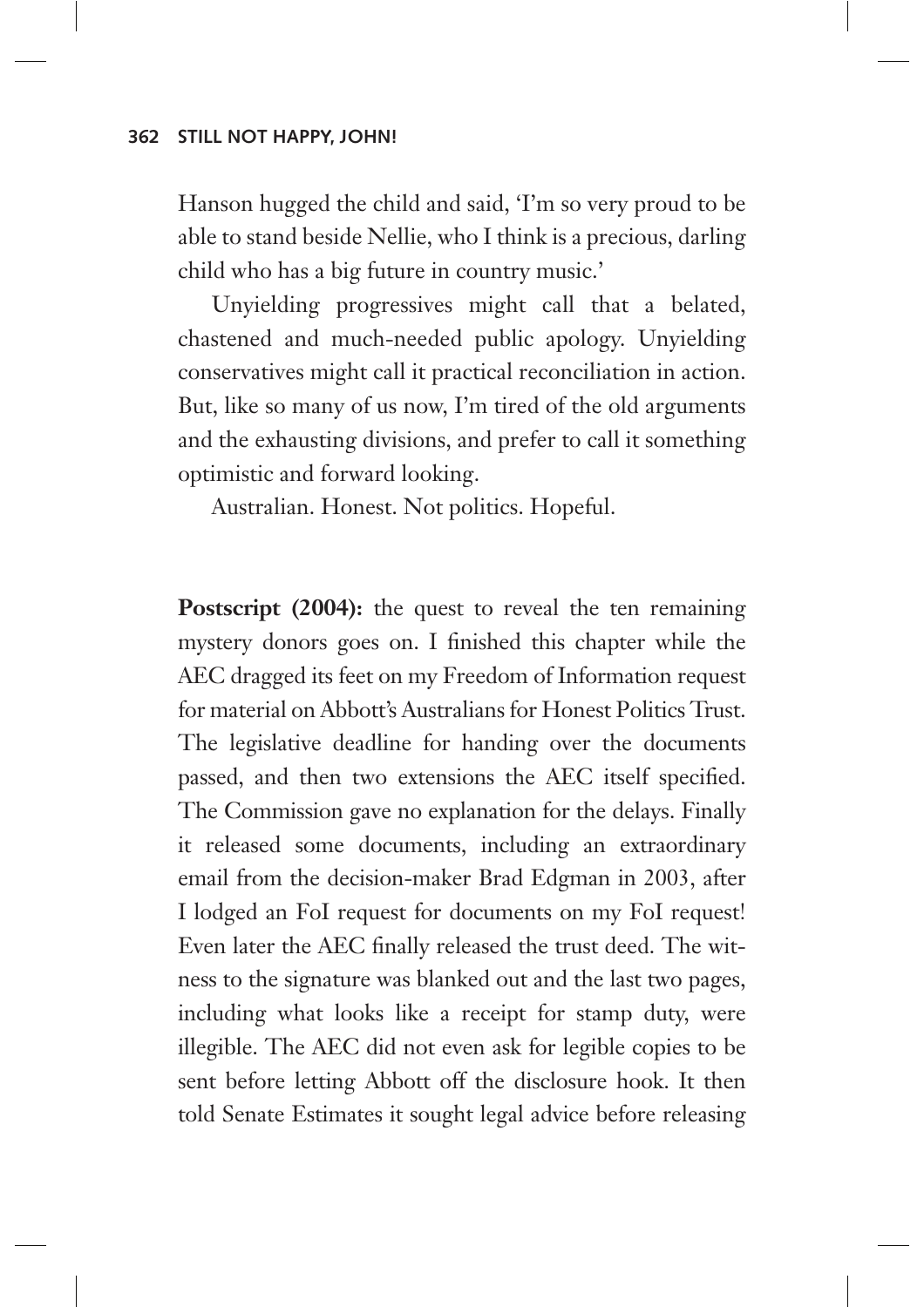Hanson hugged the child and said, 'I'm so very proud to be able to stand beside Nellie, who I think is a precious, darling child who has a big future in country music.'

Unyielding progressives might call that a belated, chastened and much-needed public apology. Unyielding conservatives might call it practical reconciliation in action. But, like so many of us now, I'm tired of the old arguments and the exhausting divisions, and prefer to call it something optimistic and forward looking.

Australian. Honest. Not politics. Hopeful.

**Postscript (2004):** the quest to reveal the ten remaining mystery donors goes on. I finished this chapter while the AEC dragged its feet on my Freedom of Information request for material on Abbott's Australians for Honest Politics Trust. The legislative deadline for handing over the documents passed, and then two extensions the AEC itself specified. The Commission gave no explanation for the delays. Finally it released some documents, including an extraordinary email from the decision-maker Brad Edgman in 2003, after I lodged an FoI request for documents on my FoI request! Even later the AEC finally released the trust deed. The witness to the signature was blanked out and the last two pages, including what looks like a receipt for stamp duty, were illegible. The AEC did not even ask for legible copies to be sent before letting Abbott off the disclosure hook. It then told Senate Estimates it sought legal advice before releasing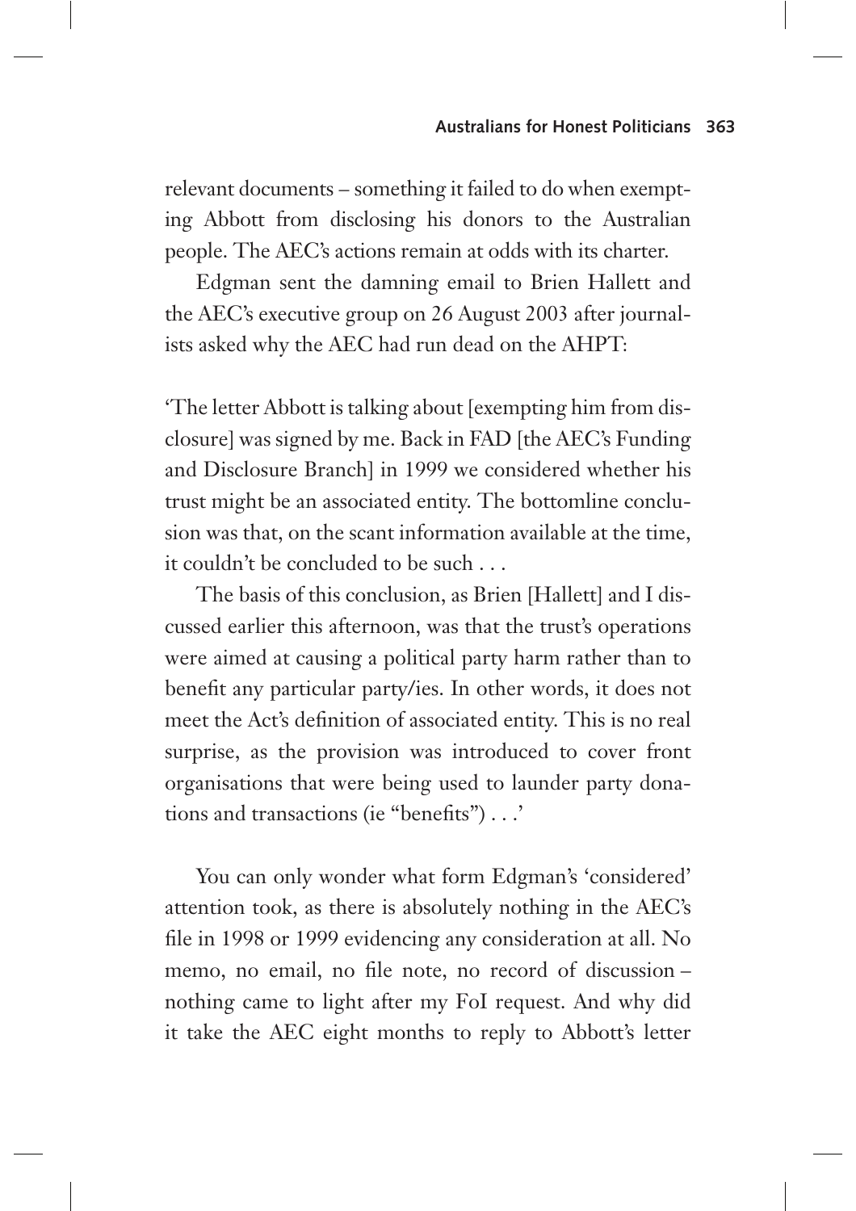relevant documents – something it failed to do when exempting Abbott from disclosing his donors to the Australian people. The AEC's actions remain at odds with its charter.

Edgman sent the damning email to Brien Hallett and the AEC's executive group on 26 August 2003 after journalists asked why the AEC had run dead on the AHPT:

> 'The letter Abbott is talking about [exempting him from disclosure] was signed by me. Back in FAD [the AEC's Funding and Disclosure Branch] in 1999 we considered whether his trust might be an associated entity. The bottomline conclusion was that, on the scant information available at the time, it couldn't be concluded to be such . . .
>
> The basis of this conclusion, as Brien [Hallett] and I discussed earlier this afternoon, was that the trust's operations were aimed at causing a political party harm rather than to benefit any particular party/ies. In other words, it does not meet the Act's definition of associated entity. This is no real surprise, as the provision was introduced to cover front organisations that were being used to launder party donations and transactions (ie "benefits") . . .'

You can only wonder what form Edgman's 'considered' attention took, as there is absolutely nothing in the AEC's file in 1998 or 1999 evidencing any consideration at all. No memo, no email, no file note, no record of discussion – nothing came to light after my FoI request. And why did it take the AEC eight months to reply to Abbott's letter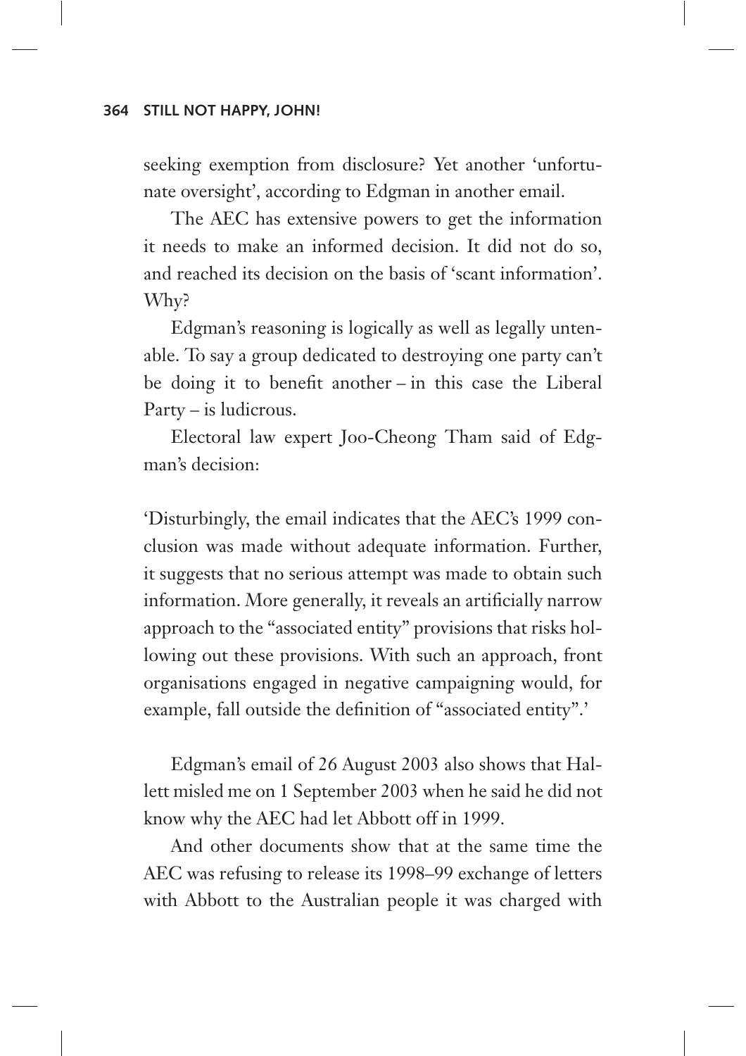seeking exemption from disclosure? Yet another 'unfortunate oversight', according to Edgman in another email.

The AEC has extensive powers to get the information it needs to make an informed decision. It did not do so, and reached its decision on the basis of 'scant information'. Why?

Edgman's reasoning is logically as well as legally untenable. To say a group dedicated to destroying one party can't be doing it to benefit another – in this case the Liberal Party – is ludicrous.

Electoral law expert Joo-Cheong Tham said of Edgman's decision:

'Disturbingly, the email indicates that the AEC's 1999 conclusion was made without adequate information. Further, it suggests that no serious attempt was made to obtain such information. More generally, it reveals an artificially narrow approach to the "associated entity" provisions that risks hollowing out these provisions. With such an approach, front organisations engaged in negative campaigning would, for example, fall outside the definition of "associated entity".'

Edgman's email of 26 August 2003 also shows that Hallett misled me on 1 September 2003 when he said he did not know why the AEC had let Abbott off in 1999.

And other documents show that at the same time the AEC was refusing to release its 1998–99 exchange of letters with Abbott to the Australian people it was charged with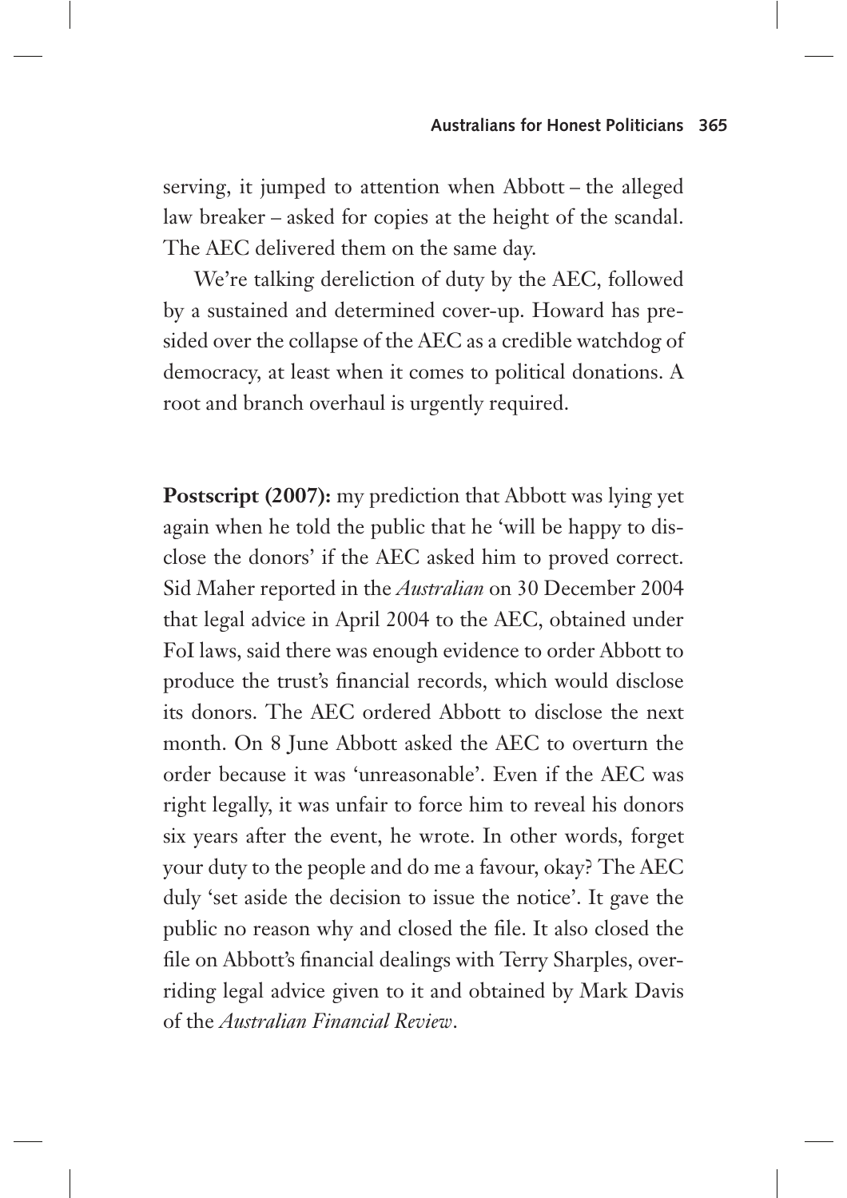serving, it jumped to attention when Abbott – the alleged law breaker – asked for copies at the height of the scandal. The AEC delivered them on the same day.

We're talking dereliction of duty by the AEC, followed by a sustained and determined cover-up. Howard has presided over the collapse of the AEC as a credible watchdog of democracy, at least when it comes to political donations. A root and branch overhaul is urgently required.

**Postscript (2007):** my prediction that Abbott was lying yet again when he told the public that he 'will be happy to disclose the donors' if the AEC asked him to proved correct. Sid Maher reported in the *Australian* on 30 December 2004 that legal advice in April 2004 to the AEC, obtained under FoI laws, said there was enough evidence to order Abbott to produce the trust's financial records, which would disclose its donors. The AEC ordered Abbott to disclose the next month. On 8 June Abbott asked the AEC to overturn the order because it was 'unreasonable'. Even if the AEC was right legally, it was unfair to force him to reveal his donors six years after the event, he wrote. In other words, forget your duty to the people and do me a favour, okay? The AEC duly 'set aside the decision to issue the notice'. It gave the public no reason why and closed the file. It also closed the file on Abbott's financial dealings with Terry Sharples, overriding legal advice given to it and obtained by Mark Davis of the *Australian Financial Review*.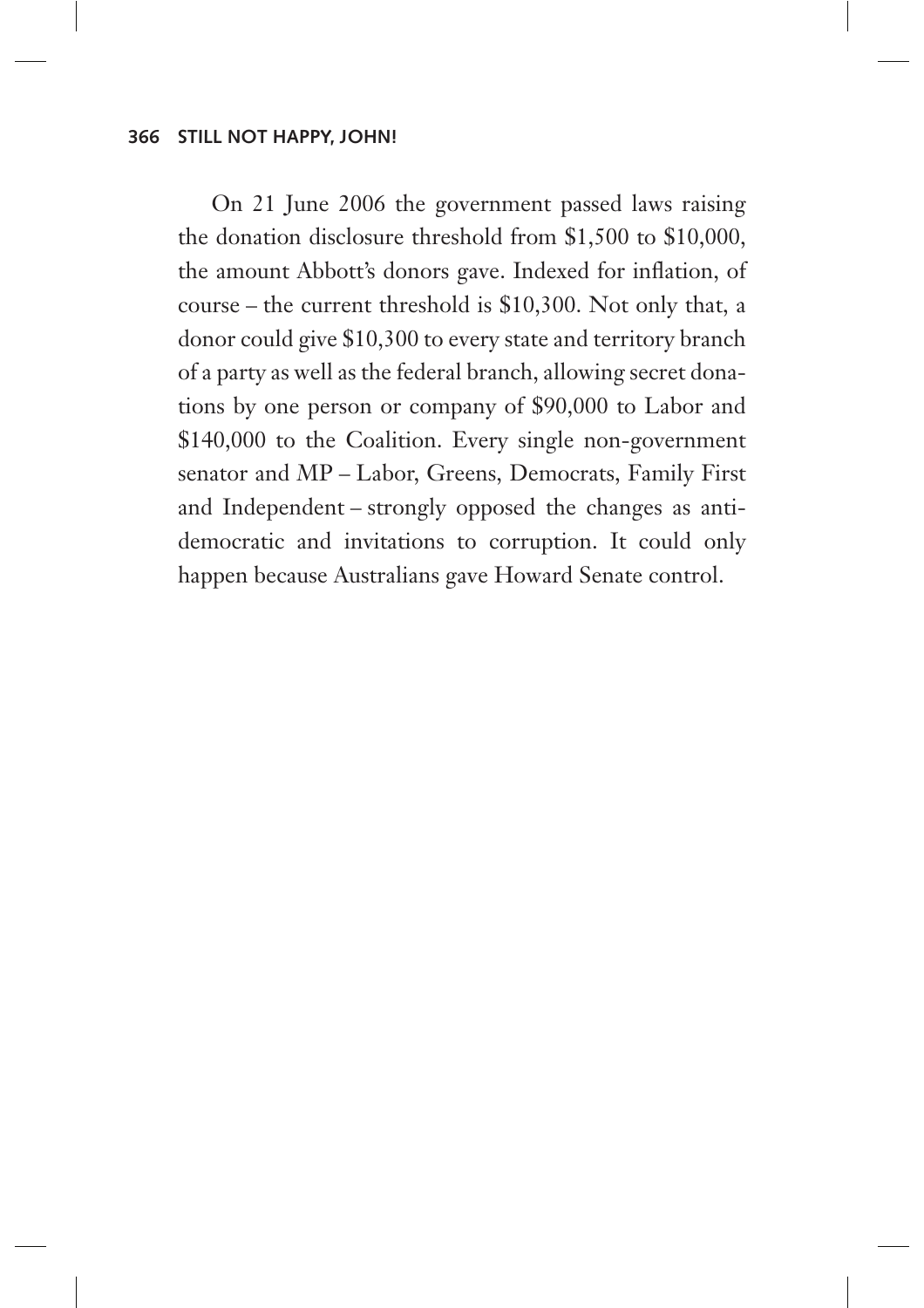On 21 June 2006 the government passed laws raising the donation disclosure threshold from $1,500 to $10,000, the amount Abbott's donors gave. Indexed for inflation, of course – the current threshold is $10,300. Not only that, a donor could give $10,300 to every state and territory branch of a party as well as the federal branch, allowing secret donations by one person or company of $90,000 to Labor and $140,000 to the Coalition. Every single non-government senator and MP – Labor, Greens, Democrats, Family First and Independent – strongly opposed the changes as anti-democratic and invitations to corruption. It could only happen because Australians gave Howard Senate control.